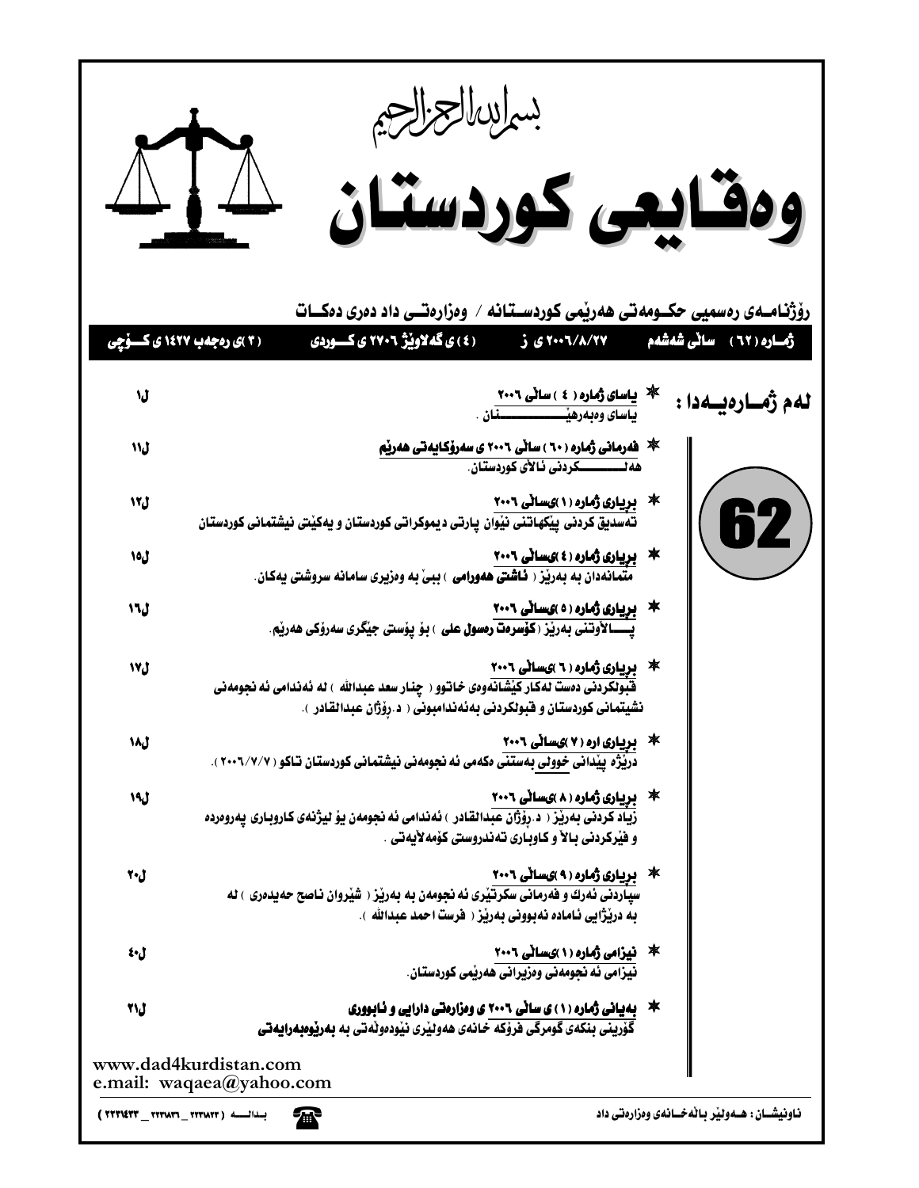بسم الله الرحمن الرحيم

# وەقایعی کوردستان

**رۆژنامــەی رەسمیی حکــومەتی هەرێمی کوردســتانە / وەزارەتــی داد دەری دەکــات**

**ژمــارە (٦٢) سالی شەشەم ٢٠٠٦/٨/٢٧ ی ز (٤) ی گەلاوێژ ٢٧٠٦ ی کــوردی (٣) ی رەجەب ١٤٢٧ ی کــۆچی**

## لەم ژمــارەیــەدا :

**62**

| | |
|---|---|
| ✱ **یاسای ژمارە (٤) سالی ٢٠٠٦**<br>یاسای وەبەرهێـــــنان . | ل١ |
| ✱ **فەرمانی ژمارە (٦٠) سالی ٢٠٠٦ ی سەرۆکایەتی هەرێم**<br>هەلـــــکردنی ئالای کوردستان. | ل١١ |
| ✱ **بریاری ژمارە (١) ی‌سالی ٢٠٠٦**<br>تەسدیق کردنی پێکهاتنی نێوان پارتی دیموکراتی کوردستان و یەکێتی نیشتمانی کوردستان | ل١٢ |
| ✱ **بریاری ژمارە (٤) ی‌سالی ٢٠٠٦**<br>متمانەدان بە بەرێز ( ئاشتی هەورامی ) ببێ بە وەزیری سامانە سروشتی یەکان. | ل١٥ |
| ✱ **بریاری ژمارە (٥) ی‌سالی ٢٠٠٦**<br>پـــالاوتنی بەرێز ( کۆسرەت رەسول علی ) بۆ پۆستی جێگری سەرۆکی هەرێم. | ل١٦ |
| ✱ **بریاری ژمارە (٦) ی‌سالی ٢٠٠٦**<br>قبولکردنی دەست لەکار کێشانەوەی خاتوو ( چنار سعد عبدالله ) لە ئەندامی ئە نجومەنی نشیتمانی کوردستان و قبولکردنی بەئەندامبونی ( د. رۆژان عبدالقادر ). | ل١٧ |
| ✱ **بریاری اره (٧) ی‌سالی ٢٠٠٦**<br>درێژە پێدانی خوولی بەستنی دکەمی ئە نجومەنی نیشتمانی کوردستان تاکو (٢٠٠٦/٧/٧). | ل١٨ |
| ✱ **بریاری ژمارە (٨) ی‌سالی ٢٠٠٦**<br>زیاد کردنی بەرێز ( د.رۆژان عبدالقادر ) ئەندامی ئە نجومەن بۆ لیژنەی کاروباری پەروەردە و فێرکردنی بالا و کاوباری تەندروستی کۆمەلایەتی . | ل١٩ |
| ✱ **بریاری ژمارە (٩) ی‌سالی ٢٠٠٦**<br>سپاردنی ئەرك و فەرمانی سکرتێری ئە نجومەن بە بەرێز ( شێروان ناصح حەیدەری ) لە بە درێژایی ئامادە نەبوونی بەرێز ( فرست احمد عبدالله ). | ل٢٠ |
| ✱ **نیزامی ژمارە (١) ی‌سالی ٢٠٠٦**<br>نیزامی ئە نجومەنی وەزیرانی هەرێمی کوردستان. | ل٤٠ |
| ✱ **بەیانی ژمارە (١) ی سالی ٢٠٠٦ ی وەزارەتی دارایی و ئابووری**<br>گۆرینی بنکەی گومرگی فرۆکە خانەی هەولێری نێودەولەتی بە بەرێوەبەرایەتی | ل٢١ |

www.dad4kurdistan.com
e.mail: waqaea@yahoo.com

ناونیشــان: هــەولێر بالەخــانەی وەزارەتی داد

بــدالــــە (٢٢٣١٤٣٣ _ ٢٢٣١٨٣٦ _ ٢٢٣١٨٢٣)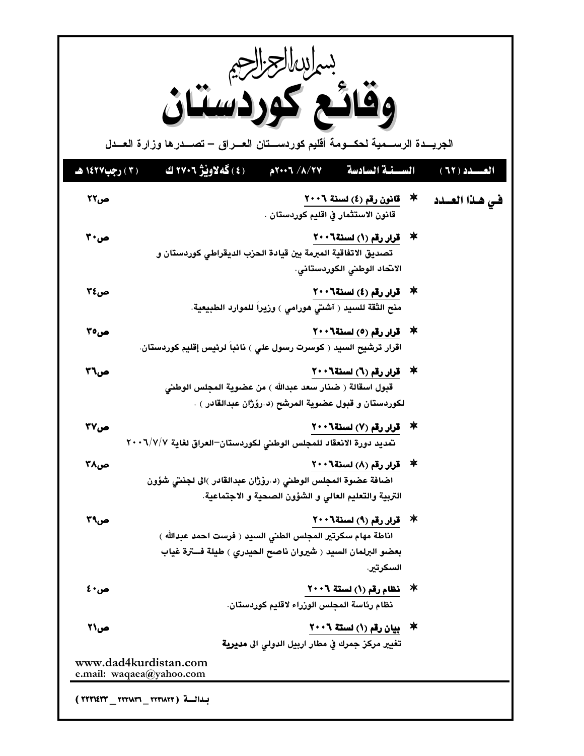بسم الله الرحمن الرحيم

# وقائع كوردستان

الجريــدة الرســمية لحكــومة أقليم كوردســتان العــراق – تصــدرها وزارة العــدل

| العـــدد (٦٢) | الســنة السادسة | ٢٧/ ٨/ ٢٠٠٦م | (٤) گەلاوێژ ٢٧٠٦ ك | (٣) رجب١٤٢٧ هـ |
|---|---|---|---|---|

## فـي هـذا العــدد

* **قانون رقم (٤) لسنة ٢٠٠٦** — ص٢٢
  قانون الاستثمار في اقليم كوردستان .

* **قرار رقم (١) لسنة٢٠٠٦** — ص٣٠
  تصديق الاتفاقية المبرمة بين قيادة الحزب الديمقراطي كوردستان و الاتحاد الوطني الكوردستاني.

* **قرار رقم (٤) لسنة٢٠٠٦** — ص٣٤
  منح الثقة للسيد ( آشتي هورامي ) وزيراً للموارد الطبيعية.

* **قرار رقم (٥) لسنة٢٠٠٦** — ص٣٥
  اقرار ترشيح السيد ( كوسرت رسول علي ) نائباً لرئيس إقليم كوردستان.

* **قرار رقم (٦) لسنة٢٠٠٦** — ص٣٦
  قبول اسقالة ( ضنار سعد عبدالله ) من عضوية المجلس الوطني لكوردستان و قبول عضوية المرشح (د.رۆژان عبدالقادر ) .

* **قرار رقم (٧) لسنة٢٠٠٦** — ص٣٧
  تمديد دورة الانعقاد للمجلس الوطني لكوردستان–العراق لغاية ٢٠٠٦/٧/٧

* **قرار رقم (٨) لسنة٢٠٠٦** — ص٣٨
  اضافة عضوة المجلس الوطني (د.رۆژان عبدالقادر )الى لجنتي شؤون التربية والتعليم العالي و الشؤون الصحية و الاجتماعية.

* **قرار رقم (٩) لسنة٢٠٠٦** — ص٣٩
  اناطة مهام سكرتير المجلس الطني السيد ( فرست احمد عبدالله ) بعضو البرلمان السيد ( شيروان ناصح الحيدري ) طيلة فــترة غياب السكرتير.

* **نظام رقم (١) لسنة ٢٠٠٦** — ص٤٠
  نظام رئاسة المجلس الوزراء لاقليم كوردستان.

* **بيان رقم (١) لسنة ٢٠٠٦** — ص٢١
  تغيير مركز جمرك في مطار اربيل الدولي الى مديرية

www.dad4kurdistan.com
e.mail: waqaea@yahoo.com

بـدالــة ( ٢٢٣١٨٢٣ _ ٢٢٣١٨٣٦ _ ٢٢٣١٤٣٣ )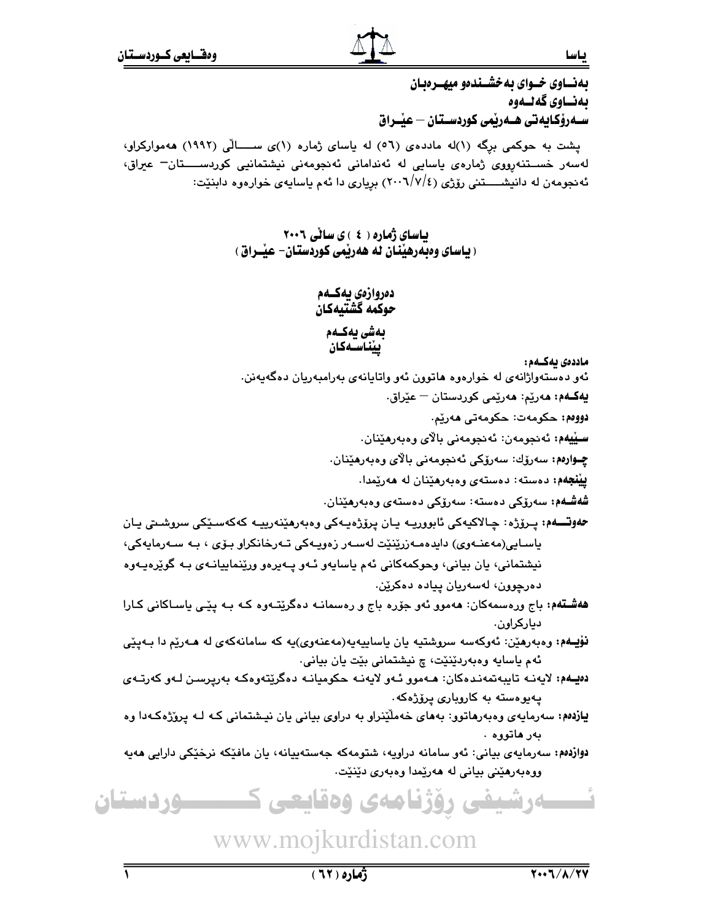بەنــاوی خــوای بەخشــندەو میهــرەبان
بەنــاوی گەلــەوە
ســەرۆکایەتی هــەرێمی کوردســتان – عێــراق

پشت بە حوکمی برگە (١)لە ماددەی (٥٦) لە یاسای ژمارە (١)ی ســـاڵی (١٩٩٢) هەموارکراو، لەسەر خســتنەڕووی ژمارەی یاسایی لە ئەندامانی ئەنجومەنی نیشتمانیی کوردســـتان– عیراق، ئەنجومەن لە دانیشـــتنی رۆژی (٢٠٠٦/٧/٤) بڕیاری دا ئەم یاسایەی خوارەوە دابنێت:

## یاسای ژمارە ( ٤ ) ی ساڵی ٢٠٠٦
## ( یاسای وەبەرهێنان لە هەرێمی کوردستان- عێـراق )

### دەروازەی یەکــەم
### حوکمە گشتیەکان

### بەشی یەکــەم
### پێناسـەکان

**ماددەی یەکـەم:**
ئەو دەستەواژانەی لە خوارەوە هاتوون ئەو واتایانەی بەرامبەریان دەگەیەنن.

**یەکــەم:** هەرێم: هەرێمی کوردستان – عێراق.

**دووەم:** حکومەت: حکومەتی هەرێم.

**سـێیەم:** ئەنجومەن: ئەنجومەنی باڵای وەبەرهێنان.

**چـوارەم:** سەرۆك: سەرۆکی ئەنجومەنی باڵای وەبەرهێنان.

**پێنجەم:** دەستە: دەستەی وەبەرهێنان لە هەرێمدا.

**شەشـەم:** سەرۆکی دەستە: سەرۆکی دەستەی وەبەرهێنان.

**حەوتــەم:** پـرۆژە: چـالاکیەکی ئابووریـە یـان پرۆژەیـەکی وەبەرهێنەرییـە کەکەسـێکی سروشـتی یـان یاسـایی(مەعنـەوی) دایدەمـەزرێنێت لەسـەر زەویـەکی تـەرخانکراو بـۆی ، بـە سـەرمایەکی، نیشتمانی، یان بیانی، وحوکمەکانی ئەم یاسایەو ئـەو پـەیرەو ورێنماییانـەی بـە گوێرەیـەوە دەرچوون، لەسەریان پیادە دەکرێن.

**هەشـتەم:** باج ورەسمەکان: هەموو ئەو جۆرە باج و رەسمانـە دەگرێتـەوە کـە بـە پێـی یاسـاکانی کـارا دیارکراون.

**نۆیــەم:** وەبەرهێن: ئەوکەسە سروشتیە یان یاساییەیە(مەعنەوی)یە کە سامانەکەی لە هــەرێم دا بـەپێی ئەم یاسایە وەبەردێنێت، چ نیشتمانی بێت یان بیانی.

**دەیــەم:** لایەنـە تایبەتمەنـدەکان: هــەموو ئـەو لایەنـە حکومیانـە دەگرێتەوەکـە بەرپرسـن لـەو کەرتـەی پەیوەستە بە کاروباری پرۆژەکە.

**یازدەم:** سەرمایەی وەبەرهاتوو: بەهای خەمڵێنراو بە دراوی بیانی یان نیـشتمانی کـە لـە پرۆژەکـەدا وە بەر هاتووە .

**دوازدەم:** سەرمایەی بیانی: ئەو سامانە دراویە، شتومەکە جەستەییانە، یان مافێکە نرخێکی دارایی هەیە ووەبەرهێنی بیانی لە هەرێمدا وەبەری دێنێت.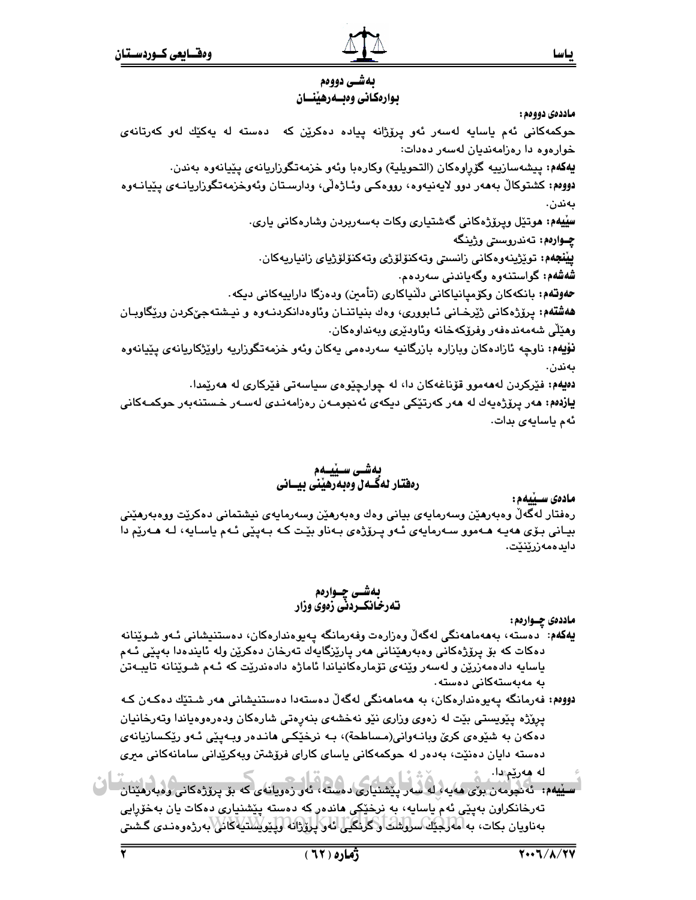## بەشی دووەم
## بوارەکانی وەبەرهێنان

**ماددەی دووەم:**

حوکمەکانی ئەم یاسایە لەسەر ئەو پرۆژانە پیادە دەکرێن کە دەستە لە یەکێك لەو کەرتانەی خوارەوە دا رەزامەندیان لەسەر دەدات:

**یەکەم:** پیشەسازییە گۆڕاوەکان (التحویلیة) وکارەبا وئەو خزمەتگوزاریانەی پێیانەوە بەندن.

**دووەم:** کشتوکاڵ بەهەر دوو لایەنیەوە، رووەکی وئاژەڵی، ودارستان وئەوخزمەتگوزاریانەی پێیانەوە بەندن.

**سێیەم:** هوتێل وپرۆژەکانی گەشتیاری وکات بەسەربردن وشارەکانی یاری.

**چوارەم:** تەندروستی وژینگە

**پێنجەم:** توێژینەوەکانی زانستی وتەکنۆلۆژی وتەکنۆلۆژیای زانیاریەکان.

**شەشەم:** گواستنەوە وگەیاندنی سەردەم.

**حەوتەم:** بانکەکان وکۆمپانیاکانی دڵنیاکاری (تأمین) ودەزگا داراییەکانی دیکە.

**هەشتەم:** پرۆژەکانی ژێرخانی ئابووری، وەك بنیاتنان وئاوەدانکردنەوە و نیشتەجێکردن ورێگاوبان وهێڵی شەمەندەفەر وفرۆکەخانە وئاودێری وبەنداوەکان.

**نۆیەم:** ناوچە ئازادەکان وبازاڕە بازرگانیە سەردەمی یەکان وئەو خزمەتگوزاریە راوێژکاریانەی پێیانەوە بەندن.

**دەیەم:** فێرکردن لەهەموو قۆناغەکان دا، لە چوارچێوەی سیاسەتی فێرکاری لە هەرێمدا.

**یازدەم:** هەر پرۆژەیەك لە هەر کەرتێکی دیکەی ئەنجومەن رەزامەندی لەسەر خستنەبەر حوکمەکانی ئەم یاسایەی بدات.

## بەشی سێیەم
## رەفتار لەگەڵ وەبەرهێنی بیانی

**مادەی سێیەم:**

رەفتار لەگەڵ وەبەرهێن وسەرمایەی بیانی وەك وەبەرهێن وسەرمایەی نیشتمانی دەکرێت ووەبەرهێنی بیانی بۆی هەیە هەموو سەرمایەی ئەو پرۆژەی بەناو بێت کە بەپێی ئەم یاسایە، لە هەرێم دا دایدەمەزرێنێت.

## بەشی چوارەم
## تەرخانکردنی زەوی وزار

**ماددەی چوارەم:**

**یەکەم:** دەستە، بەهەماهەنگی لەگەڵ وەزارەت وفەرمانگە پەیوەندارەکان، دەستنیشانی ئەو شوێنانە دەکات کە بۆ پرۆژەکانی وەبەرهێنانی هەر پارێزگایەك تەرخان دەکرێن ولە ئایندەدا بەپێی ئەم یاسایە دادەمەزرێن و لەسەر وێنەی تۆمارەکانیاندا ئاماژە دادەندرێت کە ئەم شوێنانە تایبەتن بە مەبەستەکانی دەستە.

**دووەم:** فەرمانگە پەیوەندارەکان، بە هەماهەنگی لەگەڵ دەستەدا دەستنیشانی هەر شتێك دەکەن کە پرۆژە پێویستی بێت لە زەوی وزاری نێو نەخشەی بنەڕەتی شارەکان ودەرەوەیاندا وتەرخانیان دەکەن بە شێوەی کرێ وبانەوانی(مساطحة)، بە نرخێکی هاندەر وبەپێی ئەو رێکسازیانەی دەستە دایان دەنێت، بەدەر لە حوکمەکانی یاسای کارای فرۆشتن وبەکرێدانی سامانەکانی میری لە هەرێم دا.

**سێیەم:** ئەنجومەن بۆی هەیە، لە سەر پێشنیاری دەستە، ئەو زەویانەی کە بۆ پرۆژەکانی وەبەرهێنان تەرخانکراون بەپێی ئەم یاسایە، بە نرخێکی هاندەر کە دەستە پێشنیاری دەکات یان بەخۆڕایی بەناویان بکات، بە مەرجێك سروشت و گرنگیی ئەو پرۆژانە وپێویستیەکانی بەرژەوەندی گشتی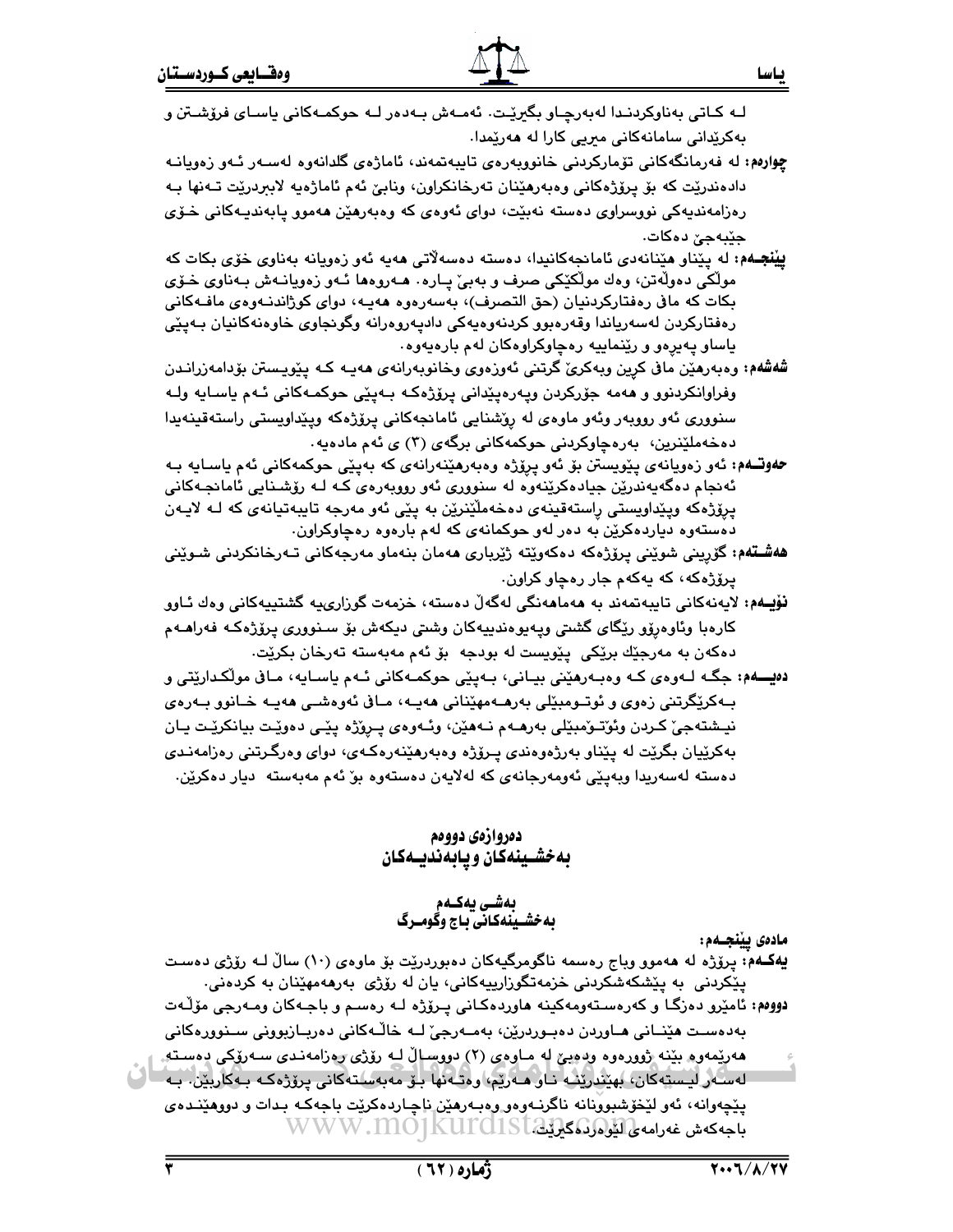لە کاتی بەناوکردندا لەبەرچاو بگیرێت. ئەمەش بەدەر لە حوکمەکانی یاسای فرۆشتن و بەکرێدانی سامانەکانی میریی کارا لە هەرێمدا.

**چوارەم:** لە فەرمانگەکانی تۆمارکردنی خانووبەرەی تایبەتمەند، ئاماژەی گلدانەوە لەسەر ئەو زەویانە دادەندرێت کە بۆ پرۆژەکانی وەبەرهێنان تەرخانکراون، ونابێ ئەم ئاماژەیە لابردرێت تەنها بە رەزامەندیەکی نووسراوی دەستە نەبێت، دوای ئەوەی کە وەبەرهێن هەموو پابەندیەکانی خۆی جێبەجێ دەکات.

**پێنجەم:** لە پێناو هێنانەدی ئامانجەکانیدا، دەستە دەسەڵاتی هەیە ئەو زەویانە بەناوی خۆی بکات کە موڵکی دەوڵەتن، وەك موڵکێکی صرف و بەبێ پارە. هەروەها ئەو زەویانەش بەناوی خۆی بکات کە مافی رەفتارکردنیان (حق التصرف)، بەسەرەوە هەیە، دوای کوژاندنەوەی مافەکانی رەفتارکردن لەسەریاندا وقەرەبوو کردنەوەیەکی دادپەروەرانە وگونجاوی خاوەنەکانیان بەپێی یاساو پەیرەو و رێنماییە رەچاوکراوەکان لەم بارەیەوە.

**شەشەم:** وەبەرهێن مافی کرین وبەکرێ گرتنی ئەوزەوی وخانوبەرانەی هەیە کە پێویستن بۆدامەزراندن وفراوانکردنوو و هەمە جۆرکردن وپەرەپێدانی پرۆژەکە بەپێی حوکمەکانی ئەم یاسایە ولە سنووری ئەو رووبەر وئەو ماوەی لە رۆشنایی ئامانجەکانی پرۆژەکە وپێداویستی راستەقینەیدا دەخەملێنرین، بەرەچاوکردنی حوکمەکانی برگەی (۳) ی ئەم مادەیە.

**حەوتەم:** ئەو زەویانەی پێویستن بۆ ئەو پرۆژە وەبەرهێنەرانەی کە بەپێی حوکمەکانی ئەم یاسایە بە ئەنجام دەگەیەندرێن جیادەکرێنەوە لە سنووری ئەو رووبەرەی کە لە رۆشنایی ئامانجەکانی پرۆژەکە وپێداویستی راستەقینەی دەخەملێنرێن بە پێی ئەو مەرجە تایبەتیانەی کە لە لایەن دەستەوە دیاردەکرێن بە دەر لەو حوکمانەی کە لەم بارەوە رەچاوکراون.

**هەشتەم:** گۆرینی شوێنی پرۆژەکە دەکەوێتە ژێرباری هەمان بنەماو مەرجەکانی تەرخانکردنی شوێنی پرۆژەکە، کە یەکەم جار رەچاو کراون.

**نۆیەم:** لایەنەکانی تایبەتمەند بە هەماهەنگی لەگەڵ دەستە، خزمەت گوزارییە گشتییەکانی وەك ئاوو کارەبا وئاوەرۆو رێگای گشتی وپەیوەندییەکان وشتی دیکەش بۆ سنووری پرۆژەکە فەراهەم دەکەن بە مەرجێك برێکی پێویست لە بودجە بۆ ئەم مەبەستە تەرخان بکرێت.

**دەیەم:** جگە لەوەی کە وەبەرهێنی بیانی، بەپێی حوکمەکانی ئەم یاسایە، مافی موڵکدارێتی و بەکرێگرتنی زەوی و ئوتومبێلی بەرهەمهێنانی هەیە، مافی ئەوەشی هەیە خانوو بەرەی نیشتەجێ کردن وئۆتۆمبێلی بەرهەم نەهێن، وئەوەی پرۆژە پێی دەوێت بیانکرێت یان بەکرێیان بگرێت لە پێناو بەرژەوەندی پرۆژە وەبەرهێنەرەکەی، دوای وەرگرتنی رەزامەندی دەستە لەسەریدا وبەپێی ئەومەرجانەی کە لەلایەن دەستەوە بۆ ئەم مەبەستە دیار دەکرێن.

## دەروازەی دووەم
## بەخشینەکان وپابەندیەکان

### بەشی یەکەم
### بەخشینەکانی باج وگومرگ

**مادەی پێنجەم:**

**یەکەم:** پرۆژە لە هەموو وباج رەسمە ناگومرگیەکان دەبووردرێت بۆ ماوەی (۱۰) ساڵ لە رۆژی دەست پێکردنی بە پێشکەشکردنی خزمەتگوزارییەکانی، یان لە رۆژی بەرهەمهێنان بە کردەنی.

**دووەم:** ئامێرو دەزگا و کەرەستەومەکینە هاوردەکانی پرۆژە لە رەسم و باجەکان ومەرجی مۆڵەت بەدەست هێنانی هاوردن دەبووردرێن، بەمەرجێ لە خاڵەکانی دەربازبوونی سنوورەکانی هەرێمەوە بێنە ژوورەوە ودەبێ لە ماوەی (۲) دووساڵ لە رۆژی رەزامەندی سەرۆکی دەستە لەسەر لیستەکان، بهێندرێنە ناو هەرێم، وەتەنها بۆ مەبەستەکانی پرۆژەکە بەکاربێن. بە پێچەوانە، ئەو لێخۆشبوونانە ناگرنەوەو وەبەرهێن ناچاردەکرێت باجەکە بدات و دووهێندەی باجەکەش غەرامەی لێوەردەگیرێت.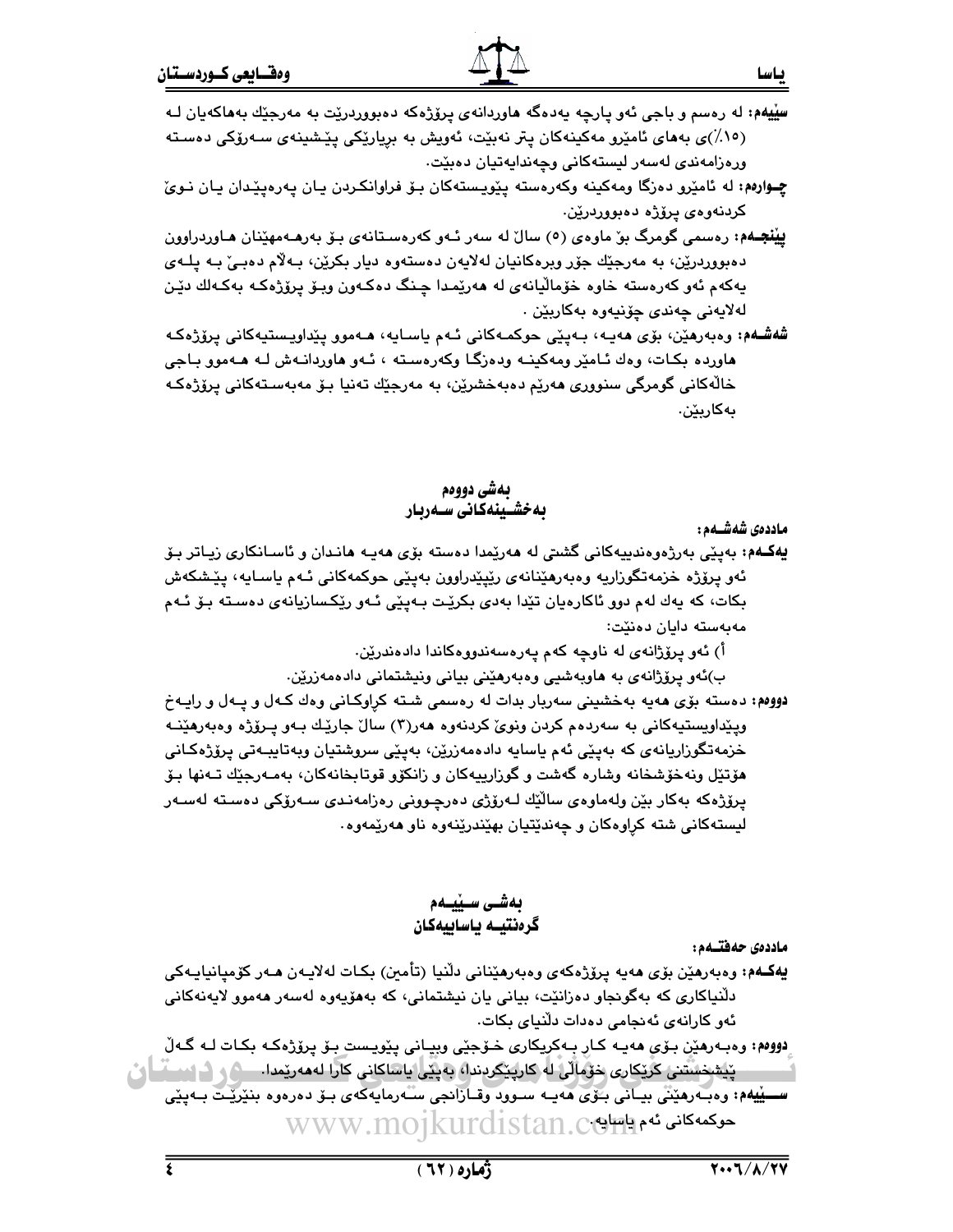**سێیەم:** لە رەسم و باجی ئەو پارچە یەدەگە هاوردانەی پرۆژەکە دەبووردرێت بەمەرجێك بەهاکەیان لە (١٥٪)ی بەهای ئامێرو مەکینەکان پتر نەبێت، ئەویش بە بریارێکی پێشینەی سەرۆکی دەستە وەرەزامەندی لەسەر لیستەکانی وچەندایەتیان دەبێت.

**چوارەم:** لە ئامێرو دەزگا ومەکینە وکەرەستە پێویستەکان بۆ فراوانکردن یان پەرەپێدان یان نوێ کردنەوەی پرۆژە دەبووردرێن.

**پێنجەم:** رەسمی گومرگ بۆ ماوەی (٥) ساڵ لە سەر ئەو کەرەستانەی بۆ بەرهەمهێنان هاوردراوون دەبووردرێن، بە مەرجێك جۆر وبرەکانیان لەلایەن دەستەوە دیار بکرێن، بەڵام دەبێ بە پلەی یەکەم ئەو کەرەستە خاوە خۆماڵیانەی لە هەرێمدا چنگ دەکەون وبۆ پرۆژەکە بەکەلك دێن لەلایەنی چەندی چۆنیەوە بەکاربێن .

**شەشەم:** وەبەرهێن، بۆی هەیە، بەپێی حوکمەکانی ئەم یاسایە، هەموو پێداویستیەکانی پرۆژەکە هاوردە بکات، وەك ئامێر ومەکینە ودەزگا وکەرەستە ، ئەو هاوردانەش لە هەموو باجی خاڵەکانی گومرگی سنووری هەرێم دەبەخشرێن، بە مەرجێك تەنیا بۆ مەبەستەکانی پرۆژەکە بەکاربێن.

## بەشی دووەم
## بەخشینەکانی سەربار

**ماددەی شەشەم:**

**یەکەم:** بەپێی بەرژەوەندییەکانی گشتی لە هەرێمدا دەستە بۆی هەیە هاندان و ئاسانکاری زیاتر بۆ ئەو پرۆژە خزمەتگوزاریە وەبەرهێنانەی رێپێدراوون بەپێی حوکمەکانی ئەم یاسایە، پێشکەش بکات، کە یەك لەم دوو ئاکارەیان تێدا بەدی بکرێت بەپێی ئەو رێکسازیانەی دەستە بۆ ئەم مەبەستە دایان دەنێت:

أ) ئەو پرۆژانەی لە ناوچە کەم پەرەسەندووەکاندا دادەندرێن.

ب)ئەو پرۆژانەی بە هاوبەشیی وەبەرهێنی بیانی ونیشتمانی دادەمەزرێن.

**دووەم:** دەستە بۆی هەیە بەخشینی سەربار بدات لە رەسمی شتە کڕاوکانی وەك کەل و پەل و رایەخ وپێداویستیەکانی بە سەردەم کردن ونوێ کردنەوە هەر(٣) ساڵ جارێك بەو پرۆژە وەبەرهێنە خزمەتگوزاریانەی کە بەپێی ئەم یاسایە دادەمەزرێن، بەپێی سروشتیان وبەتایبەتی پرۆژەکانی هۆتێل ونەخۆشخانە وشارە گەشت و گوزارییەکان و زانکۆو قوتابخانەکان، بەمەرجێك تەنها بۆ پرۆژەکە بەکار بێن ولەماوەی ساڵێك لەرۆژی دەرچوونی رەزامەندی سەرۆکی دەستە لەسەر لیستەکانی شتە کڕاوەکان و چەندێتیان بهێندرێنەوە ناو هەرێمەوە.

## بەشی سێیەم
## گرەنتیە یاساییەکان

**ماددەی حەفتەم:**

**یەکەم:** وەبەرهێن بۆی هەیە پرۆژەکەی وەبەرهێنانی دڵنیا (تأمین) بکات لەلایەن هەر کۆمپانیایەکی دڵنیاکاری کە بەگونجاو دەزانێت، بیانی یان نیشتمانی، کە بەهۆیەوە لەسەر هەموو لایەنەکانی ئەو کارانەی ئەنجامی دەدات دڵنیای بکات.

**دووەم:** وەبەرهێن بۆی هەیە کار بەکریکاری خۆجێی وبیانی پێویست بۆ پرۆژەکە بکات لە گەڵ پێشخستنی کرێکاری خۆماڵی لە کارپێکردندا، بەپێی یاساکانی کارا لەهەرێمدا.

**سێیەم:** وەبەرهێنی بیانی بۆی هەیە سوود وقازانجی سەرمایەکەی بۆ دەرەوە بنێرێت بەپێی حوکمەکانی ئەم یاسایە.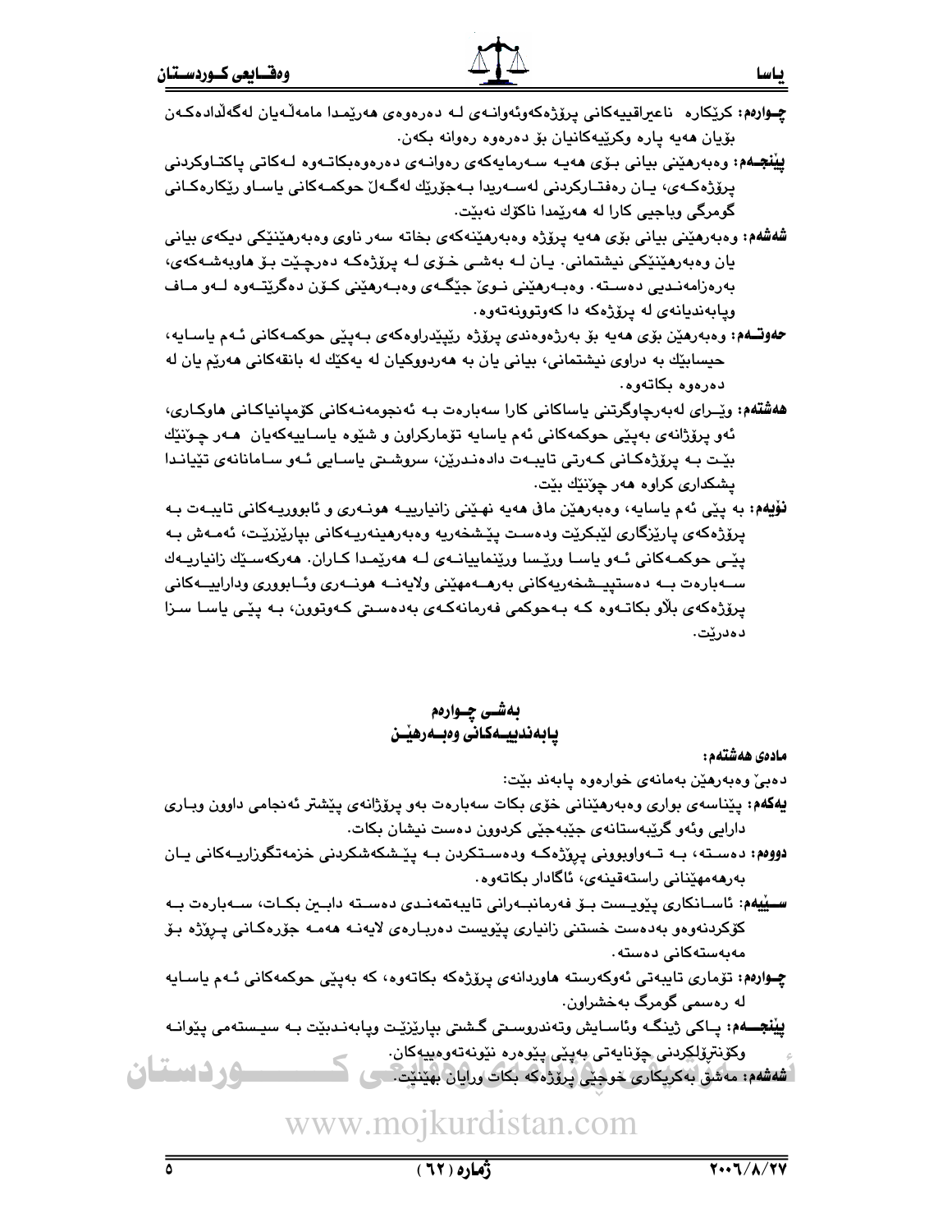**چـوارەم:** کرێکارە ناعیراقییەکانی پرۆژەکەوئەوانـەی لـە دەرەوەی هەرێمـدا مامەڵـەیان لەگەڵدادەکـەن بۆیان هەیە پارە وکرێیەکانیان بۆ دەرەوە رەوانە بکەن.

**پێنجـەم:** وەبەرهێنی بیانی بـۆی هەیـە سـەرمایەکەی رەوانـەی دەرەوەبکاتـەوە لـەکاتی پاکتـاوکردنی پرۆژەکـەی، یـان رەفتـارکردنی لەسـەریدا بـەجۆرێك لەگـەڵ حوکمـەکانی یاسـاو رێکارەکـانی گومرگی وباجیی کارا لە هەرێمدا ناکۆك نەبێت.

**شەشەم:** وەبەرهێنی بیانی بۆی هەیە پرۆژە وەبەرهێنەکەی بخاتە سەر ناوی وەبەرهێنێکی دیکەی بیانی یان وەبەرهێنێکی نیشتمانی. یـان لـە بەشـی خـۆی لـە پرۆژەکـە دەرچـێت بـۆ هاوبەشـەکەی، بەرەزامەنـدیی دەسـتە. وەبـەرهێنی نـوێ جێگـەی وەبـەرهێنی کـۆن دەگرێتـەوە لـەو مـاف وپابەندیانەی لە پرۆژەکە دا کەوتوونەتەوە.

**حەوتـەم:** وەبەرهێن بۆی هەیە بۆ بەرژەوەندی پرۆژە رێپێدراوەکەی بـەپێی حوکمـەکانی ئـەم یاسـایە، حیسابێك بە دراوی نیشتمانی، بیانی یان بە هەردووکیان لە یەکێك لە بانقەکانی هەرێم یان لە دەرەوە بکاتەوە.

**هەشتەم:** وێـرای لەبەرچاوگرتنی یاساکانی کارا سەبارەت بـە ئەنجومەنـەکانی کۆمپانیاکـانی هاوکـاری، ئەو پرۆژانەی بەپێی حوکمەکانی ئەم یاسایە تۆمارکراون و شێوە یاسـاییەکەیان هـەر چـۆنێك بێـت بـە پرۆژەکـانی کـەرتی تایبـەت دادەنـدرێن، سروشـتی یاسـایی ئـەو سـامانانەی تێیانـدا پشکداری کراوە هەر چۆنێك بێت.

**نۆیەم:** بە پێی ئەم یاسایە، وەبەرهێن مافی هەیە نهێنی زانیارییـە هونـەری و ئابووریـەکانی تایبـەت بـە پرۆژەکەی پارێزگاری لێبکرێت ودەست پێشخەریە وەبەرهینەریـەکانی بپارێزرێـت، ئەمـەش بـە پێـی حوکمـەکانی ئـەو یاسـا ورێسـا ورێنماییانـەی لـە هەرێمـدا کـاران. هەرکەسـێك زانیاریـەك سـەبارەت بـە دەستپێـشخەریەکانی بەرهـەمهێنی ولایەنـە هونـەری وئـابووری وداراییـەکانی پرۆژەکەی بڵاو بکاتـەوە کـە بـەحوکمی فەرمانەکـەی بەدەسـتی کـەوتوون، بـە پێـی یاسـا سـزا دەدرێت.

## بەشـی چـوارەم
## پابەندییـەکانی وەبـەرهێـن

**مادەی هەشتەم:**

دەبێ وەبەرهێن بەمانەی خوارەوە پابەند بێت:

**یەکەم:** پێناسەی بواری وەبەرهێنانی خۆی بکات سەبارەت بەو پرۆژانەی پێشتر ئەنجامی داوون وبـاری دارایی وئەو گرێبەستانەی جێبەجێی کردوون دەست نیشان بکات.

**دووەم:** دەسـتە، بـە تـەواوبوونی پرۆژەکـە ودەسـتکردن بـە پێـشکەشکردنی خزمەتگوزاریـەکانی یـان بەرهەمهێنانی راستەقینەی، ئاگادار بکاتەوە.

**سـێیەم:** ئاسـانکاری پێویـست بـۆ فەرمانبـەرانی تایبەتمەنـدی دەسـتە دابـین بکـات، سـەبارەت بـە کۆکردنەوەو بەدەست خستنی زانیاری پێویست دەربـارەی لایەنـە هەمـە جۆرەکـانی پـرۆژە بـۆ مەبەستەکانی دەستە.

**چـوارەم:** تۆماری تایبەتی ئەوکەرستە هاوردانەی پرۆژەکە بکاتەوە، کە بەپێی حوکمەکانی ئـەم یاسایە لە رەسمی گومرگ بەخشراون.

**پێنجـەم:** پـاکی ژینگـە وئاسـایش وتەندروسـتی گـشتی بپارێزێـت وپابەنـدبێت بـە سیـستەمی پێوانـە وکۆنترۆڵکردنی چۆنایەتی بەپێی پێوەرە نێونەتەوەییەکان.

**شەشەم:** مەشق بەکریکاری خوجێی پرۆژەکە بکات ورایان بهێنێت.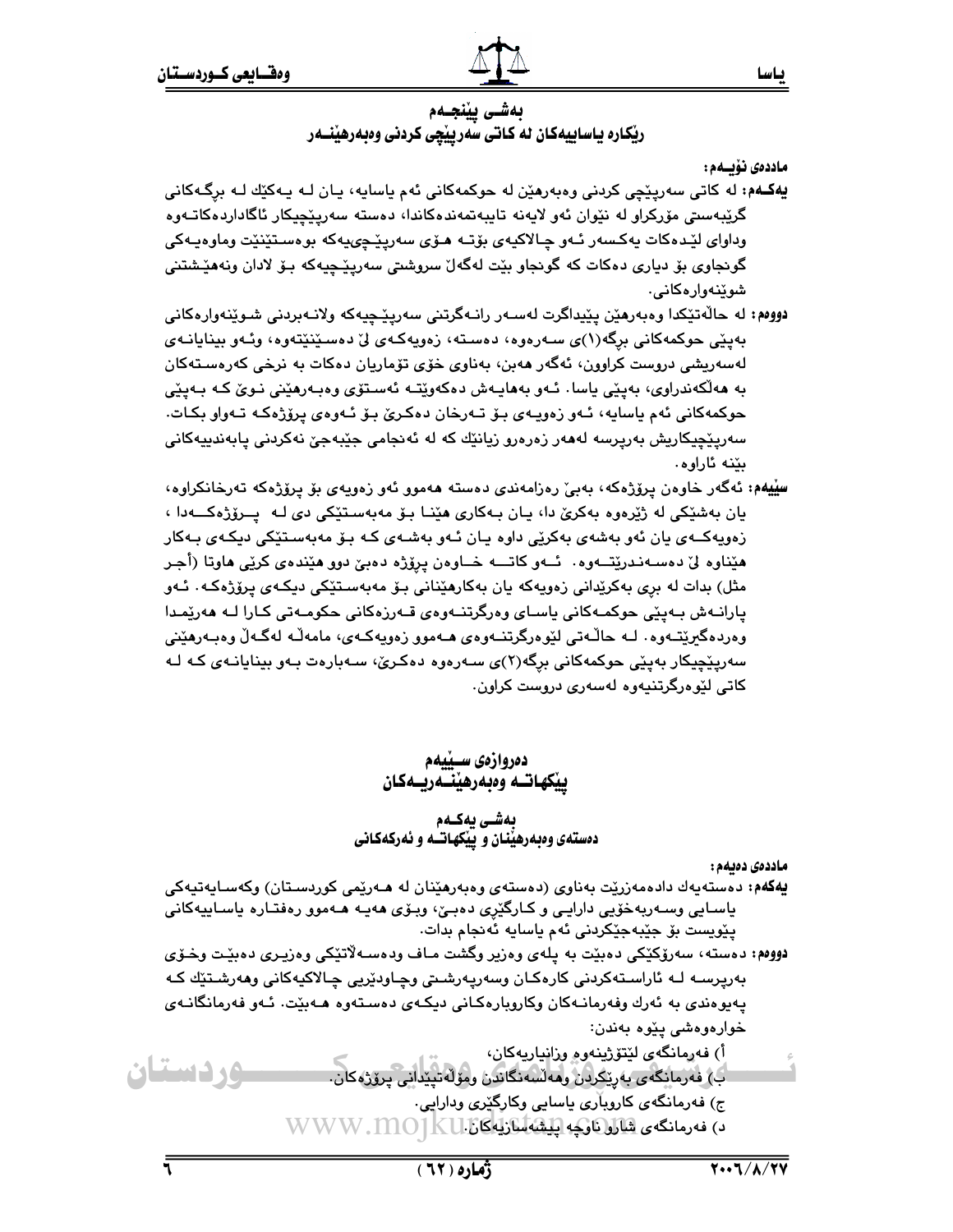## بەشی پێنجەم
## رێکارە یاساییەکان لە کاتی سەرپێچی کردنی وەبەرهێنەر

**ماددەی نۆیەم:**

**یەکەم:** لە کاتی سەرپێچی کردنی وەبەرهێن لە حوکمەکانی ئەم یاسایە، یان لە یەکێك لە برگەکانی گرێبەستی مۆرکراو لە نێوان ئەو لایەنە تایبەتمەندەکاندا، دەستە سەرپێچیکار ئاگاداردەکاتەوە وداوای لێدەکات یەکسەر ئەو چالاکیەی بۆتە هۆی سەرپێچییەکە بوەستێنێت وماوەیەکی گونجاوی بۆ دیاری دەکات کە گونجاو بێت لەگەڵ سروشتی سەرپێچییەکە بۆ لادان ونەهێشتنی شوێنەوارەکانی.

**دووەم:** لە حاڵەتێکدا وەبەرهێن پێیداگرت لەسەر رانەگرتنی سەرپێچییەکە ولانەبردنی شوێنەوارەکانی بەپێی حوکمەکانی برگە(۱)ی سەرەوە، دەستە، زەویەکەی لێ دەسێنێتەوە، وئەو بینایانەی لەسەریشی دروست کراوون، ئەگەر هەبن، بەناوی خۆی تۆماریان دەکات بە نرخی کەرەستەکان بە هەڵکەندراوی، بەپێی یاسا. ئەو بەهایەش دەکەوێتە ئەستۆی وەبەرهێنی نوێ کە بەپێی حوکمەکانی ئەم یاسایە، ئەو زەویەی بۆ تەرخان دەکرێ بۆ ئەوەی پرۆژەکە تەواو بکات. سەرپێچیکاریش بەرپرسە لەهەر زەرەرو زیانێك کە لە ئەنجامی جێبەجێ نەکردنی پابەندییەکانی بێنە ئاراوە.

**سێیەم:** ئەگەر خاوەن پرۆژەکە، بەبێ رەزامەندی دەستە هەموو ئەو زەویەی بۆ پرۆژەکە تەرخانکراوە، یان بەشێکی لە ژێرەوە بەکرێ دا، یان بەکاری هێنا بۆ مەبەستێکی دی لە پرۆژەکەدا، زەویەکەی یان ئەو بەشەی بەکرێی داوە یان ئەو بەشەی کە بۆ مەبەستێکی دیکەی بەکار هێناوە لێ دەسەندرێتەوە. ئەو کاتە خاوەن پرۆژە دەبێ دوو هێندەی کرێی هاوتا (أجر مثل) بدات لە بری بەکرێدانی زەویەکە یان بەکارهێنانی بۆ مەبەستێکی دیکەی پرۆژەکە. ئەو پارانەش بەپێی حوکمەکانی یاسای وەرگرتنەوەی قەرزەکانی حکومەتی کارا لە هەرێمدا وەردەگیرێتەوە. لە حاڵەتی لێوەرگرتنەوەی هەموو زەویەکەی، مامەڵە لەگەڵ وەبەرهێنی سەرپێچیکار بەپێی حوکمەکانی برگە(۲)ی سەرەوە دەکرێ، سەبارەت بەو بینایانەی کە لە کاتی لێوەرگرتنیەوە لەسەری دروست کراون.

# دەروازەی سێیەم
# پێکهاتە وەبەرهێنەریەکان

## بەشی یەکەم
## دەستەی وەبەرهێنان و پێکهاتە و ئەرکەکانی

**ماددەی دەیەم:**

**یەکەم:** دەستەیەك دادەمەزرێت بەناوی (دەستەی وەبەرهێنان لە هەرێمی کوردستان) وکەسایەتیەکی یاسایی وسەربەخۆیی دارایی و کارگێری دەبێ، وبۆی هەیە هەموو رەفتارە یاساییەکانی پێویست بۆ جێبەجێکردنی ئەم یاسایە ئەنجام بدات.

**دووەم:** دەستە، سەرۆکێکی دەبێت بە پلەی وەزیر وگشت ماف ودەسەڵاتێکی وەزیری دەبێت وخۆی بەرپرسە لە ئاراستەکردنی کارەکان وسەرپەرشتی وچاودێریی چالاکیەکانی وهەرشتێك کە پەیوەندی بە ئەرك وفەرمانەکان وکاروبارەکانی دیکەی دەستەوە هەبێت. ئەو فەرمانگانەی خوارەوەشی پێوە بەندن:

أ) فەرمانگەی لێتوژینەوە وزانیاریەکان،
ب) فەرمانگەی بەرێکردن وهەڵسەنگاندن ومۆڵەتپێدانی پرۆژەکان.
ج) فەرمانگەی کاروباری یاسایی وکارگێری ودارایی.
د) فەرمانگەی شارو ناوچە پیشەسازیەکان.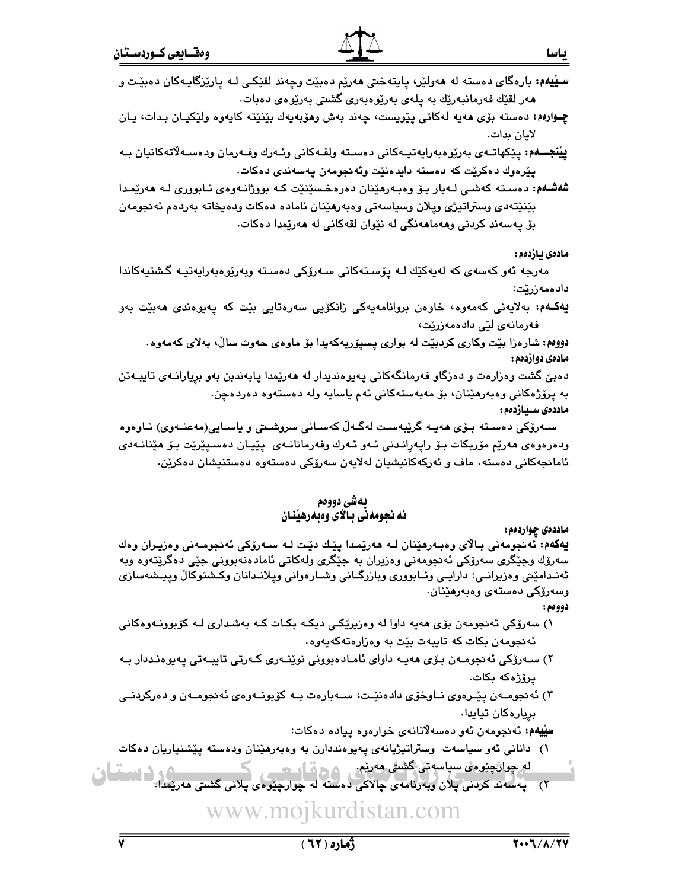**سێیەم:** بارەگای دەستە لە هەولێر، پایتەختی هەرێم دەبێت وچەند لقێکی لە پارێزگایەکان دەبێت و هەر لقێك فەرمانبەرێك بە پلەی بەڕێوەبەری گشتی بەڕێوەی دەبات.

**چوارەم:** دەستە بۆی هەیە لەکاتی پێویست، چەند بەش وهۆبەیەك بێنێتە کایەوە ولێکیان بدات، یان لایان بدات.

**پێنجەم:** پێکهاتەی بەڕێوەبەرایەتیەکانی دەستە ولقەکانی وئەرك وفەرمان ودەسەڵاتەکانیان بە پێڕەوك دەکرێت کە دەستە دایدەنێت وئەنجومەن پەسەندی دەکات.

**شەشەم:** دەستە کەشی لەبار بۆ وەبەرهێنان دەرەخسێنێت کە بووژانەوەی ئابووری لە هەرێمدا بێنێتەدی وستراتیژی وپلان وسیاسەتی وەبەرهێنان ئامادە دەکات ودەیخاتە بەردەم ئەنجومەن بۆ پەسەند کردنی وهەماهەنگی لە نێوان لقەکانی لە هەرێمدا دەکات.

**مادەی یازدەم:**

مەرجە ئەو کەسەی کە لەیەکێك لە پۆستەکانی سەرۆکی دەستە وبەڕێوەبەرایەتیە گشتیەکاندا دادەمەزرێت:

**یەکەم:** بەلایەنی کەمەوە، خاوەن بڕوانامەیەکی زانکۆیی سەرەتایی بێت کە پەیوەندی هەبێت بەو فەرمانەی لێی دادەمەزرێت،

**دووەم:** شارەزا بێت وکاری کردبێت لە بواری پسپۆریەکەیدا بۆ ماوەی حەوت ساڵ، بەلای کەمەوە.

**مادەی دوازدەم:**

دەبێ گشت وەزارەت و دەزگاو فەرمانگەکانی پەیوەندیدار لە هەرێمدا پابەندبن بەو بڕیارانەی تایبەتن بە پرۆژەکانی وەبەرهێنان، بۆ مەبەستەکانی ئەم یاسایە ولە دەستەوە دەردەچن.

**ماددەی سیازدەم:**

سەرۆکی دەستە بۆی هەیە گرێبەست لەگەڵ کەسانی سروشتی و یاسایی(مەعنەوی) ناوەوە ودەرەوەی هەرێم مۆربکات بۆ ڕاپەڕاندنی ئەو ئەرك وفەرمانانەی پێیان دەسپێرێت بۆ هێنانەدی ئامانجەکانی دەستە. ماف و ئەرکەکانیشیان لەلایەن سەرۆکی دەستەوە دەستنیشان دەکرێن.

## بەشی دووەم
## ئەنجومەنی باڵای وەبەرهێنان

**ماددەی چواردەم:**

**یەکەم:** ئەنجومەنی باڵای وەبەرهێنان لە هەرێمدا پێك دێت لە سەرۆکی ئەنجومەنی وەزیران وەك سەرۆك وجێگری سەرۆکی ئەنجومەنی وەزیران بە جێگری ولەکاتی ئامادەنەبوونی جێی دەگرێتەوە وبە ئەندامێتی وەزیرانی: دارایی وئابووری وبازرگانی وشارەوانی وپلاندانان وکشتوکاڵ وپیشەسازی وسەرۆکی دەستەی وەبەرهێنان.

**دووەم:**

١) سەرۆکی ئەنجومەن بۆی هەیە داوا لە وەزیرێکی دیکە بکات کە بەشداری لە کۆبوونەوەکانی ئەنجومەن بکات کە تایبەت بێت بە وەزارەتەکەیەوە.

٢) سەرۆکی ئەنجومەن بۆی هەیە داوای ئامادەبوونی نوێنەری کەرتی تایبەتی پەیوەندیدار بە پرۆژەکە بکات.

٣) ئەنجومەن پێڕەوی ناوخۆی دادەنێت، سەبارەت بە کۆبونەوەی ئەنجومەن و دەرکردنی بڕیارەکان تیایدا.

**سێیەم:** ئەنجومەن ئەو دەسەڵاتانەی خوارەوە پیادە دەکات:

١) دانانی ئەو سیاسەت وستراتیژیانەی پەیوەندیدارن بە وەبەرهێنان ودەستە پێشنیاریان دەکات لە چوارچێوەی سیاسەتی گشتی هەرێم.

٢) پەسەند کردنی پلان وبەرنامەی چالاکی دەستە لە چوارچێوەی پلانی گشتی هەرێمدا.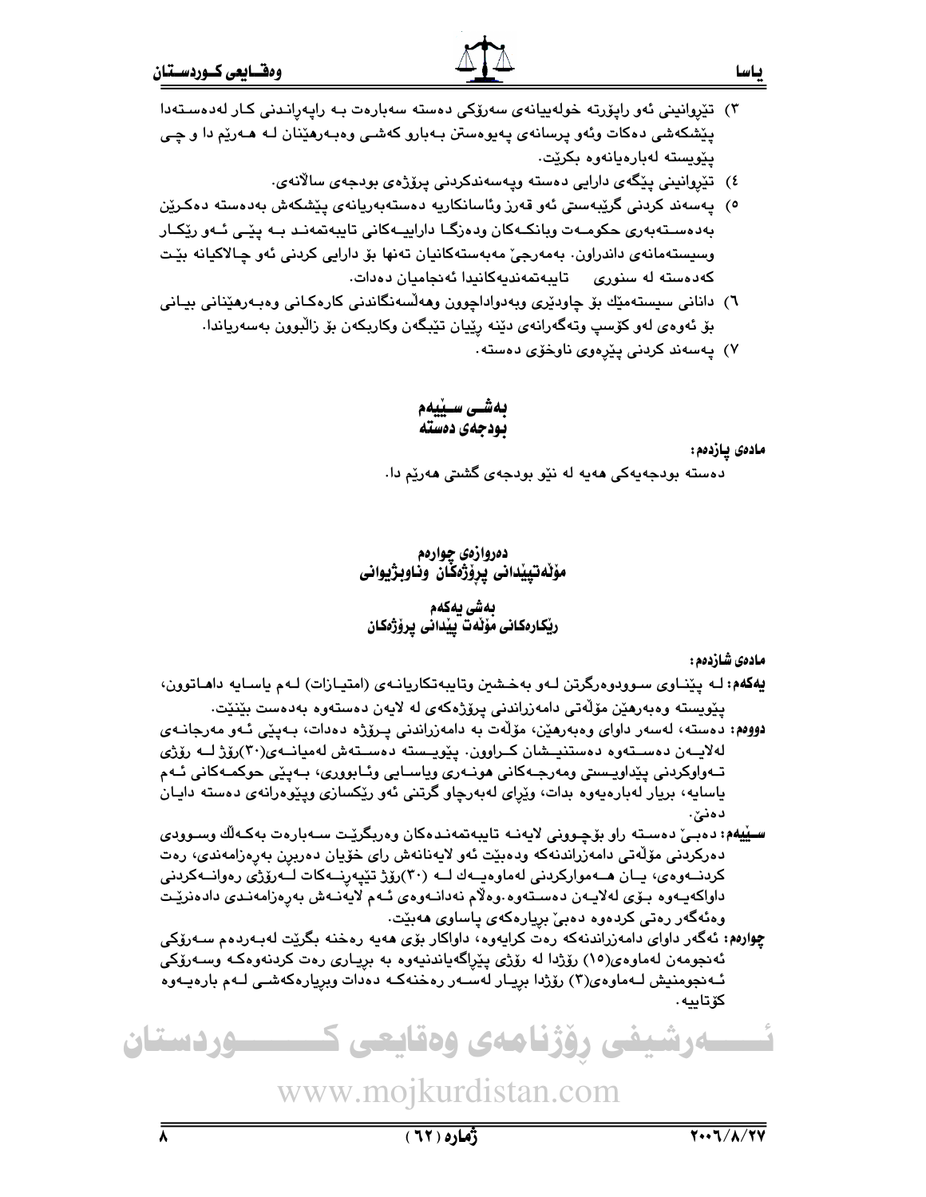٣) تێڕوانینی ئەو ڕاپۆرتە خولەییانەی سەرۆکی دەستە سەبارەت بە ڕاپەڕاندنی کار لەدەستەدا پێشکەشی دەکات وئەو پرسانەی پەیوەستن بەبارو کەشی وەبەرهێنان لە هەرێم دا و چی پێویستە لەبارەیانەوە بکرێت.

٤) تێڕوانینی پێگەی دارایی دەستە وپەسەندکردنی پرۆژەی بودجەی ساڵانەی.

٥) پەسەند کردنی گرێبەستی ئەو قەرز وئاسانکاریە دەستەبەریانەی پێشکەش بەدەستە دەکرێن بەدەستەبەری حکومەت وبانکەکان ودەزگا داراییەکانی تایبەتمەند بە پێی ئەو ڕێکار وسیستەمانەی داندراون. بەمەرجێ مەبەستەکانیان تەنها بۆ دارایی کردنی ئەو چالاکیانە بێت کەدەستە لە سنوری تایبەتمەندیەکانیدا ئەنجامیان دەدات.

٦) دانانی سیستەمێك بۆ چاودێری وبەدواداچوون وهەڵسەنگاندنی کارەکانی وەبەرهێنانی بیانی بۆ ئەوەی لەو کۆسپ وتەگەرانەی دێنە ڕێیان تێبگەن وکاربکەن بۆ زاڵبوون بەسەریاندا.

٧) پەسەند کردنی پێڕەوی ناوخۆی دەستە.

## بەشی سێیەم
## بودجەی دەستە

**مادەی پازدەم:**

دەستە بودجەیەکی هەیە لە نێو بودجەی گشتی هەرێم دا.

# دەروازەی چوارەم
# مۆڵەتپێدانی پرۆژەکان وناوبژیوانی

## بەشی یەکەم
## ڕێکارەکانی مۆڵەت پێدانی پرۆژەکان

**مادەی شازدەم:**

**یەکەم:** لە پێناوی سوودوەرگرتن لەو بەخشین وتایبەتکاریانەی (امتیازات) لەم یاسایە داهاتوون، پێویستە وەبەرهێن مۆڵەتی دامەزراندنی پرۆژەکەی لە لایەن دەستەوە بەدەست بێنێت.

**دووەم:** دەستە، لەسەر داوای وەبەرهێن، مۆڵەت بە دامەزراندنی پرۆژە دەدات، بەپێی ئەو مەرجانەی لەلایەن دەستەوە دەستنیشان کراوون. پێویستە دەستەش لەمیانەی(٣٠)ڕۆژ لە ڕۆژی تەواوکردنی پێداویستی ومەرجەکانی هونەری ویاسایی وئابووری، بەپێی حوکمەکانی ئەم یاسایە، بریار لەبارەیەوە بدات، وێڕای لەبەرچاو گرتنی ئەو ڕێکسازی وپێوەرانەی دەستە دایان دەنێ.

**سێیەم:** دەبێ دەستە ڕاو بۆچوونی لایەنە تایبەتمەندەکان وەربگرێت سەبارەت بەکەڵك وسوودی دەرکردنی مۆڵەتی دامەزراندنەکە ودەبێت ئەو لایەنانەش ڕای خۆیان دەربڕن بەڕەزامەندی، ڕەت کردنەوەی، یان هەموارکردنی لەماوەیەك لە (٣٠)ڕۆژ تێپەڕنەکات لەڕۆژی ڕەوانەکردنی داواکەیەوە بۆی لەلایەن دەستەوە.وەڵام نەدانەوەی ئەم لایەنەش بەڕەزامەندی دادەنرێت وەئەگەر ڕەتی کردەوە دەبێ بڕیارەکەی پاساوی هەبێت.

**چوارەم:** ئەگەر داوای دامەزراندنەکە ڕەت کرایەوە، داواکار بۆی هەیە ڕەخنە بگرێت لەبەردەم سەرۆکی ئەنجومەن لەماوەی(١٥) ڕۆژدا لە ڕۆژی پێراگەیاندنیەوە بە بڕیاری ڕەت کردنەوەکە وسەرۆکی ئەنجومنیش لەماوەی(٣) ڕۆژدا بڕیار لەسەر ڕەخنەکە دەدات وبڕیارەکەشی لەم بارەیەوە کۆتاییە.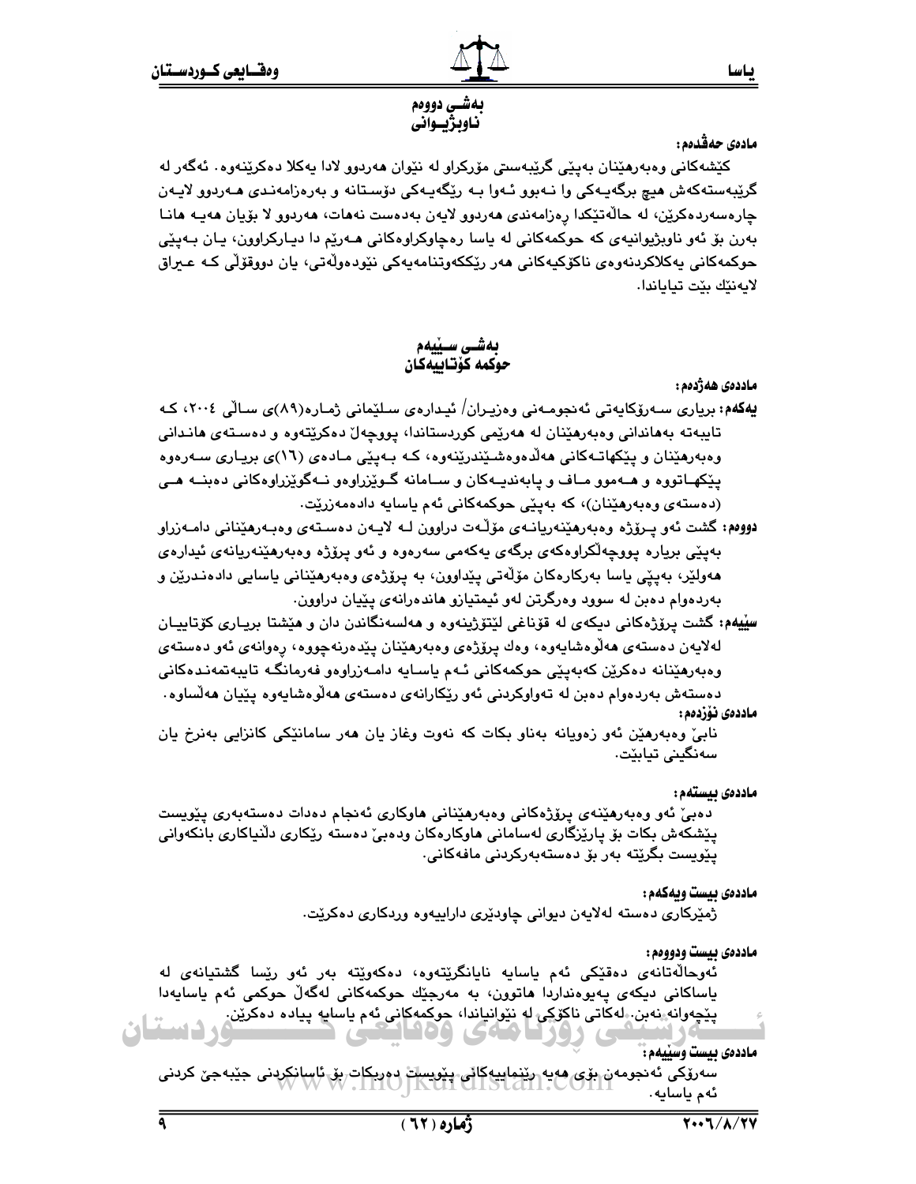## بەشی دووەم
## ناوبژیوانی

**مادەی حەڤدەم:**

کێشەکانی وەبەرهێنان بەپێی گرێبەستی مۆرکراو لە نێوان هەردوو لادا یەکلا دەکرێنەوە. ئەگەر لە گرێبەستەکەش هیچ برگەیەکی وا نەبوو ئەوا بە رێگەیەکی دۆستانە و بەرەزامەندی هەردوو لایەن چارەسەردەکرێن، لە حاڵەتێکدا ڕەزامەندی هەردوو لایەن بەدەست نەهات، هەردوو لا بۆیان هەیە هانا بەرن بۆ ئەو ناوبژیوانیەی کە حوکمەکانی لە یاسا رەچاوکراوەکانی هەرێم دا دیارکراوون، یان بەپێی حوکمەکانی یەکلاکردنەوەی ناکۆکیەکانی هەر رێککەوتنامەیەکی نێودەوڵەتی، یان دووقۆڵی کە عیراق لایەنێك بێت تیایاندا.

## بەشی سێیەم
## حوکمە کۆتاییەکان

**ماددەی هەژدەم:**

**یەکەم:** بریاری سەرۆکایەتی ئەنجومەنی وەزیران/ ئیدارەی سلێمانی ژمارە(٨٩)ی ساڵی ٢٠٠٤، کە تایبەتە بەهاندانی وەبەرهێنان لە هەرێمی کوردستاندا، پووچەڵ دەکرێتەوە و دەستەی هاندانی وەبەرهێنان و پێکهاتەکانی هەڵدەوەشێندرێنەوە، کە بەپێی مادەی (١٦)ی بریاری سەرەوە پێکهاتووە و هەموو ماف و پابەندیەکان و سامانە گوێزراوەو نەگوێزراوەکانی دەبنە هی (دەستەی وەبەرهێنان)، کە بەپێی حوکمەکانی ئەم یاسایە دادەمەزرێت.

**دووەم:** گشت ئەو پرۆژە وەبەرهێنەریانەی مۆڵەت دراوون لە لایەن دەستەی وەبەرهێنانی دامەزراو بەپێی بریارە پووچەڵکراوەکەی برگەی یەکەمی سەرەوە و ئەو پرۆژە وەبەرهێنەریانەی ئیدارەی هەولێر، بەپێی یاسا بەرکارەکان مۆڵەتی پێداوون، بە پرۆژەی وەبەرهێنانی یاسایی دادەندرێن و بەردەوام دەبن لە سوود وەرگرتن لەو ئیمتیازو هاندەرانەی پێیان دراوون.

**سێیەم:** گشت پرۆژەکانی دیکەی لە قۆناغی لێتۆژینەوە و هەڵسەنگاندن دان و هێشتا بریاری کۆتاییان لەلایەن دەستەی هەڵوەشایەوە، وەك پرۆژەی وەبەرهێنان پێدەرنەچووە، رەوانەی ئەو دەستەی وەبەرهێنانە دەکرێن کەبەپێی حوکمەکانی ئەم یاسایە دامەزراوەو فەرمانگە تایبەتمەندەکانی دەستەش بەردەوام دەبن لە تەواوکردنی ئەو رێکارانەی دەستەی هەڵوەشایەوە پێیان هەڵساوە.

**ماددەی نۆزدەم:**

نابێ وەبەرهێن ئەو زەویانە بەناو بکات کە نەوت وغاز یان هەر سامانێکی کانزایی بەنرخ یان سەنگینی تیابێت.

**ماددەی بیستەم:**

دەبێ ئەو وەبەرهێنەی پرۆژەکانی وەبەرهێنانی هاوکاری ئەنجام دەدات دەستەبەری پێویست پێشکەش بکات بۆ پارێزگاری لەسامانی هاوکارەکان ودەبێ دەستە رێکاری دڵنیاکاری بانکەوانی پێویست بگرێتە بەر بۆ دەستەبەرکردنی مافەکانی.

**ماددەی بیست ویەکەم:**

ژمێرکاری دەستە لەلایەن دیوانی چاودێری داراییەوە وردکاری دەکرێت.

**ماددەی بیست ودووەم:**

ئەوحاڵەتانەی دەقێکی ئەم یاسایە نایانگرێتەوە، دەکەوێتە بەر ئەو رێسا گشتیانەی لە یاساکانی دیکەی پەیوەندراردا هاتوون، بە مەرجێك حوکمەکانی لەگەڵ حوکمی ئەم یاسایەدا پێچەوانە نەبن. لەکاتی ناکۆکی لە نێوانیاندا، حوکمەکانی ئەم یاسایە پیادە دەکرێن.

**ماددەی بیست وسێیەم:**

سەرۆکی ئەنجومەن بۆی هەیە رێنماییەکانی پێویست دەربکات بۆ ئاسانکردنی جێبەجێ کردنی ئەم یاسایە.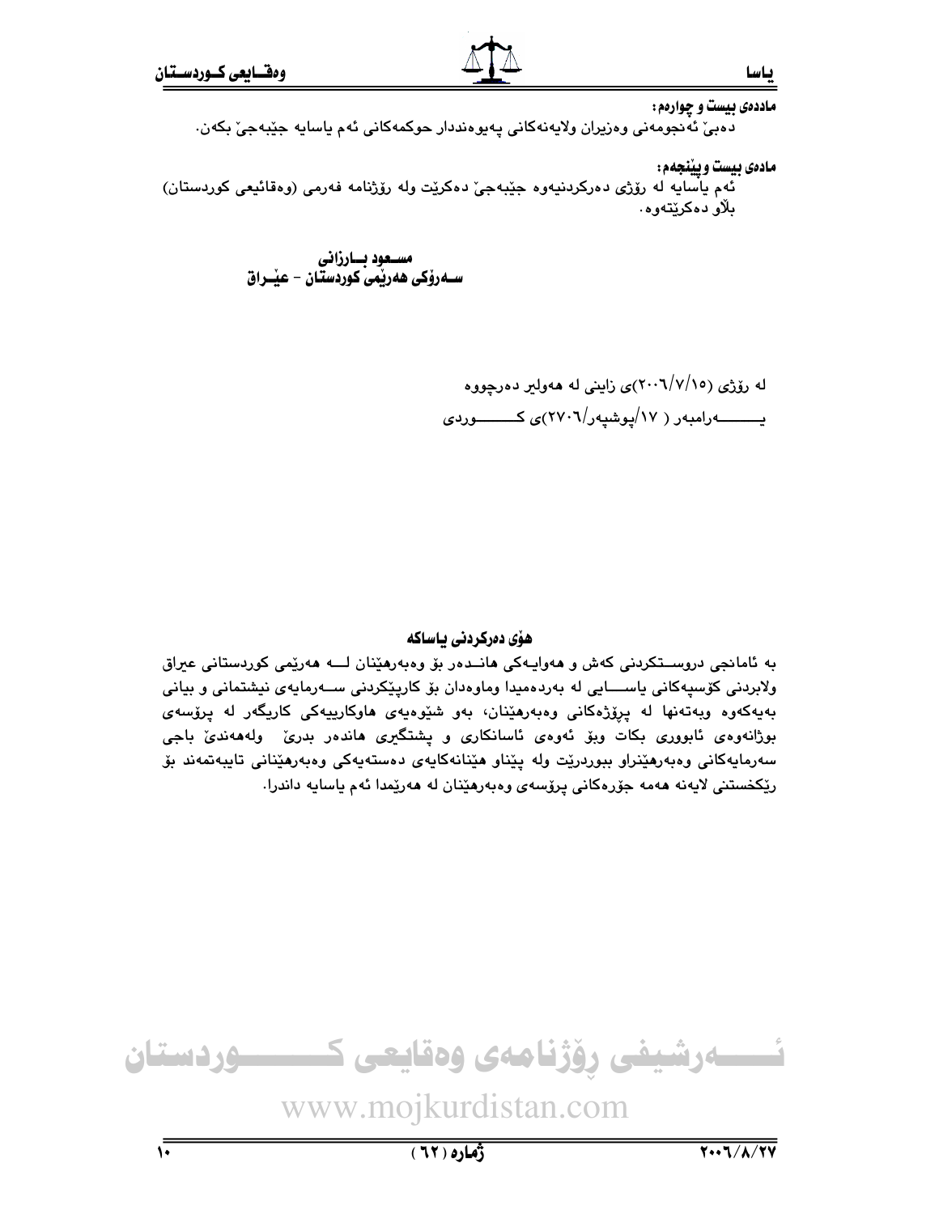**ماددەی بیست و چوارەم:**

دەبێ ئەنجومەنی وەزیران ولایەنەکانی پەیوەندار حوکمەکانی ئەم یاسایە جێبەجێ بکەن.

**مادەی بیست و پێنجەم:**

ئەم یاسایە لە رۆژی دەرکردنیەوە جێبەجێ دەکرێت ولە رۆژنامە فەرمی (وەقائیعی کوردستان) بڵاو دەکرێتەوە.

**مسـعود بـارزانی**
**سـەرۆکی هەرێمی کوردستان - عێـراق**

لە رۆژی (٢٠٠٦/٧/١٥)ی زاینی لە هەولێر دەرچووە

یـــــــــەرامبەر ( ١٧/پوشپەر/٢٧٠٦)ی کـــــــــوردی

### هۆی دەرکردنی یاساکە

بە ئامانجی دروســتکردنی کەش و هەوایـەکی هانــدەر بۆ وەبەرهێنان لـــە هەرێمی کوردستانی عێراق ولابردنی کۆسپەکانی یاســـایی لە بەردەمیدا وماوەدان بۆ کارپێکردنی ســەرمایەی نیشتمانی و بیانی بەیەکەوە وبەتەنها لە پرۆژەکانی وەبەرهێنان، بەو شێوەیەی هاوکارییەکی کاریگەر لە پرۆسەی بوژانەوەی ئابووری بکات وبۆ ئەوەی ئاسانکاری و پشتگیری هاندەر بدرێ ولەهەندێ باجی سەرمایەکانی وەبەرهێنراو ببوردرێت ولە پێناو هێنانەکایەی دەستەیەکی وەبەرهێنانی تایبەتمەند بۆ رێکخستنی لایەنە هەمە جۆرەکانی پرۆسەی وەبەرهێنان لە هەرێمدا ئەم یاسایە داندرا.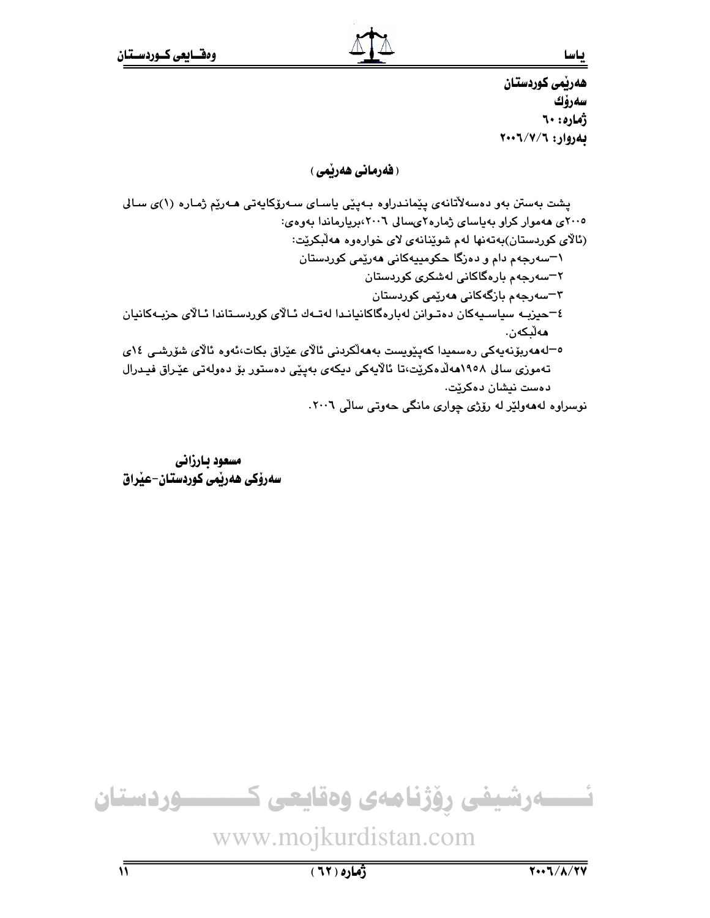هەرێمی کوردستان
سەرۆك
ژمارە: ٦٠
بەروار: ٢٠٠٦/٧/٦

## (فەرمانی هەرێمی)

پشت بەستن بەو دەسەلاَتانەی پێماندراوە بەپێی یاسای سەرۆکایەتی هەرێم ژمارە (١)ی سالی ٢٠٠٥ی هەموار کراو بەیاسای ژمارە٢یسالی ٢٠٠٦،بریارماندا بەوەی:

(ئالاَی کوردستان)بەتەنها لەم شوێنانەی لای خوارەوە هەڵبکرێت:

١-سەرجەم دام و دەزگا حکومییەکانی هەرێمی کوردستان
٢-سەرجەم بارەگاکانی لەشکری کوردستان
٣-سەرجەم بازگەکانی هەرێمی کوردستان
٤-حیزبە سیاسیەکان دەتوانن لەبارەگاکانیاندا لەتەك ئالاَی کوردستاندا ئالاَی حزبەکانیان هەڵبکەن.
٥-لەهەربۆنەیەکی رەسمیدا کەپێویست بەهەڵکردنی ئالاَی عێراق بکات،ئەوە ئالاَی شۆرشی ١٤ی تەموزی سالی ١٩٥٨هەڵدەکرێت،تا ئالاَیەکی دیکەی بەپێی دەستور بۆ دەولەتی عێراق فیدرال دەست نیشان دەکرێت.

نوسراوە لەهەولێر لە رۆژی چواری مانگی حەوتی ساڵی ٢٠٠٦.

**مسعود بارزانی**
**سەرۆکی هەرێمی کوردستان-عێراق**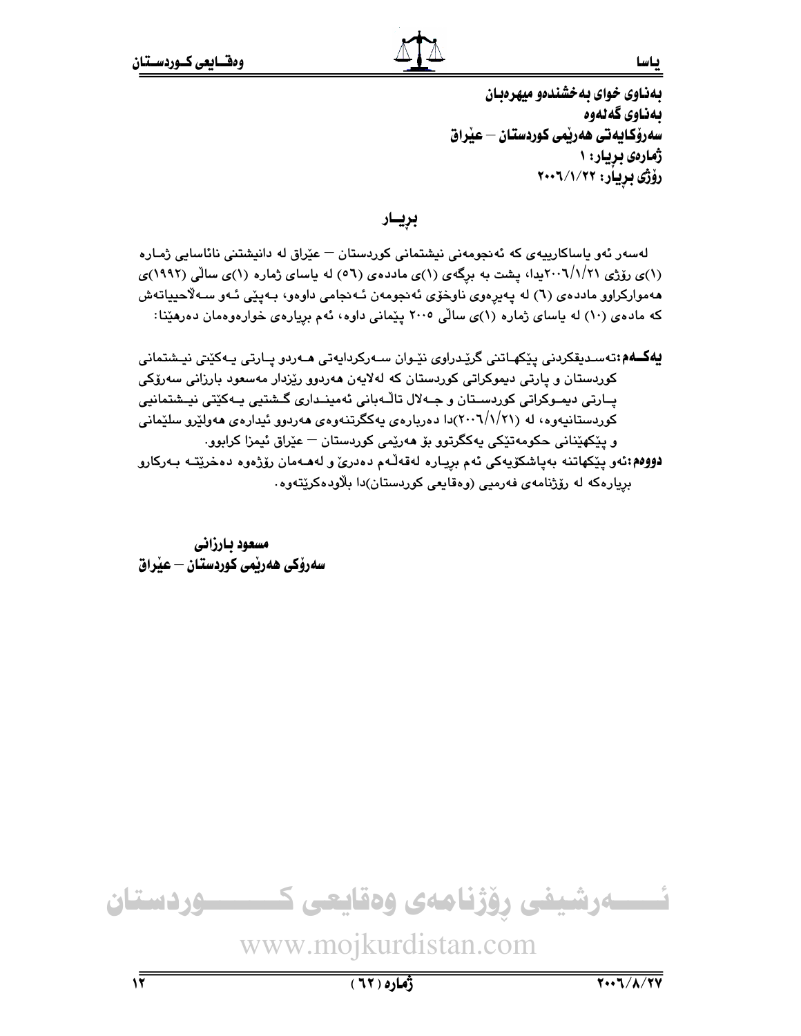**بەناوی خوای بەخشندەو میهرەبان**
**بەناوی گەلەوە**
**سەرۆکایەتی هەرێمی کوردستان – عێراق**
**ژمارەی بڕیار: ١**
**رۆژی بڕیار: ٢٠٠٦/١/٢٢**

## بڕیـار

لەسەر ئەو یاساکارییەی کە ئەنجومەنی نیشتمانی کوردستان – عێراق لە دانیشتنی نائاسایی ژمارە (١)ی رۆژی ٢٠٠٦/١/٢١یدا، پشت بە بڕگەی (١)ی ماددەی (٥٦) لە یاسای ژمارە (١)ی ساڵی (١٩٩٢)ی هەموارکراوو ماددەی (٦) لە پەیڕەوی ناوخۆی ئەنجومەن ئەنجامی داوەو، بەپێی ئەو سەلاحییاتەش کە مادەی (١٠) لە یاسای ژمارە (١)ی ساڵی ٢٠٠٥ پێمانی داوە، ئەم بڕیارەی خوارەوەمان دەرهێنا:

**یەکـەم:** تەسدیقکردنی پێکهاتنی گرێدراوی نێوان سەرکردایەتی هەردو پارتی یەکێتی نیشتمانی کوردستان و پارتی دیموکراتی کوردستان کە لەلایەن هەردوو رێزدار مەسعود بارزانی سەرۆکی پارتی دیموکراتی کوردستان و جەلال تاڵەبانی ئەمینداری گشتیی یەکێتی نیشتمانیی کوردستانیەوە، لە (٢٠٠٦/١/٢١)دا دەربارەی یەکگرتنەوەی هەردوو ئیدارەی هەولێرو سلێمانی و پێکهێنانی حکومەتێکی یەکگرتوو بۆ هەرێمی کوردستان – عێراق ئیمزا کرابوو.

**دووەم:** ئەو پێکهاتنە بەپاشکۆیەکی ئەم بڕیارە لەقەڵەم دەدرێ و لەهەمان رۆژەوە دەخرێتە بەرکارو بڕیارەکە لە رۆژنامەی فەرمیی (وەقایعی کوردستان)دا بڵاودەکرێتەوە.

**مسعود بارزانی**
**سەرۆکی هەرێمی کوردستان – عێراق**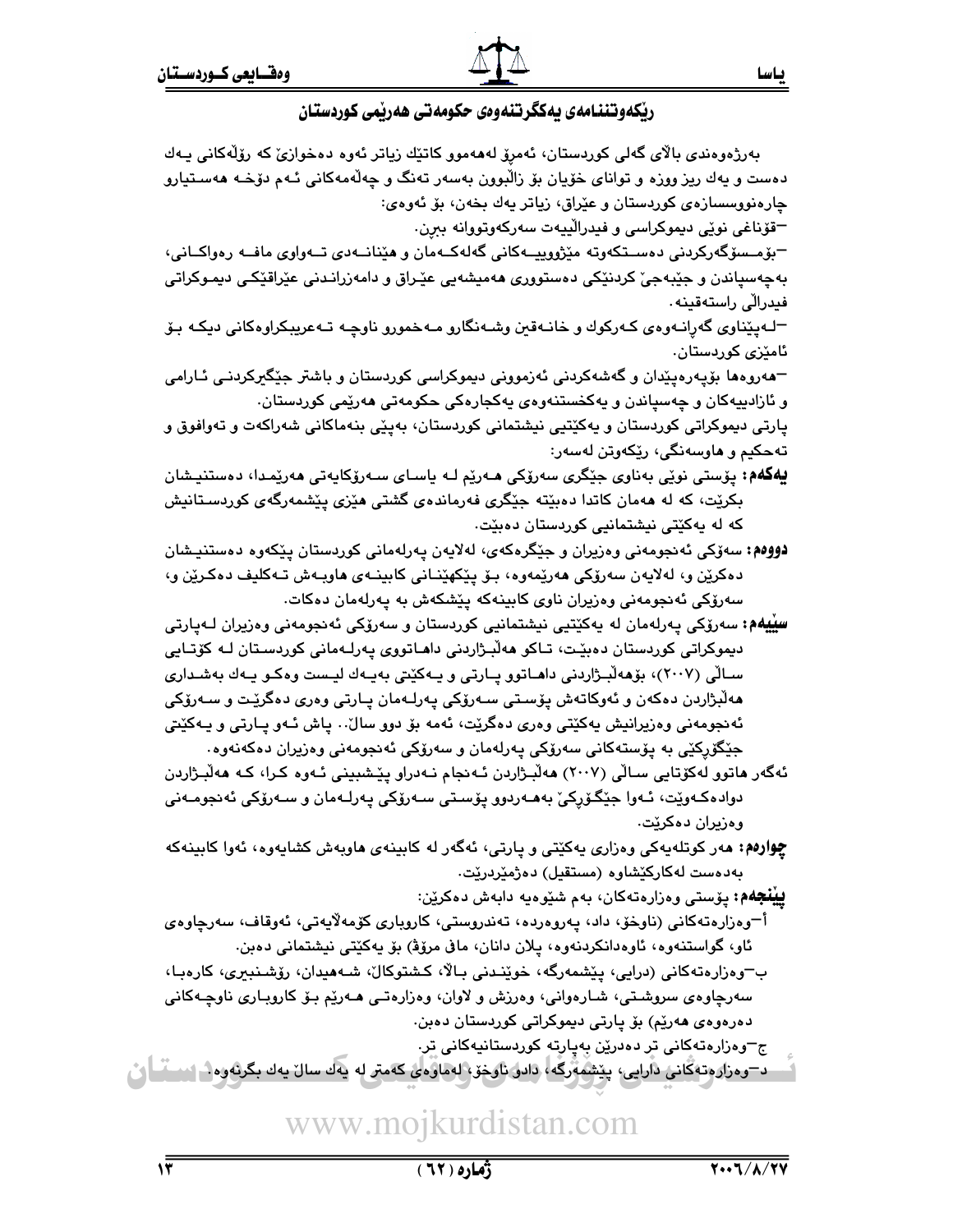## ڕێكەوتننامەی یەكگرتنەوەی حكومەتی هەرێمی كوردستان

بەرژەوەندی باڵای گەلی كوردستان، ئەمڕۆ لەهەموو كاتێك زیاتر ئەوە دەخوازێ كە ڕۆڵەكانی یەك دەست و یەك ریز ووزە و توانای خۆیان بۆ زاڵبوون بەسەر تەنگ و چەڵەمەكانی ئەم دۆخە هەستیارو چارەنووسسازەی كوردستان و عێراق، زیاتر یەك بخەن، بۆ ئەوەی:

–قۆناغی نوێی دیموكراسی و فیدراڵییەت سەركەوتووانە ببڕن.

–بۆمسۆگەركردنی دەستكەوتە مێژووییەكانی گەلەكەمان و هێنانەدی تەواوی مافە رەواكانی، بەچەسپاندن و جێبەجێ كردنێكی دەستووری هەمیشەیی عێراق و دامەزراندنی عێراقێكی دیموكراتی فیدراڵی راستەقینە.

–لەپێناوی گەڕانەوەی كەركوك و خانەقین وشەنگارو مەخمورو ناوچە تەعریبكراوەكانی دیكە بۆ ئامێزی كوردستان.

–هەروەها بۆپەرەپێدان و گەشەكردنی ئەزموونی دیموكراسی كوردستان و باشتر جێگیركردنی ئارامی و ئازادییەكان و چەسپاندن و یەكخستنەوەی یەكجارەكی حكومەتی هەرێمی كوردستان.

پارتی دیموكراتی كوردستان و یەكێتیی نیشتمانی كوردستان، بەپێی بنەماكانی شەراكەت و تەوافوق و تەحكیم و هاوسەنگی، ڕێكەوتن لەسەر:

**یەكەم:** پۆستی نوێی بەناوی جێگری سەرۆكی هەرێم لە یاسای سەرۆكایەتی هەرێمدا، دەستنیشان بكرێت، كە لە هەمان كاتدا دەبێتە جێگری فەرماندەی گشتی هێزی پێشمەرگەی كوردستانیش كە لە یەكێتی نیشتمانیی كوردستان دەبێت.

**دووەم:** سەرۆكی ئەنجومەنی وەزیران و جێگرەكەی، لەلایەن پەرلەمانی كوردستان پێكەوە دەستنیشان دەكرێن و، لەلایەن سەرۆكی هەرێمەوە، بۆ پێكهێنانی كابینەی هاوبەش تەكلیف دەكرێن و، سەرۆكی ئەنجومەنی وەزیران ناوی كابینەكە پێشكەش بە پەرلەمان دەكات.

**سێیەم:** سەرۆكی پەرلەمان لە یەكێتیی نیشتمانیی كوردستان و سەرۆكی ئەنجومەنی وەزیران لەپارتی دیموكراتی كوردستان دەبێت، تاكو هەڵبژاردنی داهاتووی پەرلەمانی كوردستان لە كۆتایی ساڵی (٢٠٠٧)، بۆهەڵبژاردنی داهاتوو پارتی و یەكێتی بەیەك لیست وەكو یەك بەشداری هەڵبژاردن دەكەن و ئەوكاتەش پۆستی سەرۆكی پەرلەمان پارتی وەری دەگرێت و سەرۆكی ئەنجومەنی وەزیرانیش یەكێتی وەری دەگرێت، ئەمە بۆ دوو ساڵ.. پاش ئەو پارتی و یەكێتی جێگۆڕكێ بە پۆستەكانی سەرۆكی پەرلەمان و سەرۆكی ئەنجومەنی وەزیران دەكەنەوە.

ئەگەر هاتوو لەكۆتایی ساڵی (٢٠٠٧) هەڵبژاردن ئەنجام نەدراو پێشبینی ئەوە كرا، كە هەڵبژاردن دوادەكەوێت، ئەوا جێگۆڕكێ بەهەردوو پۆستی سەرۆكی پەرلەمان و سەرۆكی ئەنجومەنی وەزیران دەكرێت.

**چوارەم:** هەر كوتلەیەكی وەزاری یەكێتی و پارتی، ئەگەر لە كابینەی هاوبەش كشایەوە، ئەوا كابینەكە بەدەست لەكاركێشاوە (مستقیل) دەژمێردرێت.

**پێنجەم:** پۆستی وەزارەتەكان، بەم شێوەیە دابەش دەكرێن:

أ–وەزارەتەكانی (ناوخۆ، داد، پەروەردە، تەندروستی، كاروباری كۆمەڵایەتی، ئەوقاف، سەرچاوەی ئاو، گواستنەوە، ئاوەدانكردنەوە، پلان دانان، ماف مرۆڤ) بۆ یەكێتی نیشتمانی دەبن.

ب–وەزارەتەكانی (دارایی، پێشمەرگە، خوێندنی باڵا، كشتوكاڵ، شەهیدان، رۆشنبیری، كارەبا، سەرچاوەی سروشتی، شارەوانی، وەرزش و لاوان، وەزارەتی هەرێم بۆ كاروباری ناوچەكانی دەرەوەی هەرێم) بۆ پارتی دیموكراتی كوردستان دەبن.

ج–وەزارەتەكانی تر دەدرێن بەپارتە كوردستانیەكانی تر.

د–وەزارەتەكانی دارایی، پێشمەرگە، داد، ناوخۆ، لەماوەی كەمتر لە یەك ساڵ یەك بگرنەوە.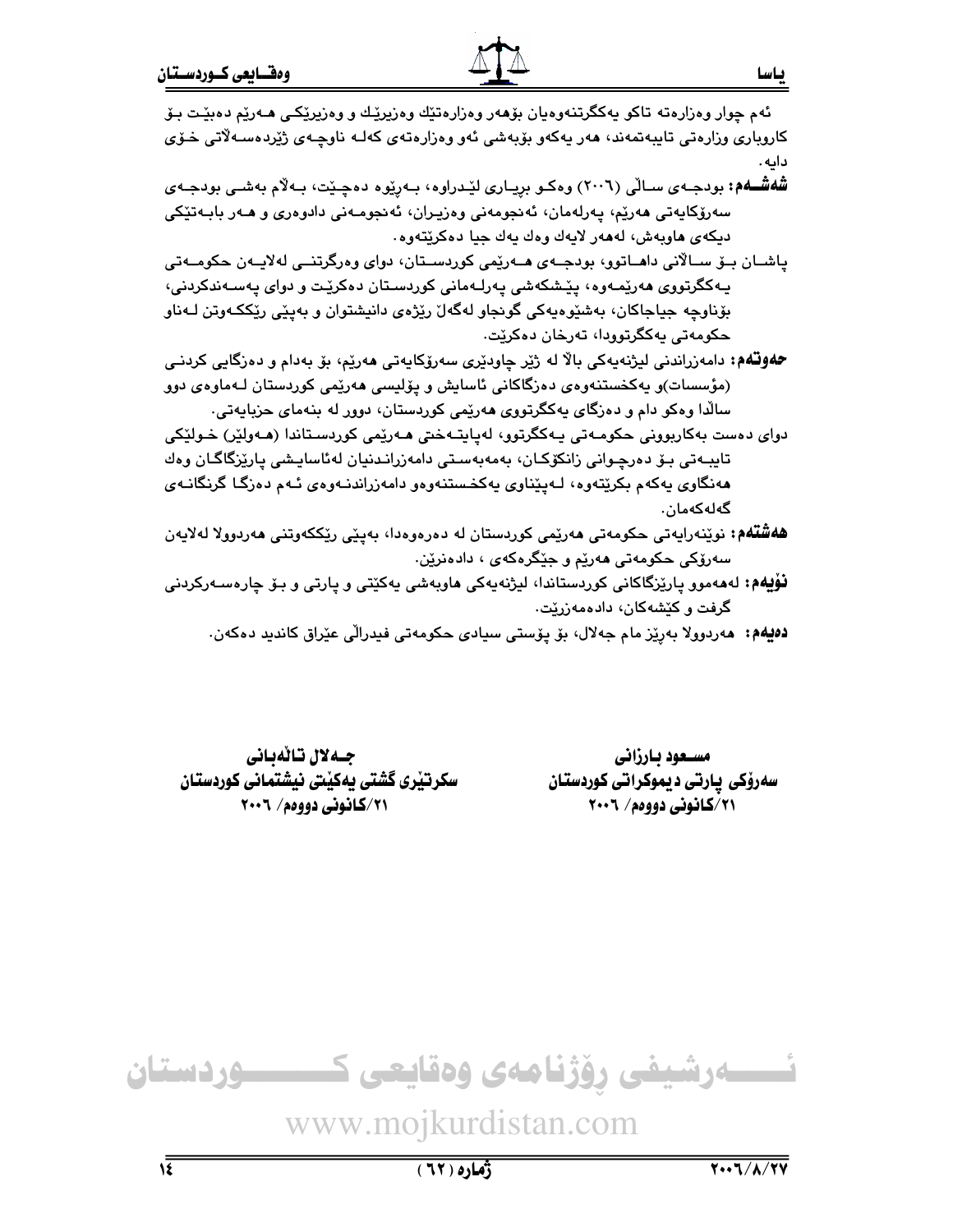ئەم چوار وەزارەتە تاکو یەکگرتنەوەیان بۆهەر وەزارەتێك وەزیرێك و وەزیرێکی هەرێم دەبێت بۆ کاروباری وزارەتی تایبەتمەند، هەر یەکەو بۆبەشی ئەو وەزارەتەی کەلە ناوچەی ژێردەسەلاتی خۆی دایە.

**شەشەم:** بودجەی ساڵی (٢٠٠٦) وەکو بریاری لێدراوە، بەرێوە دەچێت، بەلام بەشی بودجەی سەرۆکایەتی هەرێم، پەرلەمان، ئەنجومەنی وەزیران، ئەنجومەنی دادوەری و هەر بابەتێکی دیکەی هاوبەش، لەهەر لایەك وەك یەك جیا دەکرێتەوە.

پاشان بۆ ساڵانی داهاتوو، بودجەی هەرێمی کوردستان، دوای وەرگرتنی لەلایەن حکومەتی یەکگرتووی هەرێمەوە، پێشکەشی پەرلەمانی کوردستان دەکرێت و دوای پەسەندکردنی، بۆناوچە جیاجاکان، بەشێوەیەکی گونجاو لەگەڵ رێژەی دانیشتوان و بەپێی رێککەوتن لەناو حکومەتی یەکگرتوودا، تەرخان دەکرێت.

**حەوتەم:** دامەزراندنی لیژنەیەکی باڵا لە ژێر چاودێری سەرۆکایەتی هەرێم، بۆ بەدام و دەزگایی کردنی (مؤسسات)و یەکخستنەوەی دەزگاکانی ئاسایش و پۆلیسی هەرێمی کوردستان لەماوەی دوو ساڵدا وەکو دام و دەزگای یەکگرتووی هەرێمی کوردستان، دوور لە بنەمای حزبایەتی.

دوای دەست بەکاربوونی حکومەتی یەکگرتوو، لەپایتەختی هەرێمی کوردستاندا (هەولێر) خولێکی تایبەتی بۆ دەرچوانی زانکۆکان، بەمەبەستی دامەزراندنیان لەئاسایشی پارێزگاگان وەك هەنگاوی یەکەم بکرێتەوە، لەپێناوی یەکخستنەوەو دامەزراندنەوەی ئەم دەزگا گرنگانەی گەلەکەمان.

**هەشتەم:** نوێنەرایەتی حکومەتی هەرێمی کوردستان لە دەرەوەدا، بەپێی رێککەوتنی هەردوولا لەلایەن سەرۆکی حکومەتی هەرێم و جێگرەکەی ، دادەنرێن.

**نۆیەم:** لەهەموو پارێزگاکانی کوردستاندا، لیژنەیەکی هاوبەشی یەکێتی و پارتی و بۆ چارەسەرکردنی گرفت و کێشەکان، دادەمەزرێت.

**دەیەم:** هەردوولا بەرێز مام جەلال، بۆ پۆستی سیادی حکومەتی فیدراڵی عێراق کاندید دەکەن.

**مسعود بارزانی**
**سەرۆکی پارتی دیموکراتی کوردستان**
**٢١/کانونی دووەم/ ٢٠٠٦**

**جەلال تاڵەبانی**
**سکرتێری گشتی یەکێتی نیشتمانی کوردستان**
**٢١/کانونی دووەم/ ٢٠٠٦**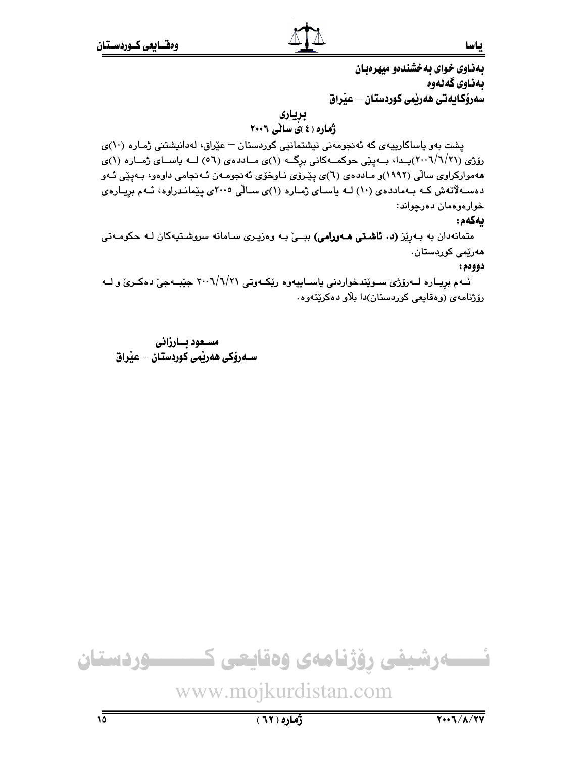**بەناوی خوای بەخشندەو میهرەبان**
**بەناوی گەلەوە**
**سەرۆکایەتی هەرێمی کوردستان – عێراق**

## بڕیاری
## ژمارە (٤)ی ساڵی ٢٠٠٦

پشت بەو یاساکارییەی کە ئەنجومەنی نیشتمانیی کوردستان – عێراق، لەدانیشتنی ژمارە (١٠)ی ڕۆژی (٢٠٠٦/٦/٢١)یدا، بەپێی حوکمەکانی برگە (١)ی ماددەی (٥٦) لە یاسای ژمارە (١)ی هەموارکراوی ساڵی (١٩٩٢)و ماددەی (٦)ی پێڕۆی ناوخۆی ئەنجومەن ئەنجامی داوەو، بەپێی ئەو دەسەڵاتەش کە بەماددەی (١٠) لە یاسای ژمارە (١)ی ساڵی ٢٠٠٥ی پێماندراوە، ئەم بڕیارەی خوارەوەمان دەرچواند:

**یەکەم:**

متمانەدان بە بەڕێز **(د. ئاشتی هەورامی)** ببێ بە وەزیری سامانە سروشتیەکان لە حکومەتی هەرێمی کوردستان.

**دووەم:**

ئەم بڕیارە لەرۆژی سوێندخواردنی یاساییەوە ڕێکەوتی ٢٠٠٦/٦/٢١ جێبەجێ دەکرێ و لە ڕۆژنامەی (وەقایعی کوردستان)دا بڵاو دەکرێتەوە.

**مسعود بارزانی**
**سەرۆکی هەرێمی کوردستان – عێراق**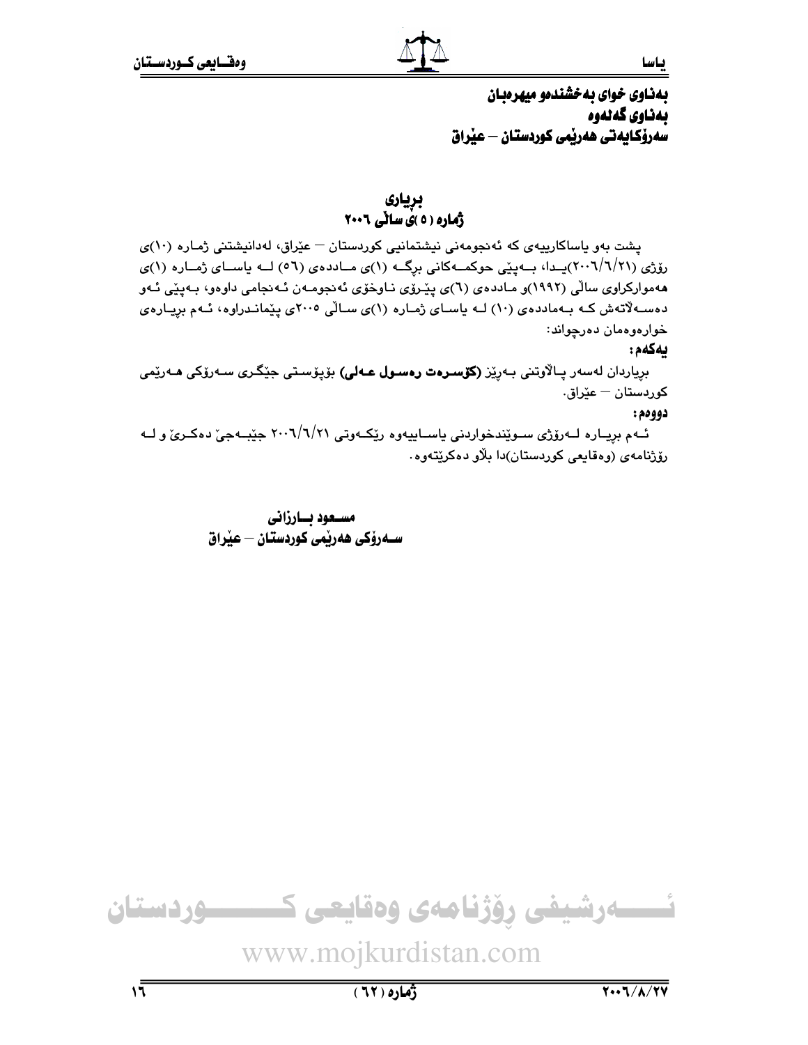بەناوی خوای بەخشندەو میهرەبان
بەناوی گەلەوە
سەرۆکایەتی هەرێمی کوردستان – عێراق

## بڕیاری
## ژمارە (٥)ی ساڵی ٢٠٠٦

پشت بەو یاساکارییەی کە ئەنجومەنی نیشتمانیی کوردستان – عێراق، لەدانیشتنی ژمارە (١٠)ی رۆژی (٢٠٠٦/٦/٢١)یدا، بەپێی حوکمەکانی برگە (١)ی ماددەی (٥٦) لە یاسای ژمارە (١)ی هەموارکراوی ساڵی (١٩٩٢)و ماددەی (٦)ی پێرۆی ناوخۆی ئەنجومەن ئەنجامی داوەو، بەپێی ئەو دەسەڵاتەش کە بەماددەی (١٠) لە یاسای ژمارە (١)ی ساڵی ٢٠٠٥ی پێماندراوە، ئەم بڕیارەی خوارەوەمان دەرچواند:

**یەکەم:**

بڕیاردان لەسەر پاڵاوتنی بەڕێز **(کۆسرەت رەسول عەلی)** بۆپۆستی جێگری سەرۆکی هەرێمی کوردستان – عێراق.

**دووەم:**

ئەم بڕیارە لەرۆژی سوێندخواردنی یاساییەوە رێکەوتی ٢٠٠٦/٦/٢١ جێبەجێ دەکرێ و لە رۆژنامەی (وەقایعی کوردستان)دا بڵاو دەکرێتەوە.

**مسعود بارزانی**
**سەرۆکی هەرێمی کوردستان – عێراق**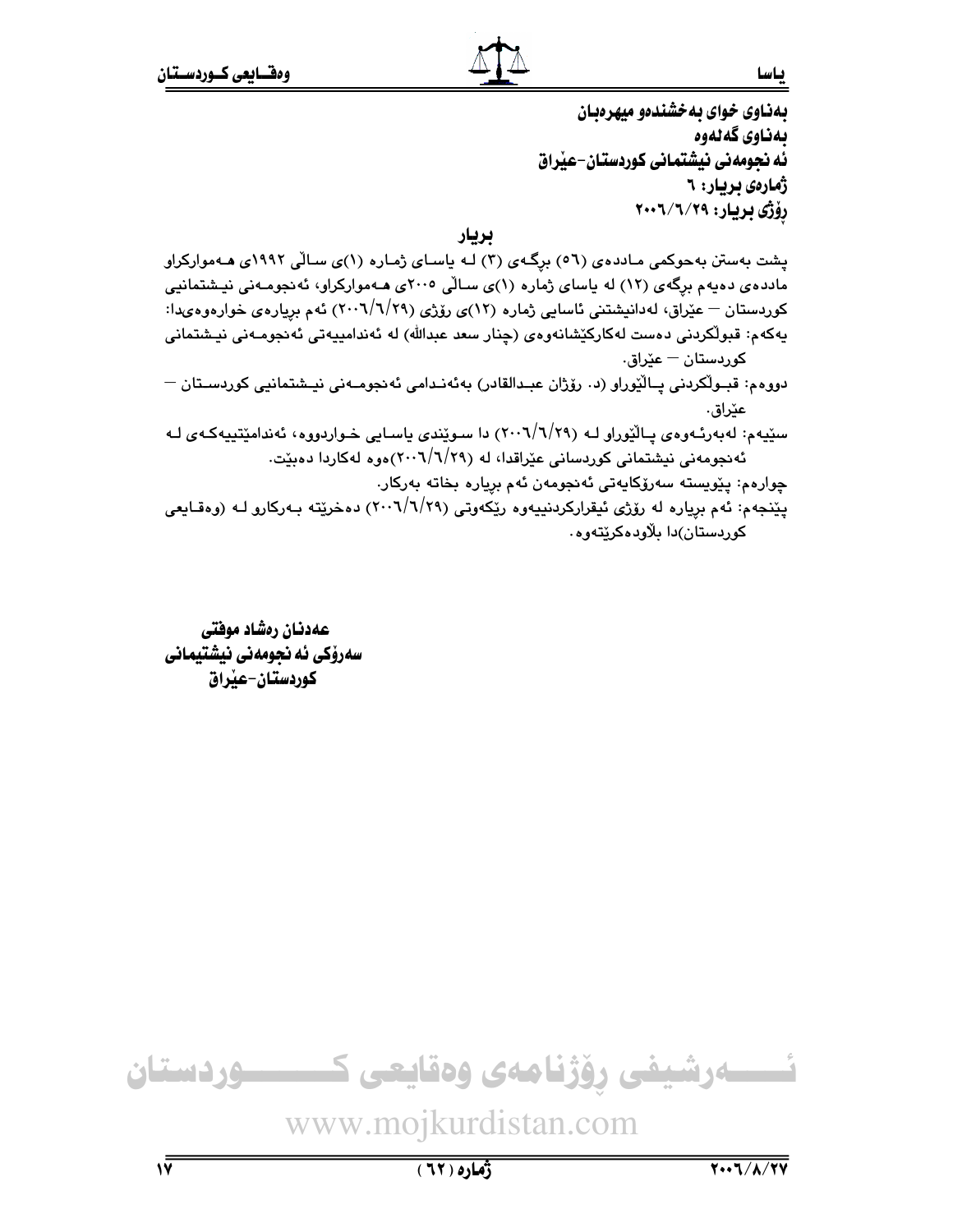بەناوی خوای بەخشندەو میهرەبان

بەناوی گەلەوە

ئەنجومەنی نیشتمانی کوردستان-عێراق

ژمارەی بڕیار: ٦

ڕۆژی بڕیار: ٢٠٠٦/٦/٢٩

## بڕیار

پشت بەستن بەحوکمی ماددەی (٥٦) برگەی (٣) لە یاسای ژمارە (١)ی ساڵی ١٩٩٢ی هەموارکراو ماددەی دەیەم برگەی (١٢) لە یاسای ژمارە (١)ی ساڵی ٢٠٠٥ی هەموارکراو، ئەنجومەنی نیشتمانیی کوردستان – عێراق، لەدانیشتنی ئاسایی ژمارە (١٢)ی ڕۆژی (٢٠٠٦/٦/٢٩) ئەم بڕیارەی خوارەوەیدا:

یەکەم: قبوڵکردنی دەست لەکارکێشانەوەی (چنار سعد عبداللە) لە ئەندامییەتی ئەنجومەنی نیشتمانی کوردستان – عێراق.

دووەم: قبوڵکردنی پاڵێوراو (د. ڕۆژان عبدالقادر) بەئەندامی ئەنجومەنی نیشتمانیی کوردستان – عێراق.

سێیەم: لەبەرئەوەی پاڵێوراو لە (٢٠٠٦/٦/٢٩) دا سوێندی یاسایی خواردووە، ئەندامێتییەکەی لە ئەنجومەنی نیشتمانی کوردسانی عێراقدا، لە (٢٠٠٦/٦/٢٩)ەوە لەکاردا دەبێت.

چوارەم: پێویستە سەرۆکایەتی ئەنجومەن ئەم بڕیارە بخاتە بەرکار.

پێنجەم: ئەم بڕیارە لە ڕۆژی ئیقرارکردنییەوە ڕێکەوتی (٢٠٠٦/٦/٢٩) دەخرێتە بەرکارو لە (وەقایعی کوردستان)دا بڵاودەکرێتەوە.

**عەدنان ڕەشاد موفتی**
**سەرۆکی ئەنجومەنی نیشتیمانی**
**کوردستان-عێراق**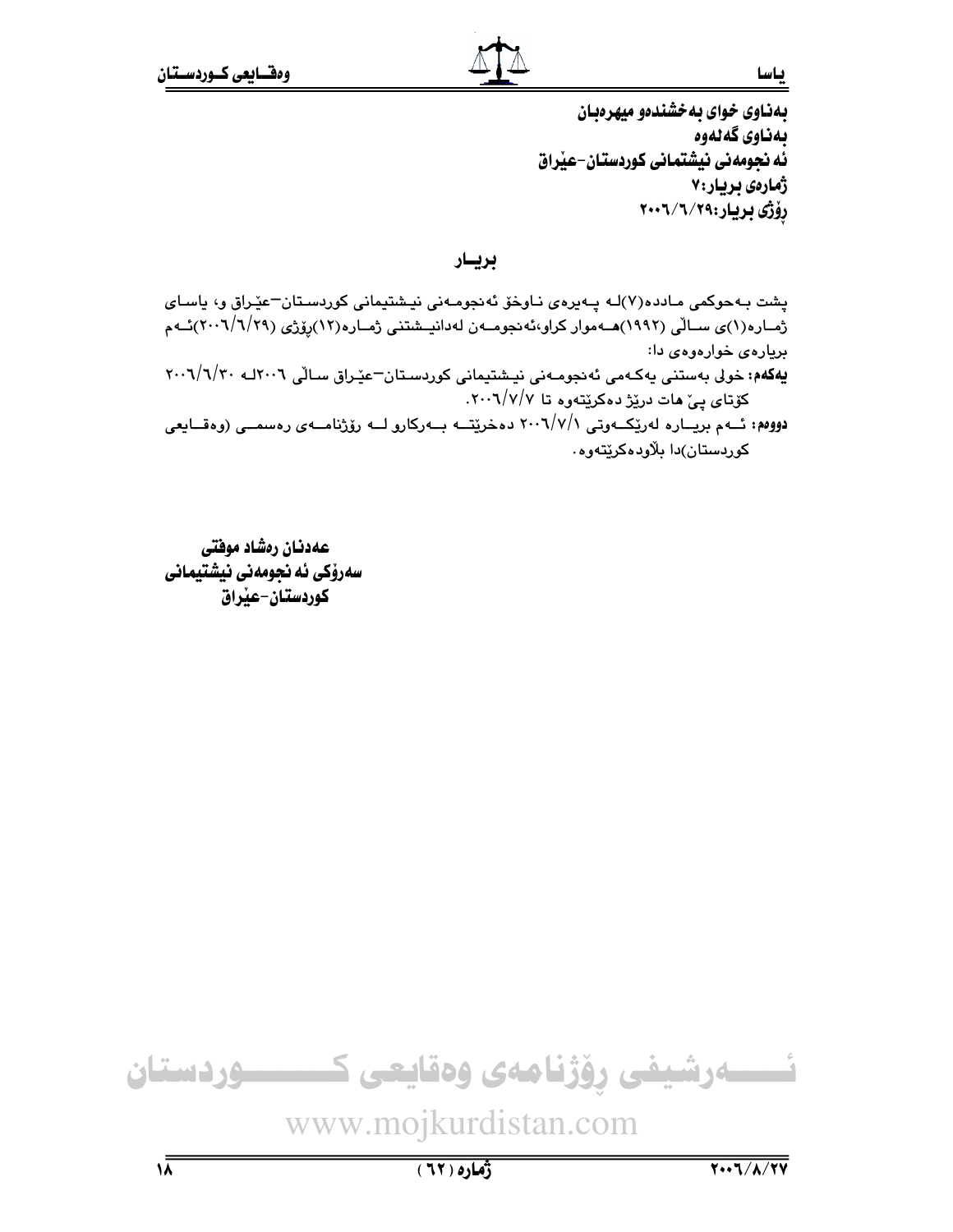بەناوی خوای بەخشندەو میهرەبان

بەناوی گەلەوە

ئەنجومەنی نیشتمانی کوردستان-عێراق

ژمارەی بریار:٧

ڕۆژی بریار:٢٠٠٦/٦/٢٩

## بریــار

پشت بەحوکمی ماددە(٧)لە پەیرەوی ناوخۆ ئەنجومەنی نیشتیمانی کوردستان–عێراق و، یاسای ژمارە(١)ی ساڵی (١٩٩٢)هەموار کراو،ئەنجومەن لەدانیشتنی ژمارە(١٢)ڕۆژی (٢٠٠٦/٦/٢٩)ئەم بریارەی خوارەوەی دا:

**یەکەم:** خولی بەستنی یەکەمی ئەنجومەنی نیشتیمانی کوردستان–عێراق ساڵی ٢٠٠٦لە ٢٠٠٦/٦/٣٠ کۆتای پێ هات درێژ دەکرێتەوە تا ٢٠٠٦/٧/٧.

**دووەم:** ئەم بریارە لەرێکەوتی ٢٠٠٦/٧/١ دەخرێتە بەرکارو لە رۆژنامەی رەسمی (وەقایعی کوردستان)دا بڵاودەکرێتەوە.

**عەدنان رەشاد موفتی**
**سەرۆکی ئەنجومەنی نیشتیمانی**
**کوردستان-عێراق**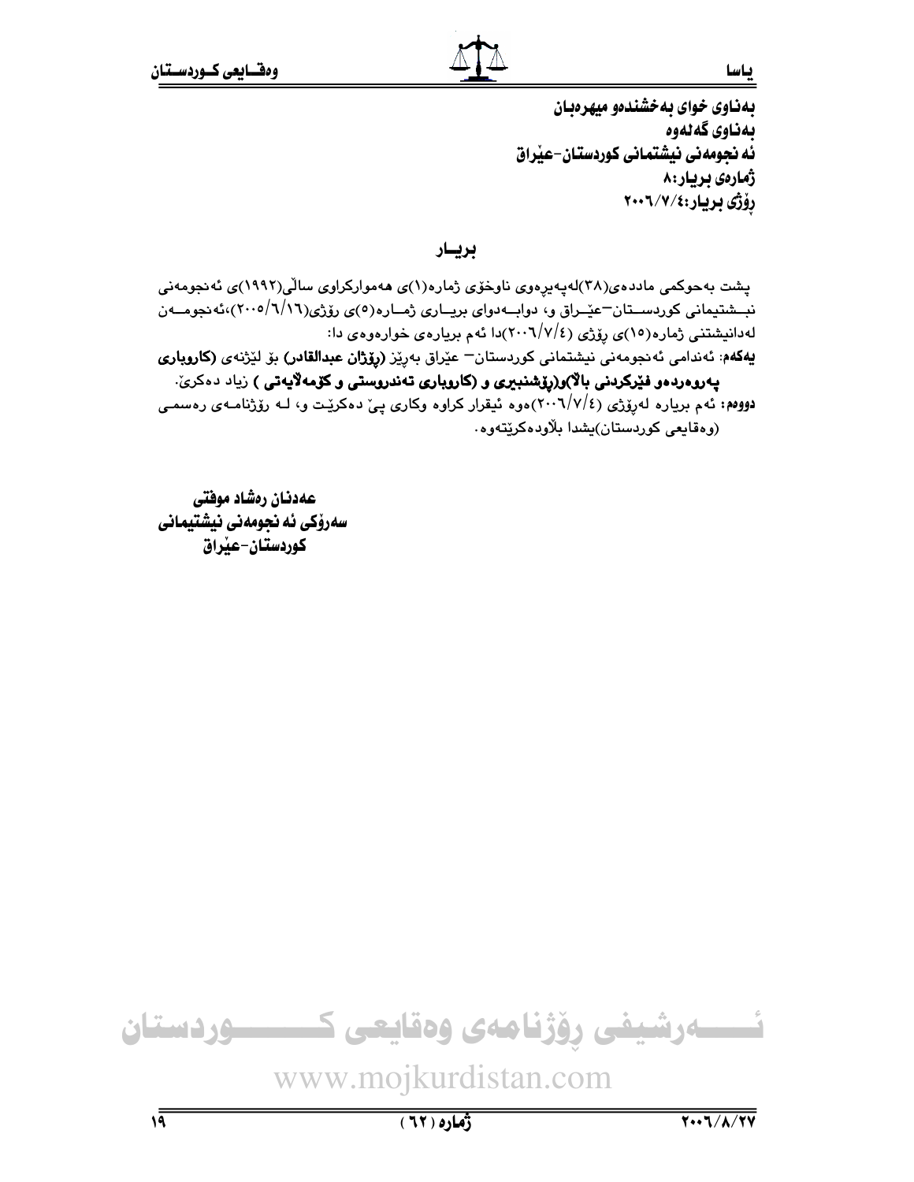**بەناوی خوای بەخشندەو میهرەبان**
**بەناوی گەلەوە**
**ئەنجومەنی نیشتمانی کوردستان-عێراق**
**ژمارەی بریار:٨**
**رۆژی بریار:٢٠٠٦/٧/٤**

## بریــار

پشت بەحوکمی ماددەی(٣٨)لەپەیرەوی ناوخۆی ژمارە(١)ی هەموارکراوی ساڵی(١٩٩٢)ی ئەنجومەنی نیشتیمانی کوردستان–عێراق و، دوابەدوای بریاری ژمارە(٥)ی رۆژی(٢٠٠٥/٦/١٦)،ئەنجومەن لەدانیشتنی ژمارە(١٥)ی رۆژی (٢٠٠٦/٧/٤)دا ئەم بریارەی خوارەوەی دا:

**یەکەم:** ئەندامی ئەنجومەنی نیشتمانی کوردستان– عێراق بەڕێز **(رۆژان عبدالقادر)** بۆ لێژنەی **(کاروباری پەروەردەو فێرکردنی باڵا)و(رۆشنبیری و (کاروباری تەندروستی و کۆمەڵایەتی )** زیاد دەکرێ.

**دووەم:** ئەم بریارە لەرۆژی (٢٠٠٦/٧/٤)ەوە ئیقرار کراوە وکاری پێ دەکرێت و، لە رۆژنامەی رەسمی (وەقایعی کوردستان)یشدا بڵاودەکرێتەوە.

**عەدنان رەشاد موفتی**
**سەرۆکی ئەنجومەنی نیشتیمانی**
**کوردستان-عێراق**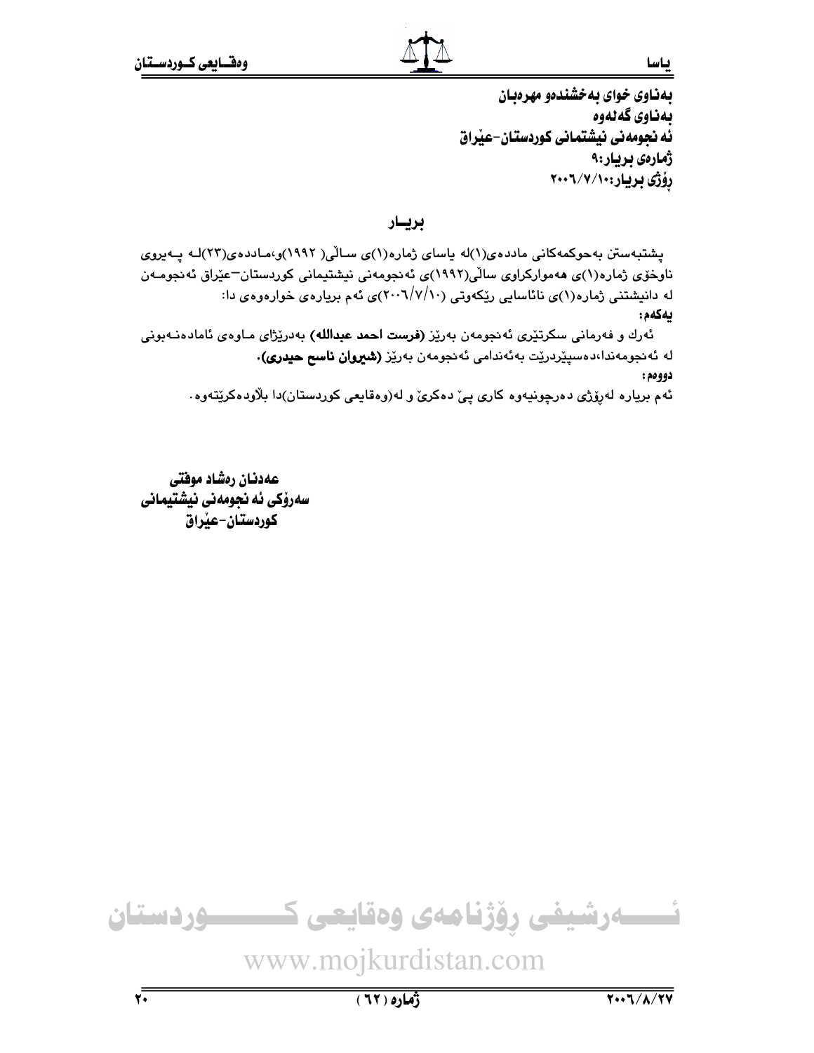بەناوی خوای بەخشندەو میهرەبان
بەناوی گەلەوە
ئەنجومەنی نیشتمانی کوردستان-عێراق
ژمارەی بڕیار:٩
ڕۆژی بڕیار:٢٠٠٦/٧/١٠

## بڕیـار

پشتبەستن بەحوکمەکانی ماددەی(١)لە یاسای ژمارە(١)ی ساڵی( ١٩٩٢)و،ماددەی(٢٣)لە پەیڕەوی ناوخۆی ژمارە(١)ی هەموارکراوی ساڵی(١٩٩٢)ی ئەنجومەنی نیشتیمانی کوردستان–عێراق ئەنجومەن لە دانیشتنی ژمارە(١)ی نائاسایی ڕێکەوتی (٢٠٠٦/٧/١٠)ی ئەم بڕیارەی خوارەوەی دا:

**یەکەم:**

ئەرك و فەرمانی سکرتێری ئەنجومەن بەڕێز **(فرست احمد عبدالله)** بەدرێژای ماوەی ئامادەنەبونی لە ئەنجومەندا،دەسپێردرێت بەئەندامی ئەنجومەن بەڕێز **(شیروان ناسح حیدری).**

**دووەم:**

ئەم بڕیارە لەڕۆژی دەرچونیەوە کاری پێ دەکرێ و لە(وەقایعی کوردستان)دا بڵاودەکرێتەوە.

**عەدنان رەشاد موفتی**
**سەرۆکی ئەنجومەنی نیشتیمانی**
**کوردستان-عێراق**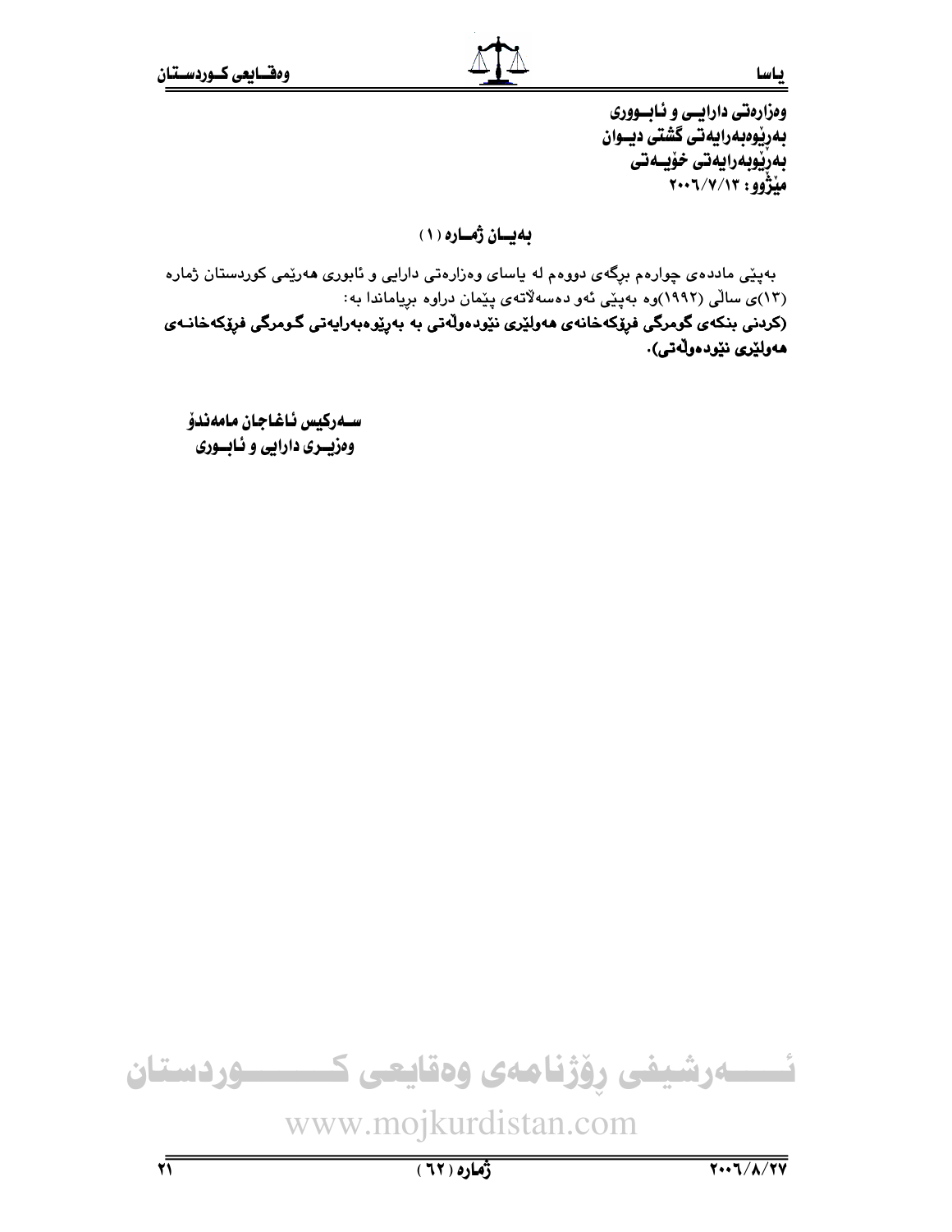وەزارەتی دارایی و ئابووری
بەڕێوەبەرایەتی گشتی دیوان
بەڕێوەبەرایەتی خۆیەتی
مێژوو: ٢٠٠٦/٧/١٣

## بەیان ژمارە (١)

بەپێی ماددەی چوارەم بڕگەی دووەم لە یاسای وەزارەتی دارایی و ئابوری هەرێمی كوردستان ژمارە (١٣)ی ساڵی (١٩٩٢)وە بەپێی ئەو دەسەڵاتەی پێمان دراوە بڕیاماندا بە:

**(كردنی بنكەی گومرگی فڕۆكەخانەی هەولێری نێودەوڵەتی بە بەڕێوەبەرایەتی گومرگی فڕۆكەخانەی هەولێری نێودەوڵەتی).**

**سەركیس ئاغاجان مامەندۆ**
**وەزیری دارایی و ئابوری**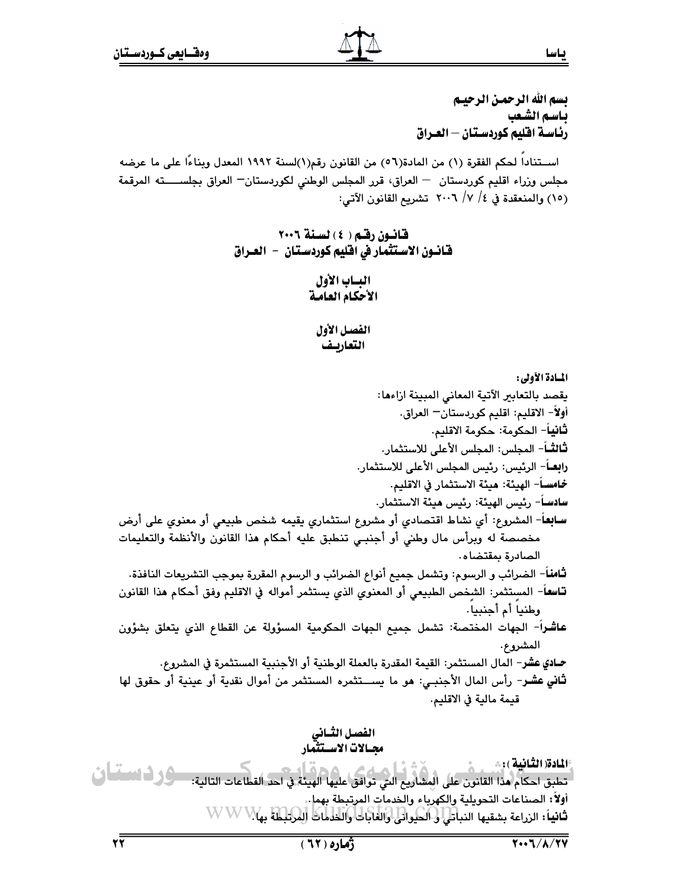بسم الله الرحمن الرحيم
باسم الشعب
رئاسة اقليم كوردستان – العراق

استناداً لحكم الفقرة (١) من المادة(٥٦) من القانون رقم(١)لسنة ١٩٩٢ المعدل وبناءًا على ما عرضه مجلس وزراء اقليم كوردستان – العراق، قرر المجلس الوطني لكوردستان– العراق بجلسته المرقمة (١٥) والمنعقدة في ٤/ ٧/ ٢٠٠٦ تشريع القانون الآتي:

# قانون رقم ( ٤ ) لسنة ٢٠٠٦
# قانون الاستثمار في اقليم كوردستان – العراق

## الباب الأول
## الأحكام العامة

### الفصل الأول
### التعاريف

**المادة الأولى:**

يقصد بالتعابير الآتية المعاني المبينة ازاءها:

**أولاً**- الاقليم: اقليم كوردستان– العراق.

**ثانياً**- الحكومة: حكومة الاقليم.

**ثالثاً**- المجلس: المجلس الأعلى للاستثمار.

**رابعاً**- الرئيس: رئيس المجلس الأعلى للاستثمار.

**خامساً**- الهيئة: هيئة الاستثمار في الاقليم.

**سادساً**- رئيس الهيئة: رئيس هيئة الاستثمار.

**سابعاً**- المشروع: أي نشاط اقتصادي أو مشروع استثماري يقيمه شخص طبيعي أو معنوي على أرض مخصصة له وبرأس مال وطني أو أجنبي تنطبق عليه أحكام هذا القانون والأنظمة والتعليمات الصادرة بمقتضاه.

**ثامناً**- الضرائب و الرسوم: وتشمل جميع أنواع الضرائب و الرسوم المقررة بموجب التشريعات النافذة.

**تاسعاً**- المستثمر: الشخص الطبيعي أو المعنوي الذي يستثمر أمواله في الاقليم وفق أحكام هذا القانون وطنياً أم أجنبياً.

**عاشراً**- الجهات المختصة: تشمل جميع الجهات الحكومية المسؤولة عن القطاع الذي يتعلق بشؤون المشروع.

**حادي عشر**- المال المستثمر: القيمة المقدرة بالعملة الوطنية أو الأجنبية المستثمرة في المشروع.

**ثاني عشر**- رأس المال الأجنبي: هو ما يستثمره المستثمر من أموال نقدية أو عينية أو حقوق لها قيمة مالية في الاقليم.

### الفصل الثاني
### مجالات الاستثمار

**المادة( الثانية ):**

تطبق احكام هذا القانون على المشاريع التي توافق عليها الهيئة في احد القطاعات التالية:

**أولاً**: الصناعات التحويلية والكهرباء والخدمات المرتبطة بهما.

**ثانياً**: الزراعة بشقيها النباتي و الحيواني والغابات والخدمات المرتبطة بها.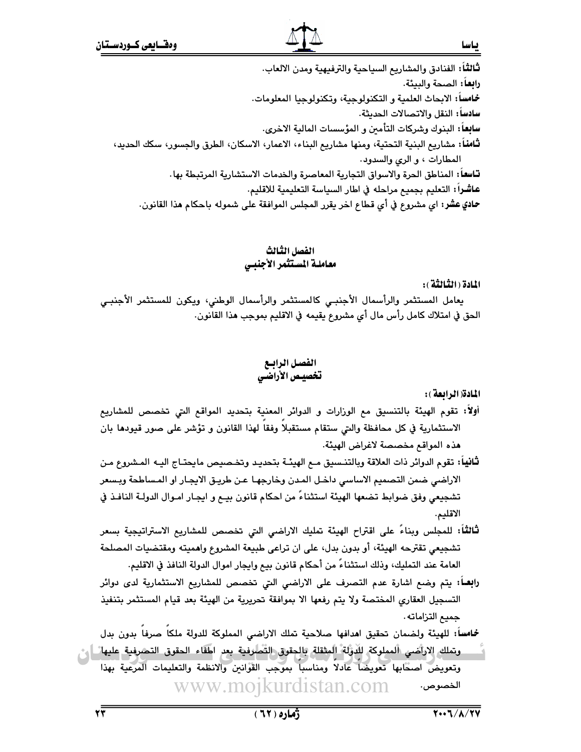**ثالثاً:** الفنادق والمشاريع السياحية والترفيهية ومدن الالعاب.

**رابعاً:** الصحة والبيئة.

**خامساً:** الابحاث العلمية و التكنولوجية، وتكنولوجيا المعلومات.

**سادساً:** النقل والاتصالات الحديثة.

**سابعاً:** البنوك وشركات التأمين و المؤسسات المالية الاخرى.

**ثامناً:** مشاريع البنية التحتية، ومنها مشاريع البناء، الاعمار، الاسكان، الطرق والجسور، سكك الحديد، المطارات ، و الري والسدود.

**تاسعاً:** المناطق الحرة والاسواق التجارية المعاصرة والخدمات الاستشارية المرتبطة بها.

**عاشراً:** التعليم بجميع مراحله في اطار السياسة التعليمية للاقليم.

**حادي عشر:** اي مشروع في أي قطاع اخر يقرر المجلس الموافقة على شموله باحكام هذا القانون.

## الفصل الثالث
## معاملة المستثمر الأجنبي

**المادة (الثالثة):**

يعامل المستثمر والرأسمال الأجنبي كالمستثمر والرأسمال الوطني، ويكون للمستثمر الأجنبي الحق في امتلاك كامل رأس مال أي مشروع يقيمه في الاقليم بموجب هذا القانون.

## الفصل الرابع
## تخصيص الأراضي

**المادة (الرابعة):**

**أولاً:** تقوم الهيئة بالتنسيق مع الوزارات و الدوائر المعنية بتحديد المواقع التي تخصص للمشاريع الاستثمارية في كل محافظة والتي ستقام مستقبلاً وفقاً لهذا القانون و تؤشر على صور قيودها بان هذه المواقع مخصصة لاغراض الهيئة.

**ثانياً:** تقوم الدوائر ذات العلاقة وبالتنسيق مع الهيئة بتحديد وتخصيص مايحتاج اليه المشروع من الاراضي ضمن التصميم الاساسي داخل المدن وخارجها عن طريق الايجار او المساطحة وبسعر تشجيعي وفق ضوابط تضعها الهيئة استثناءً من احكام قانون بيع و ايجار اموال الدولة النافذ في الاقليم.

**ثالثاً:** للمجلس وبناءً على اقتراح الهيئة تمليك الاراضي التي تخصص للمشاريع الاستراتيجية بسعر تشجيعي تقترحه الهيئة، أو بدون بدل، على ان تراعى طبيعة المشروع واهميته ومقتضيات المصلحة العامة عند التمليك، وذلك استثناءً من أحكام قانون بيع وايجار اموال الدولة النافذ في الاقليم.

**رابعاً:** يتم وضع اشارة عدم التصرف على الاراضي التي تخصص للمشاريع الاستثمارية لدى دوائر التسجيل العقاري المختصة ولا يتم رفعها الا بموافقة تحريرية من الهيئة بعد قيام المستثمر بتنفيذ جميع التزاماته.

**خامساً:** للهيئة ولضمان تحقيق اهدافها صلاحية تملك الاراضي المملوكة للدولة ملكاً صرفاً بدون بدل وتملك الاراضي المملوكة للدولة المثقلة بالحقوق التصرفية بعد اطفاء الحقوق التصرفية عليها وتعويض اصحابها تعويضاً عادلاً ومناسباً بموجب القوانين والانظمة والتعليمات المرعية بهذا الخصوص.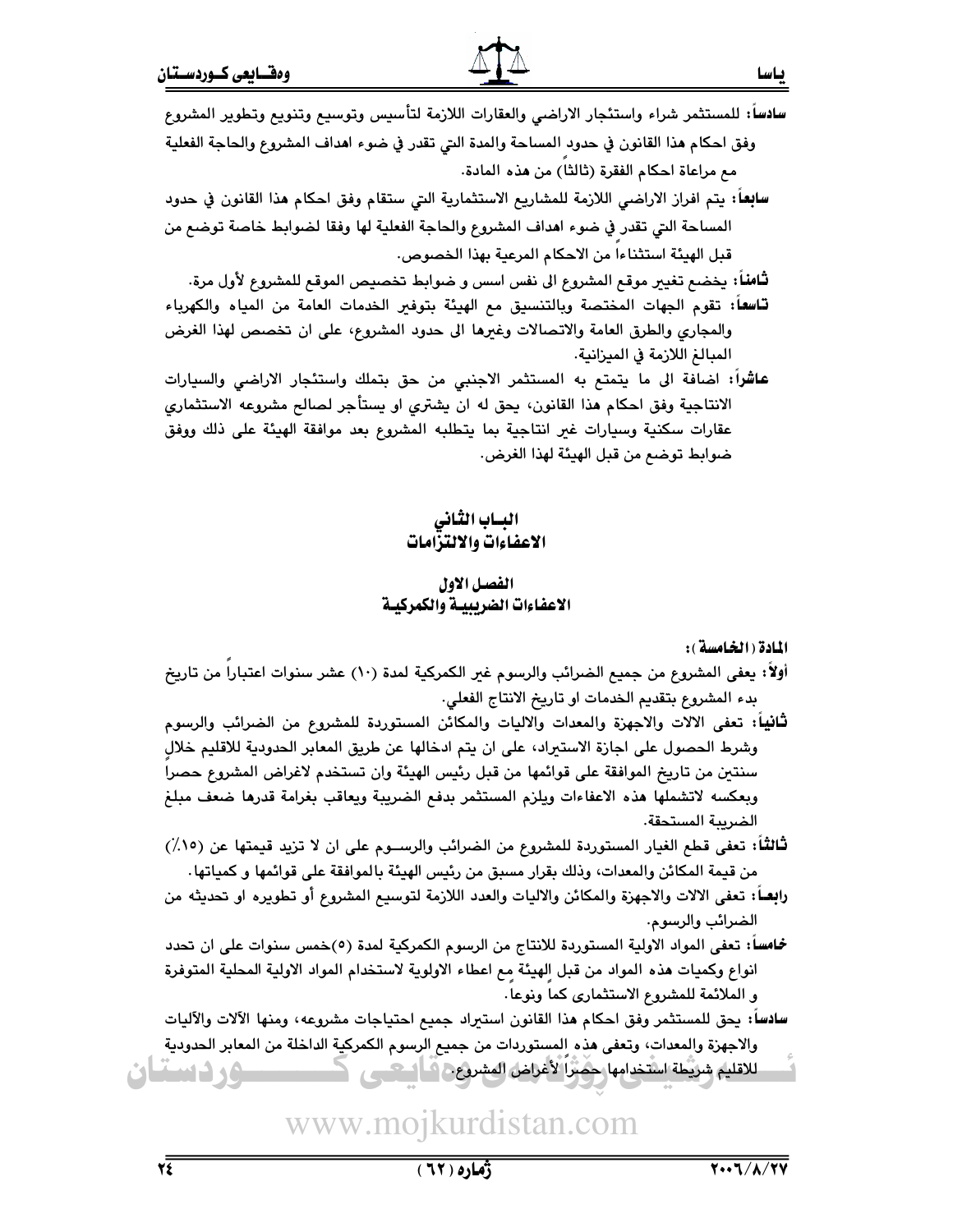**سادساً:** للمستثمر شراء واستئجار الاراضي والعقارات اللازمة لتأسيس وتوسيع وتنويع وتطوير المشروع وفق احكام هذا القانون في حدود المساحة والمدة التي تقدر في ضوء اهداف المشروع والحاجة الفعلية مع مراعاة احكام الفقرة (ثالثاً) من هذه المادة.

**سابعاً:** يتم افراز الاراضي اللازمة للمشاريع الاستثمارية التي ستقام وفق احكام هذا القانون في حدود المساحة التي تقدر في ضوء اهداف المشروع والحاجة الفعلية لها وفقا لضوابط خاصة توضع من قبل الهيئة استثناءاً من الاحكام المرعية بهذا الخصوص.

**ثامناً:** يخضع تغيير موقع المشروع الى نفس اسس و ضوابط تخصيص الموقع للمشروع لأول مرة.

**تاسعاً:** تقوم الجهات المختصة وبالتنسيق مع الهيئة بتوفير الخدمات العامة من المياه والكهرباء والمجاري والطرق العامة والاتصالات وغيرها الى حدود المشروع، على ان تخصص لهذا الغرض المبالغ اللازمة في الميزانية.

**عاشراً:** اضافة الى ما يتمتع به المستثمر الاجنبي من حق بتملك واستئجار الاراضي والسيارات الانتاجية وفق احكام هذا القانون، يحق له ان يشتري او يستأجر لصالح مشروعه الاستثماري عقارات سكنية وسيارات غير انتاجية بما يتطلبه المشروع بعد موافقة الهيئة على ذلك ووفق ضوابط توضع من قبل الهيئة لهذا الغرض.

## الباب الثاني
## الاعفاءات والالتزامات

### الفصل الاول
### الاعفاءات الضريبية والكمركية

**المادة (الخامسة):**

**أولاً:** يعفى المشروع من جميع الضرائب والرسوم غير الكمركية لمدة (١٠) عشر سنوات اعتباراً من تاريخ بدء المشروع بتقديم الخدمات او تاريخ الانتاج الفعلي.

**ثانياً:** تعفى الالات والاجهزة والمعدات والاليات والمكائن المستوردة للمشروع من الضرائب والرسوم وبشرط الحصول على اجازة الاستيراد، على ان يتم ادخالها عن طريق المعابر الحدودية للاقليم خلال سنتين من تاريخ الموافقة على قوائمها من قبل رئيس الهيئة وان تستخدم لاغراض المشروع حصراً وبعكسه لاتشملها هذه الاعفاءات ويلزم المستثمر بدفع الضريبة ويعاقب بغرامة قدرها ضعف مبلغ الضريبة المستحقة.

**ثالثاً:** تعفى قطع الغيار المستوردة للمشروع من الضرائب والرسوم على ان لا تزيد قيمتها عن (١٥٪) من قيمة المكائن والمعدات، وذلك بقرار مسبق من رئيس الهيئة بالموافقة على قوائمها و كمياتها.

**رابعاً:** تعفى الالات والاجهزة والمكائن والاليات والعدد اللازمة لتوسيع المشروع أو تطويره او تحديثه من الضرائب والرسوم.

**خامساً:** تعفى المواد الاولية المستوردة للانتاج من الرسوم الكمركية لمدة (٥) خمس سنوات على ان تحدد انواع وكميات هذه المواد من قبل الهيئة مع اعطاء الاولوية لاستخدام المواد الاولية المحلية المتوفرة و الملائمة للمشروع الاستثماري كماً ونوعاً.

**سادساً:** يحق للمستثمر وفق احكام هذا القانون استيراد جميع احتياجات مشروعه، ومنها الآلات والآليات والاجهزة والمعدات، وتعفى هذه المستوردات من جميع الرسوم الكمركية الداخلة من المعابر الحدودية للاقليم شريطة استخدامها حصراً لأغراض المشروع.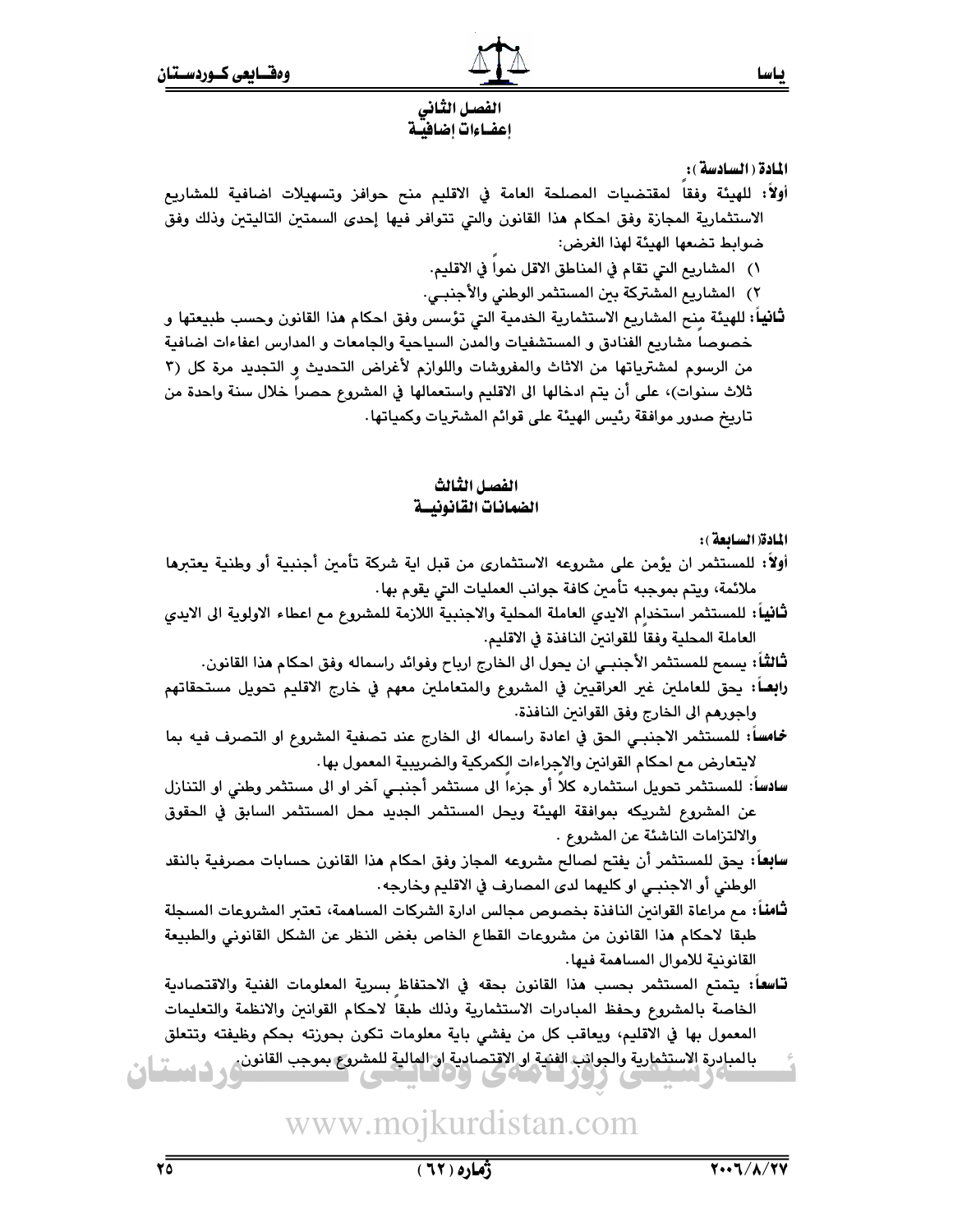## الفصل الثاني
## إعفـاءات إضافيـة

**المادة ( السادسة ):**

**أولاً:** للهيئة وفقاً لمقتضيات المصلحة العامة في الاقليم منح حوافز وتسهيلات اضافية للمشاريع الاستثمارية المجازة وفق احكام هذا القانون والتي تتوافر فيها إحدى السمتين التاليتين وذلك وفق ضوابط تضعها الهيئة لهذا الغرض:

١) المشاريع التي تقام في المناطق الاقل نمواً في الاقليم.

٢) المشاريع المشتركة بين المستثمر الوطني والأجنبـي.

**ثانياً:** للهيئة منح المشاريع الاستثمارية الخدمية التي تؤسس وفق احكام هذا القانون وحسب طبيعتها و خصوصاً مشاريع الفنادق و المستشفيات والمدن السياحية والجامعات و المدارس اعفاءات اضافية من الرسوم لمشترياتها من الاثاث والمفروشات واللوازم لأغراض التحديث و التجديد مرة كل (٣ ثلاث سنوات)، على أن يتم ادخالها الى الاقليم واستعمالها في المشروع حصراً خلال سنة واحدة من تاريخ صدور موافقة رئيس الهيئة على قوائم المشتريات وكمياتها.

## الفصل الثالث
## الضمانات القانونيــة

**المادة( السابعة ):**

**أولاً:** للمستثمر ان يؤمن على مشروعه الاستثماري من قبل اية شركة تأمين أجنبية أو وطنية يعتبرها ملائمة، ويتم بموجبه تأمين كافة جوانب العمليات التي يقوم بها.

**ثانياً:** للمستثمر استخدام الايدي العاملة المحلية والاجنبية اللازمة للمشروع مع اعطاء الاولوية الى الايدي العاملة المحلية وفقاً للقوانين النافذة في الاقليم.

**ثالثاً:** يسمح للمستثمر الأجنبـي ان يحول الى الخارج ارباح وفوائد راسماله وفق احكام هذا القانون.

**رابعاً:** يحق للعاملين غير العراقيين في المشروع والمتعاملين معهم في خارج الاقليم تحويل مستحقاتهم واجورهم الى الخارج وفق القوانين النافذة.

**خامساً:** للمستثمر الاجنبـي الحق في اعادة راسماله الى الخارج عند تصفية المشروع او التصرف فيه بما لايتعارض مع احكام القوانين والإجراءات الكمركية والضريبية المعمول بها.

**سادساً:** للمستثمر تحويل استثماره كلاً أو جزءاً الى مستثمر أجنبـي آخر او الى مستثمر وطني او التنازل عن المشروع لشريكه بموافقة الهيئة ويحل المستثمر الجديد محل المستثمر السابق في الحقوق والالتزامات الناشئة عن المشروع .

**سابعاً:** يحق للمستثمر أن يفتح لصالح مشروعه المجاز وفق احكام هذا القانون حسابات مصرفية بالنقد الوطني أو الاجنبـي او كليهما لدى المصارف في الاقليم وخارجه.

**ثامناً:** مع مراعاة القوانين النافذة بخصوص مجالس ادارة الشركات المساهمة، تعتبر المشروعات المسجلة طبقا لاحكام هذا القانون من مشروعات القطاع الخاص بغض النظر عن الشكل القانوني والطبيعة القانونية للاموال المساهمة فيها.

**تاسعاً:** يتمتع المستثمر بحسب هذا القانون بحقه في الاحتفاظ بسرية المعلومات الفنية والاقتصادية الخاصة بالمشروع وحفظ المبادرات الاستثمارية وذلك طبقاً لاحكام القوانين والانظمة والتعليمات المعمول بها في الاقليم، ويعاقب كل من يفشي باية معلومات تكون بحوزته بحكم وظيفته وتتعلق بالمبادرة الاستثمارية والجوانب الفنية او الاقتصادية او المالية للمشروع بموجب القانون.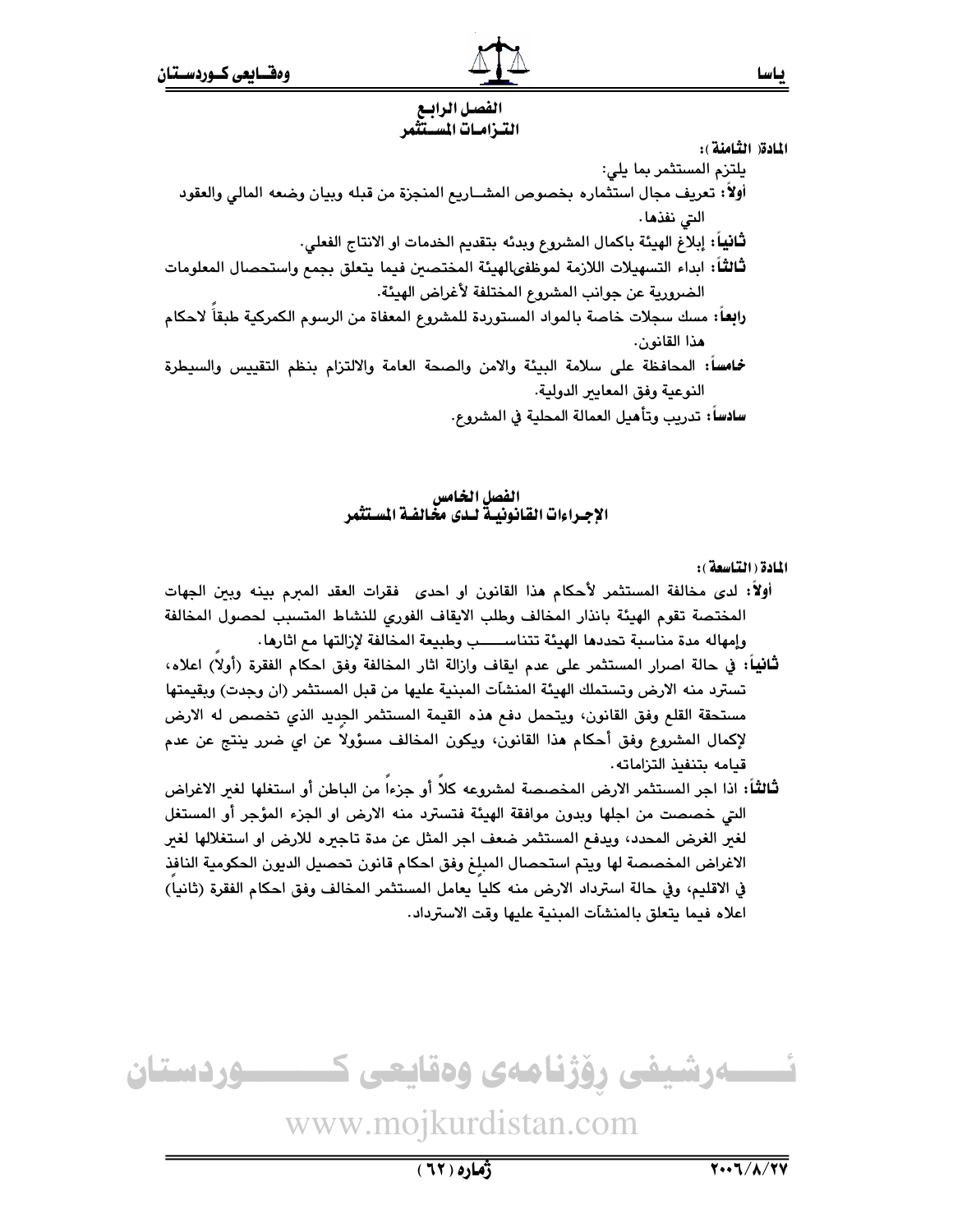## الفصل الرابع
## التـزامـات المسـتثمر

**المادة ( الثامنة ):**

يلتزم المستثمر بما يلي:

**أولاً:** تعريف مجال استثماره بخصوص المشـاريع المنجزة من قبله وبيان وضعه المالي والعقود التي نفذها.

**ثانياً:** إبلاغ الهيئة باكمال المشروع وبدئه بتقديم الخدمات او الانتاج الفعلي.

**ثالثاً:** ابداء التسهيلات اللازمة لموظفي الهيئة المختصين فيما يتعلق بجمع واستحصال المعلومات الضرورية عن جوانب المشروع المختلفة لأغراض الهيئة.

**رابعاً:** مسك سجلات خاصة بالمواد المستوردة للمشروع المعفاة من الرسوم الكمركية طبقاً لاحكام هذا القانون.

**خامساً:** المحافظة على سلامة البيئة والامن والصحة العامة والالتزام بنظم التقييس والسيطرة النوعية وفق المعايير الدولية.

**سادساً:** تدريب وتأهيل العمالة المحلية في المشروع.

## الفصل الخامس
## الإجـراءات القانونيـة لـدى مخالفـة المستثمر

**المادة ( التاسعة ):**

**أولاً:** لدى مخالفة المستثمر لأحكام هذا القانون او احدى فقرات العقد المبرم بينه وبين الجهات المختصة تقوم الهيئة بانذار المخالف وطلب الايقاف الفوري للنشاط المتسبب لحصول المخالفة وإمهاله مدة مناسبة تحددها الهيئة تتناسـب وطبيعة المخالفة لإزالتها مع اثارها.

**ثانياً:** في حالة اصرار المستثمر على عدم ايقاف وازالة اثار المخالفة وفق احكام الفقرة (أولاً) اعلاه، تسترد منه الارض وتستملك الهيئة المنشآت المبنية عليها من قبل المستثمر (ان وجدت) وبقيمتها مستحقة القلع وفق القانون، ويتحمل دفع هذه القيمة المستثمر الجديد الذي تخصص له الارض لإكمال المشروع وفق أحكام هذا القانون، ويكون المخالف مسؤولاً عن اي ضرر ينتج عن عدم قيامه بتنفيذ التزاماته.

**ثالثاً:** اذا اجر المستثمر الارض المخصصة لمشروعه كلاً أو جزءاً من الباطن أو استغلها لغير الاغراض التي خصصت من اجلها وبدون موافقة الهيئة فتسترد منه الارض او الجزء المؤجر أو المستغل لغير الغرض المحدد، ويدفع المستثمر ضعف اجر المثل عن مدة تاجيره للارض او استغلالها لغير الاغراض المخصصة لها ويتم استحصال المبلغ وفق احكام قانون تحصيل الديون الحكومية النافذ في الاقليم، وفي حالة استرداد الارض منه كلياً يعامل المستثمر المخالف وفق احكام الفقرة (ثانياً) اعلاه فيما يتعلق بالمنشآت المبنية عليها وقت الاسترداد.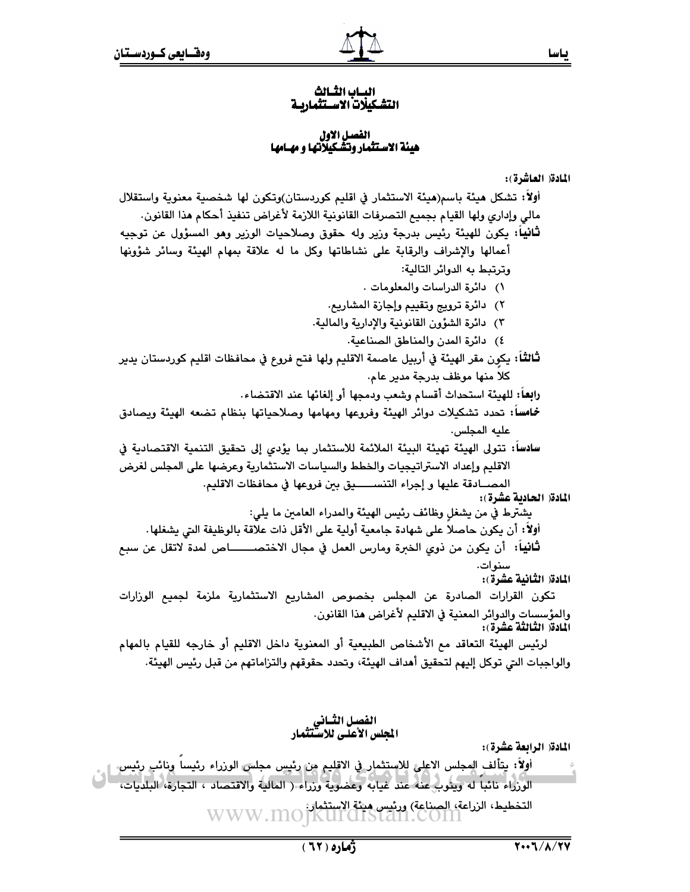# الباب الثالث
# التشكيلات الاستثمارية

## الفصل الاول
## هيئة الاستثمار وتشكيلاتها و مهامها

**المادة( العاشرة ):**

**أولاً:** تشكل هيئة باسم(هيئة الاستثمار في اقليم كوردستان)وتكون لها شخصية معنوية واستقلال مالي وإداري ولها القيام بجميع التصرفات القانونية اللازمة لأغراض تنفيذ أحكام هذا القانون.

**ثانياً:** يكون للهيئة رئيس بدرجة وزير وله حقوق وصلاحيات الوزير وهو المسؤول عن توجيه أعمالها والإشراف والرقابة على نشاطاتها وكل ما له علاقة بمهام الهيئة وسائر شؤونها وترتبط به الدوائر التالية:

١) دائرة الدراسات والمعلومات .
٢) دائرة ترويج وتقييم وإجازة المشاريع.
٣) دائرة الشؤون القانونية والإدارية والمالية.
٤) دائرة المدن والمناطق الصناعية.

**ثالثاً:** يكون مقر الهيئة في أربيل عاصمة الاقليم ولها فتح فروع في محافظات اقليم كوردستان يدير كلاً منها موظف بدرجة مدير عام.

**رابعاً:** للهيئة استحداث أقسام وشعب ودمجها أو إلغائها عند الاقتضاء.

**خامساً:** تحدد تشكيلات دوائر الهيئة وفروعها ومهامها وصلاحياتها بنظام تضعه الهيئة ويصادق عليه المجلس.

**سادساً:** تتولى الهيئة تهيئة البيئة الملائمة للاستثمار بما يؤدي إلى تحقيق التنمية الاقتصادية في الاقليم وإعداد الاستراتيجيات والخطط والسياسات الاستثمارية وعرضها على المجلس لغرض المصادقة عليها و إجراء التنسيق بين فروعها في محافظات الاقليم.

**المادة( الحادية عشرة ):**

يشترط في من يشغل وظائف رئيس الهيئة والمدراء العامين ما يلي:

**أولاً:** أن يكون حاصلاً على شهادة جامعية أولية على الأقل ذات علاقة بالوظيفة التي يشغلها.

**ثانياً:** أن يكون من ذوي الخبرة ومارس العمل في مجال الاختصاص لمدة لاتقل عن سبع سنوات.

**المادة( الثانية عشرة ):**

تكون القرارات الصادرة عن المجلس بخصوص المشاريع الاستثمارية ملزمة لجميع الوزارات والمؤسسات والدوائر المعنية في الاقليم لأغراض هذا القانون.

**المادة( الثالثة عشرة ):**

لرئيس الهيئة التعاقد مع الأشخاص الطبيعية أو المعنوية داخل الاقليم أو خارجه للقيام بالمهام والواجبات التي توكل إليهم لتحقيق أهداف الهيئة، وتحدد حقوقهم والتزاماتهم من قبل رئيس الهيئة.

## الفصل الثاني
## المجلس الأعلى للاستثمار

**المادة( الرابعة عشرة ):**

**أولاً:** يتألف المجلس الاعلى للاستثمار في الاقليم من رئيس مجلس الوزراء رئيساً ونائب رئيس الوزراء نائباً له وينوب عنه عند غيابه وعضوية وزراء ( المالية والاقتصاد ، التجارة، البلديات، التخطيط، الزراعة، الصناعة) ورئيس هيئة الاستثمار.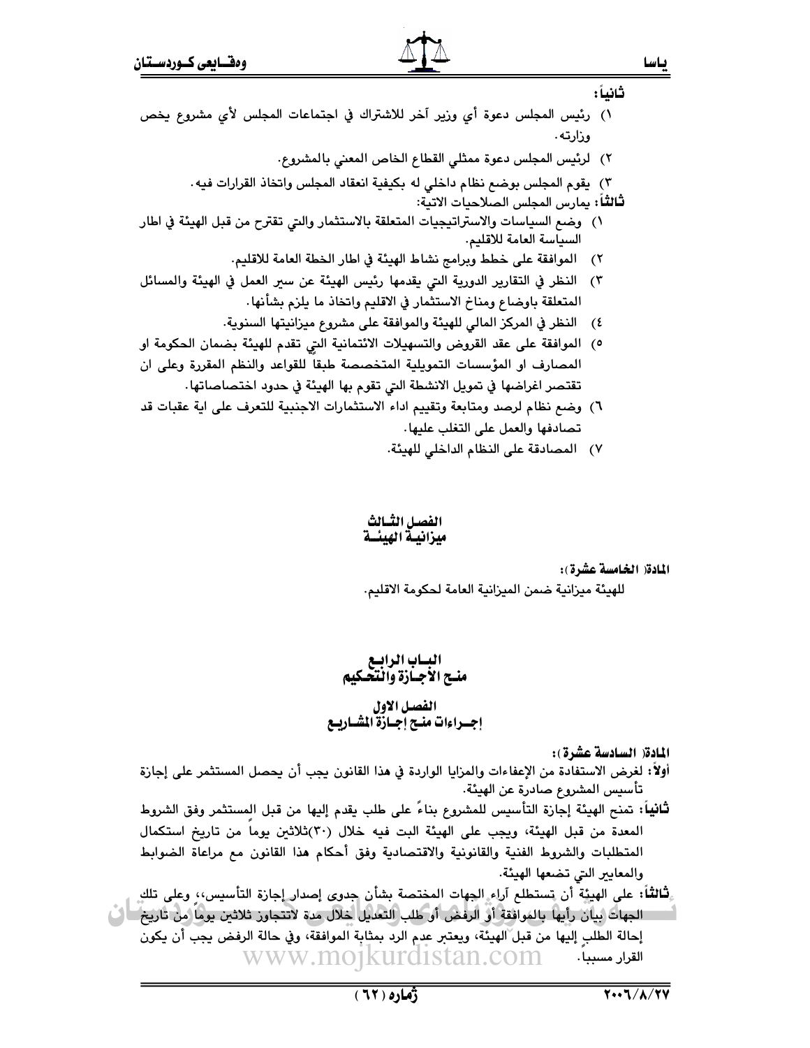ثانياً:

١) رئيس المجلس دعوة أي وزير آخر للاشتراك في اجتماعات المجلس لأي مشروع يخص وزارته.

٢) لرئيس المجلس دعوة ممثلي القطاع الخاص المعني بالمشروع.

٣) يقوم المجلس بوضع نظام داخلي له بكيفية انعقاد المجلس واتخاذ القرارات فيه.

**ثالثاً:** يمارس المجلس الصلاحيات الاتية:

١) وضع السياسات والاستراتيجيات المتعلقة بالاستثمار والتي تقترح من قبل الهيئة في اطار السياسة العامة للاقليم.

٢) الموافقة على خطط وبرامج نشاط الهيئة في اطار الخطة العامة للاقليم.

٣) النظر في التقارير الدورية التي يقدمها رئيس الهيئة عن سير العمل في الهيئة والمسائل المتعلقة باوضاع ومناخ الاستثمار في الاقليم واتخاذ ما يلزم بشأنها.

٤) النظر في المركز المالي للهيئة والموافقة على مشروع ميزانيتها السنوية.

٥) الموافقة على عقد القروض والتسهيلات الائتمانية التي تقدم للهيئة بضمان الحكومة او المصارف او المؤسسات التمويلية المتخصصة طبقاً للقواعد والنظم المقررة وعلى ان تقتصر اغراضها في تمويل الانشطة التي تقوم بها الهيئة في حدود اختصاصاتها.

٦) وضع نظام لرصد ومتابعة وتقييم اداء الاستثمارات الاجنبية للتعرف على اية عقبات قد تصادفها والعمل على التغلب عليها.

٧) المصادقة على النظام الداخلي للهيئة.

## الفصل الثالث
## ميزانية الهيئة

**المادة( الخامسة عشرة ):**

للهيئة ميزانية ضمن الميزانية العامة لحكومة الاقليم.

# الباب الرابع
# منح الأجازة والتحكيم

## الفصل الاول
## إجراءات منح إجازة المشاريع

**المادة( السادسة عشرة ):**

**أولاً:** لغرض الاستفادة من الإعفاءات والمزايا الواردة في هذا القانون يجب أن يحصل المستثمر على إجازة تأسيس المشروع صادرة عن الهيئة.

**ثانياً:** تمنح الهيئة إجازة التأسيس للمشروع بناءً على طلب يقدم إليها من قبل المستثمر وفق الشروط المعدة من قبل الهيئة، ويجب على الهيئة البت فيه خلال (٣٠)ثلاثين يوماً من تاريخ استكمال المتطلبات والشروط الفنية والقانونية والاقتصادية وفق أحكام هذا القانون مع مراعاة الضوابط والمعايير التي تضعها الهيئة.

**ثالثاً:** على الهيئة أن تستطلع آراء الجهات المختصة بشأن جدوى إصدار إجازة التأسيس،، وعلى تلك الجهات بيان رأيها بالموافقة أو الرفض أو طلب التعديل خلال مدة لاتتجاوز ثلاثين يوماً من تاريخ إحالة الطلب إليها من قبل الهيئة، ويعتبر عدم الرد بمثابة الموافقة، وفي حالة الرفض يجب أن يكون القرار مسبباً.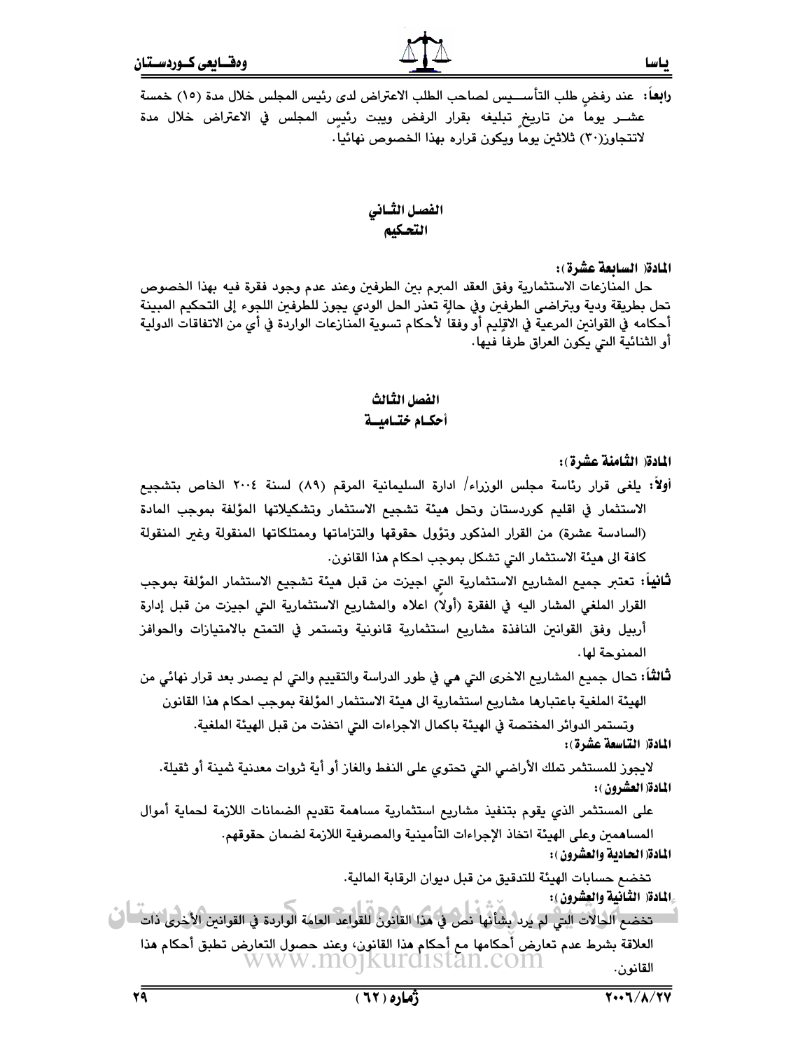**رابعاً:** عند رفض طلب التأسـيس لصاحب الطلب الاعتراض لدى رئيس المجلس خلال مدة (١٥) خمسة عشـر يوماً من تاريخ تبليغه بقرار الرفض ويبت رئيس المجلس في الاعتراض خلال مدة لاتتجاوز(٣٠) ثلاثين يوماً ويكون قراره بهذا الخصوص نهائياً.

## الفصل الثـاني
## التحكيم

**المادة( السابعة عشرة):**

حل المنازعات الاستثمارية وفق العقد المبرم بين الطرفين وعند عدم وجود فقرة فيه بهذا الخصوص تحل بطريقة ودية وبتراضي الطرفين وفي حالة تعذر الحل الودي يجوز للطرفين اللجوء إلى التحكيم المبينة أحكامه في القوانين المرعية في الاقليم أو وفقاً لأحكام تسوية المنازعات الواردة في أي من الاتفاقات الدولية أو الثنائية التي يكون العراق طرفا فيها.

## الفصل الثالث
## أحكـام ختـاميــة

**المادة( الثامنة عشرة):**

**أولاً:** يلغى قرار رئاسة مجلس الوزراء/ ادارة السليمانية المرقم (٨٩) لسنة ٢٠٠٤ الخاص بتشجيع الاستثمار في اقليم كوردستان وتحل هيئة تشجيع الاستثمار وتشكيلاتها المؤلفة بموجب المادة (السادسة عشرة) من القرار المذكور وتؤول حقوقها والتزاماتها وممتلكاتها المنقولة وغير المنقولة كافة الى هيئة الاستثمار التي تشكل بموجب احكام هذا القانون.

**ثانياً:** تعتبر جميع المشاريع الاستثمارية التي اجيزت من قبل هيئة تشجيع الاستثمار المؤلفة بموجب القرار الملغي المشار اليه في الفقرة (أولاً) اعلاه والمشاريع الاستثمارية التي اجيزت من قبل إدارة أربيل وفق القوانين النافذة مشاريع استثمارية قانونية وتستمر في التمتع بالامتيازات والحوافز الممنوحة لها.

**ثالثاً:** تحال جميع المشاريع الاخرى التي هي في طور الدراسة والتقييم والتي لم يصدر بعد قرار نهائي من الهيئة الملغية باعتبارها مشاريع استثمارية الى هيئة الاستثمار المؤلفة بموجب احكام هذا القانون وتستمر الدوائر المختصة في الهيئة باكمال الاجراءات التي اتخذت من قبل الهيئة الملغية.

**المادة( التاسعة عشرة):**

لايجوز للمستثمر تملك الأراضي التي تحتوي على النفط والغاز أو أية ثروات معدنية ثمينة أو ثقيلة.

**المادة( العشرون):**

على المستثمر الذي يقوم بتنفيذ مشاريع استثمارية مساهمة تقديم الضمانات اللازمة لحماية أموال المساهمين وعلى الهيئة اتخاذ الإجراءات التأمينية والمصرفية اللازمة لضمان حقوقهم.

**المادة( الحادية والعشرون):**

تخضع حسابات الهيئة للتدقيق من قبل ديوان الرقابة المالية.

**المادة( الثانية والعشرون):**

تخضع الحالات التي لم يرد بشأنها نص في هذا القانون للقواعد العامة الواردة في القوانين الأخرى ذات العلاقة بشرط عدم تعارض أحكامها مع أحكام هذا القانون، وعند حصول التعارض تطبق أحكام هذا القانون.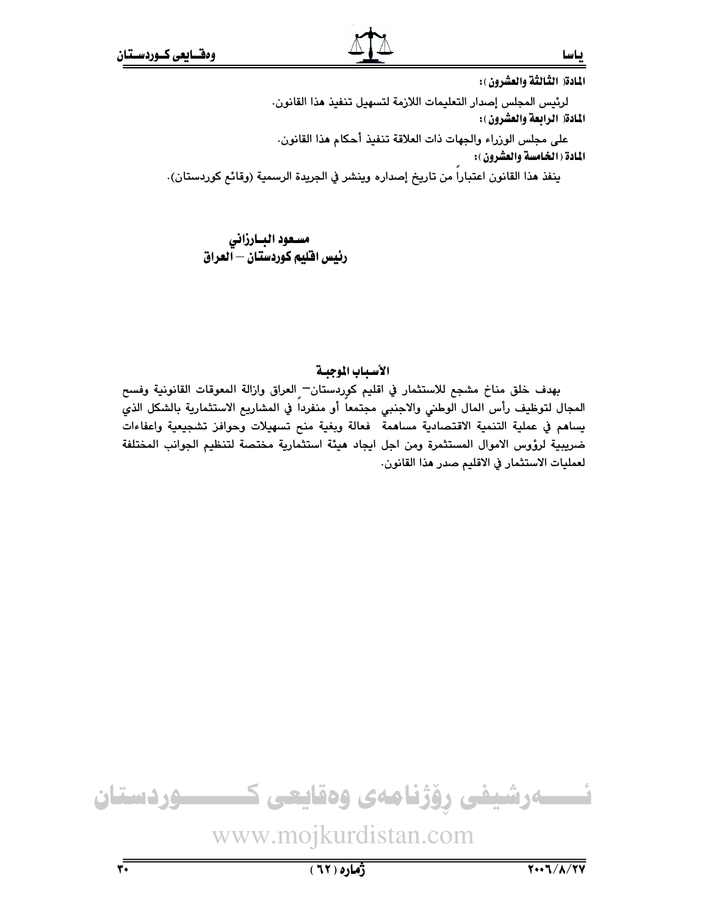**المادة( الثالثة والعشرون ):**

لرئيس المجلس إصدار التعليمات اللازمة لتسهيل تنفيذ هذا القانون.

**المادة( الرابعة والعشرون ):**

على مجلس الوزراء والجهات ذات العلاقة تنفيذ أحكام هذا القانون.

**المادة ( الخامسة والعشرون ):**

ينفذ هذا القانون اعتباراً من تاريخ إصداره وينشر في الجريدة الرسمية (وقائع كوردستان).

**مسعود البارزاني**
**رئيس اقليم كوردستان – العراق**

## الأسباب الموجبة

بهدف خلق مناخ مشجع للاستثمار في اقليم كوردستان– العراق وازالة المعوقات القانونية وفسح المجال لتوظيف رأس المال الوطني والاجنبي مجتمعاً أو منفرداً في المشاريع الاستثمارية بالشكل الذي يساهم في عملية التنمية الاقتصادية مساهمة فعالة وبغية منح تسهيلات وحوافز تشجيعية واعفاءات ضريبية لرؤوس الاموال المستثمرة ومن اجل ايجاد هيئة استثمارية مختصة لتنظيم الجوانب المختلفة لعمليات الاستثمار في الاقليم صدر هذا القانون.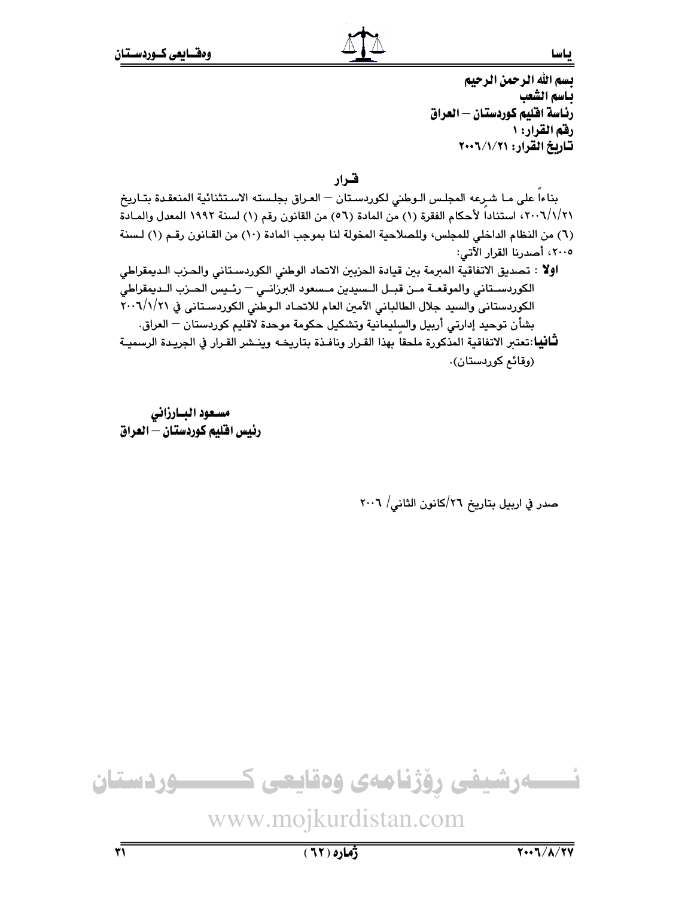**بسم الله الرحمن الرحيم**
**باسم الشعب**
**رئاسة اقليم كوردستان – العراق**
**رقم القرار: ١**
**تاريخ القرار: ٢٠٠٦/١/٢١**

## قـرار

بناءاً على ما شرعه المجلس الوطني لكوردستان – العراق بجلسته الاستثنائية المنعقدة بتاريخ ٢٠٠٦/١/٢١، استناداً لأحكام الفقرة (١) من المادة (٥٦) من القانون رقم (١) لسنة ١٩٩٢ المعدل والمادة (٦) من النظام الداخلي للمجلس، وللصلاحية المخولة لنا بموجب المادة (١٠) من القانون رقم (١) لسنة ٢٠٠٥، أصدرنا القرار الآتي:

**اولا** : تصديق الاتفاقية المبرمة بين قيادة الحزبين الاتحاد الوطني الكوردستاني والحزب الديمقراطي الكوردستاني والموقعة من قبل السيدين مسعود البرزاني – رئيس الحزب الديمقراطي الكوردستاني والسيد جلال الطالباني الآمين العام للاتحاد الوطني الكوردستاني في ٢٠٠٦/١/٢١ بشأن توحيد إدارتي أربيل والسليمانية وتشكيل حكومة موحدة لاقليم كوردستان – العراق.

**ثانيا**:تعتبر الاتفاقية المذكورة ملحقاً بهذا القرار ونافذة بتاريخه وينشر القرار في الجريدة الرسمية (وقائع كوردستان).

**مسعود البارزاني**
**رئيس اقليم كوردستان – العراق**

صدر في اربيل بتاريخ ٢٦/كانون الثاني/ ٢٠٠٦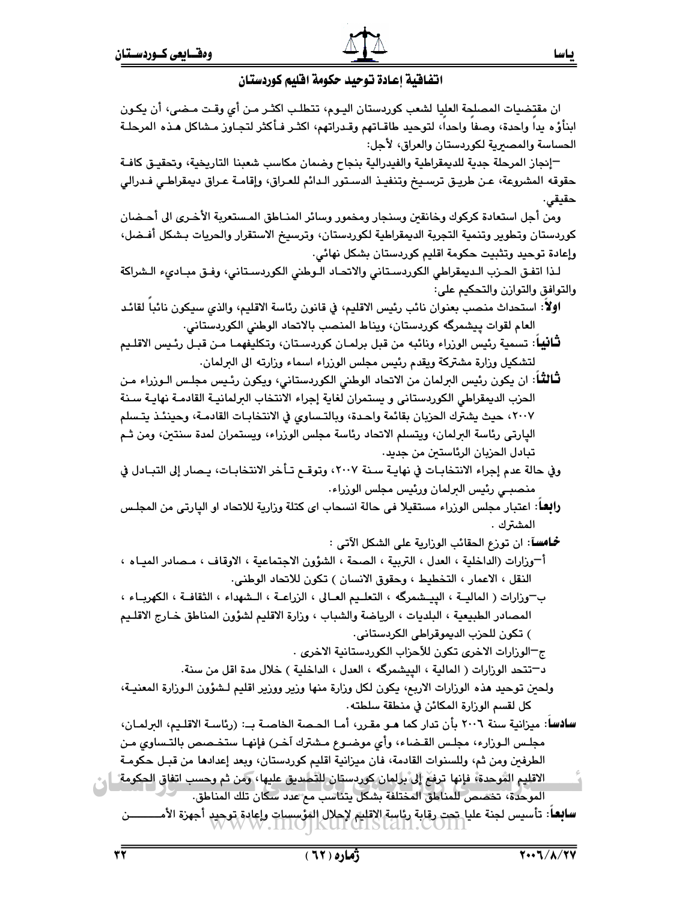## اتفاقية إعادة توحيد حكومة اقليم كوردستان

ان مقتضيات المصلحة العليا لشعب كوردستان اليوم، تتطلب اكثر من أي وقت مضى، أن يكون ابنأؤه يداً واحدة، وصفاً واحداً، لتوحيد طاقاتهم وقدراتهم، اكثر فأكثر لتجاوز مشاكل هذه المرحلة الحساسة والمصيرية لكوردستان والعراق، لأجل:

–إنجاز المرحلة جدية للديمقراطية والفيدرالية بنجاح وضمان مكاسب شعبنا التاريخية، وتحقيق كافة حقوقه المشروعة، عن طريق ترسيخ وتنفيذ الدستور الدائم للعراق، وإقامة عراق ديمقراطي فدرالي حقيقي.

ومن أجل استعادة كركوك وخانقين وسنجار ومخمور وسائر المناطق المستعربة الأخرى الى أحضان كوردستان وتطوير وتنمية التجربة الديمقراطية لكوردستان، وترسيخ الاستقرار والحريات بشكل أفضل، وإعادة توحيد وتثبيت حكومة اقليم كوردستان بشكل نهائي.

لذا اتفق الحزب الديمقراطي الكوردستاني والاتحاد الوطني الكوردستاني، وفق مبادىء الشراكة والتوافق والتوازن والتحكيم على:

**اولاً**: استحداث منصب بعنوان نائب رئيس الاقليم، في قانون رئاسة الاقليم، والذي سيكون نائباً لقائد العام لقوات پيشمرگه كوردستان، ويناط المنصب بالاتحاد الوطني الكوردستاني.

**ثانياً**: تسمية رئيس الوزراء ونائبه من قبل برلمان كوردستان، وتكليفهما من قبل رئيس الاقليم لتشكيل وزارة مشتركة ويقدم رئيس مجلس الوزراء اسماء وزارته الى البرلمان.

**ثالثاً**: ان يكون رئيس البرلمان من الاتحاد الوطني الكوردستاني، ويكون رئيس مجلس الوزراء من الحزب الديمقراطي الكوردستاني و يستمران لغاية إجراء الانتخاب البرلمانية القادمة نهاية سنة ٢٠٠٧، حيث يشترك الحزبان بقائمة واحدة، وبالتساوي في الانتخابات القادمة، وحينئذ يتسلم الپارتي رئاسة البرلمان، ويتسلم الاتحاد رئاسة مجلس الوزراء، ويستمران لمدة سنتين، ومن ثم تبادل الحزبان الرئاستين من جديد.

وفي حالة عدم إجراء الانتخابات في نهاية سنة ٢٠٠٧، وتوقع تأخر الانتخابات، يصار إلى التبادل في منصبي رئيس البرلمان ورئيس مجلس الوزراء.

**رابعاً**: اعتبار مجلس الوزراء مستقيلا فى حالة انسحاب اى كتلة وزارية للاتحاد او الپارتى من المجلس المشترك .

**خامساً**: ان توزع الحقائب الوزارية على الشكل الآتى :

أ–وزارات (الداخلية ، العدل ، التربية ، الصحة ، الشؤون الاجتماعية ، الاوقاف ، مصادر المياه ، النقل ، الاعمار ، التخطيط ، وحقوق الانسان ) تكون للاتحاد الوطنى.

ب–وزارات ( المالية ، البيشمرگه ، التعليم العالى ، الزراعة ، الشهداء ، الثقافة ، الكهرباء ، المصادر الطبيعية ، البلديات ، الرياضة والشباب ، وزارة الاقليم لشؤون المناطق خارج الاقليم ) تكون للحزب الديموقراطى الكردستانى.

ج–الوزارات الاخرى تكون للأحزاب الكوردستانية الاخرى .

د–تتحد الوزارات ( المالية ، البيشمرگه ، العدل ، الداخلية ) خلال مدة اقل من سنة.

ولحين توحيد هذه الوزارات الاربع، يكون لكل وزارة منها وزير ووزير اقليم لشؤون الوزارة المعنية، كل لقسم الوزارة المكائن في منطقة سلطته.

**سادساً**: ميزانية سنة ٢٠٠٦ بأن تدار كما هو مقرر، أما الحصة الخاصة بـ: (رئاسة الاقليم، البرلمان، مجلس الوزارء، مجلس القضاء، وأي موضوع مشترك آخر) فإنها ستخصص بالتساوي من الطرفين ومن ثم، وللسنوات القادمة، فان ميزانية اقليم كوردستان، وبعد إعدادها من قبل حكومة الاقليم الموحدة، فإنها ترفع إلى برلمان كوردستان للتصديق عليها، ومن ثم وحسب اتفاق الحكومة الموحدة، تخصص للمناطق المختلفة بشكل يتناسب مع عدد سكان تلك المناطق.

**سابعاً**: تأسيس لجنة عليا تحت رقابة رئاسة الاقليم لإحلال المؤسسات وإعادة توحيد أجهزة الأمـــــن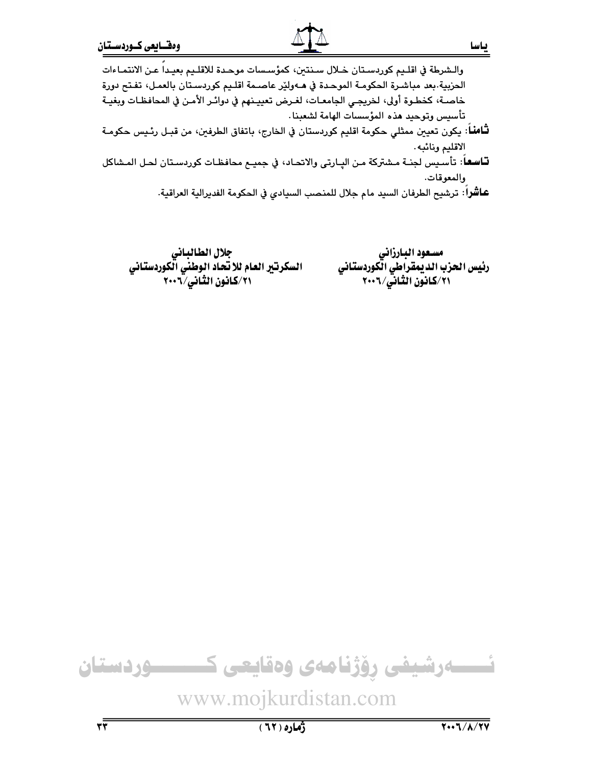والـشرطة في اقلـيم كوردسـتان خـلال سـنتين، كمؤسـسات موحـدة للاقلـيم بعيـداً عـن الانتمـاءات الحزبية.بعد مباشـرة الحكومـة الموحـدة في هـەولێر عاصـمة اقلـيم كوردسـتان بالعمـل، تفـتح دورة خاصـة، كخطـوة أولى، لخريجـي الجامعـات، لغـرض تعيينـهم في دوائـر الأمـن في المحافظـات وبغيـة تأسيس وتوحيد هذه المؤسسات الهامة لشعبنا.

**ثامناً**: يكون تعيين ممثلي حكومة اقليم كوردستان في الخارج، باتفاق الطرفين، من قبـل رئـيس حكومـة الاقليم ونائبه.

**تاسعاً**: تأسـيس لجنـة مـشتركة مـن اليـارتى والاتحـاد، في جميـع محافظـات كوردسـتان لحـل المـشاكل والمعوقات.

**عاشراً**: ترشيح الطرفان السيد مام جلال للمنصب السيادي في الحكومة الفديرالية العراقية.

**مسعود البارزاني**
**رئيس الحزب الديمقراطي الكوردستاني**
**٢١/كانون الثاني/٢٠٠٦**

**جلال الطالباني**
**السكرتير العام للاتحاد الوطني الكوردستاني**
**٢١/كانون الثاني/٢٠٠٦**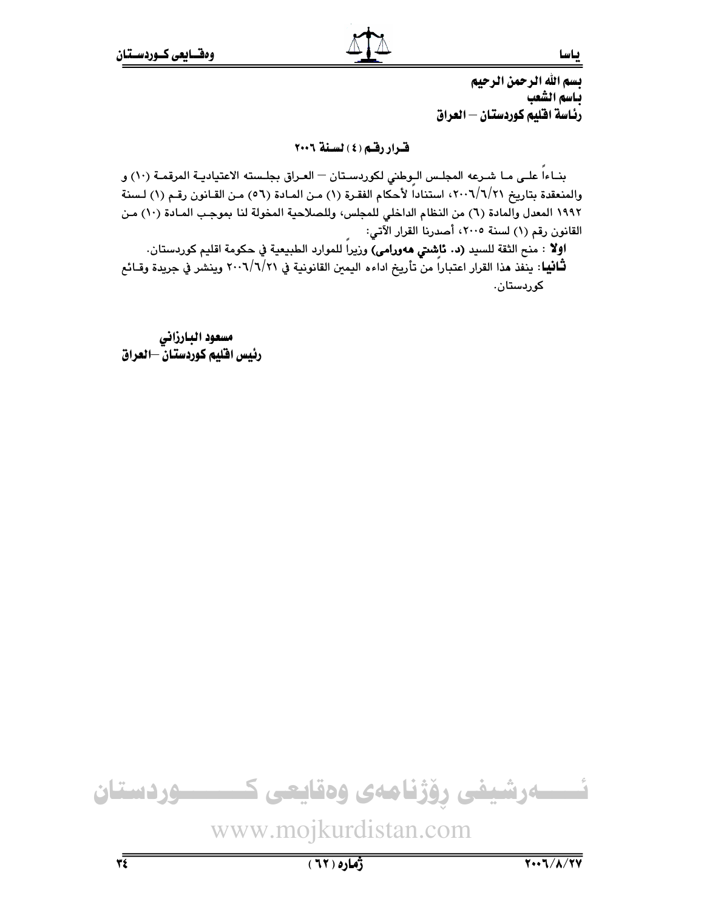**بسم الله الرحمن الرحيم**
**باسم الشعب**
**رئاسة اقليم كوردستان – العراق**

**قرار رقم (٤) لسنة ٢٠٠٦**

بناءاً على ما شرعه المجلس الوطني لكوردستان – العراق بجلسته الاعتيادية المرقمة (١٠) و والمنعقدة بتاريخ ٢٠٠٦/٦/٢١، استناداً لأحكام الفقرة (١) من المادة (٥٦) من القانون رقم (١) لسنة ١٩٩٢ المعدل والمادة (٦) من النظام الداخلي للمجلس، وللصلاحية المخولة لنا بموجب المادة (١٠) من القانون رقم (١) لسنة ٢٠٠٥، أصدرنا القرار الآتي:

**اولا** : منح الثقة للسيد **(د. ئاشتي هەورامی)** وزيراً للموارد الطبيعية في حكومة اقليم كوردستان.

**ثانيا**: ينفذ هذا القرار اعتباراً من تأريخ اداءه اليمين القانونية في ٢٠٠٦/٦/٢١ وينشر في جريدة وقائع كوردستان.

**مسعود البارزاني**
**رئيس اقليم كوردستان –العراق**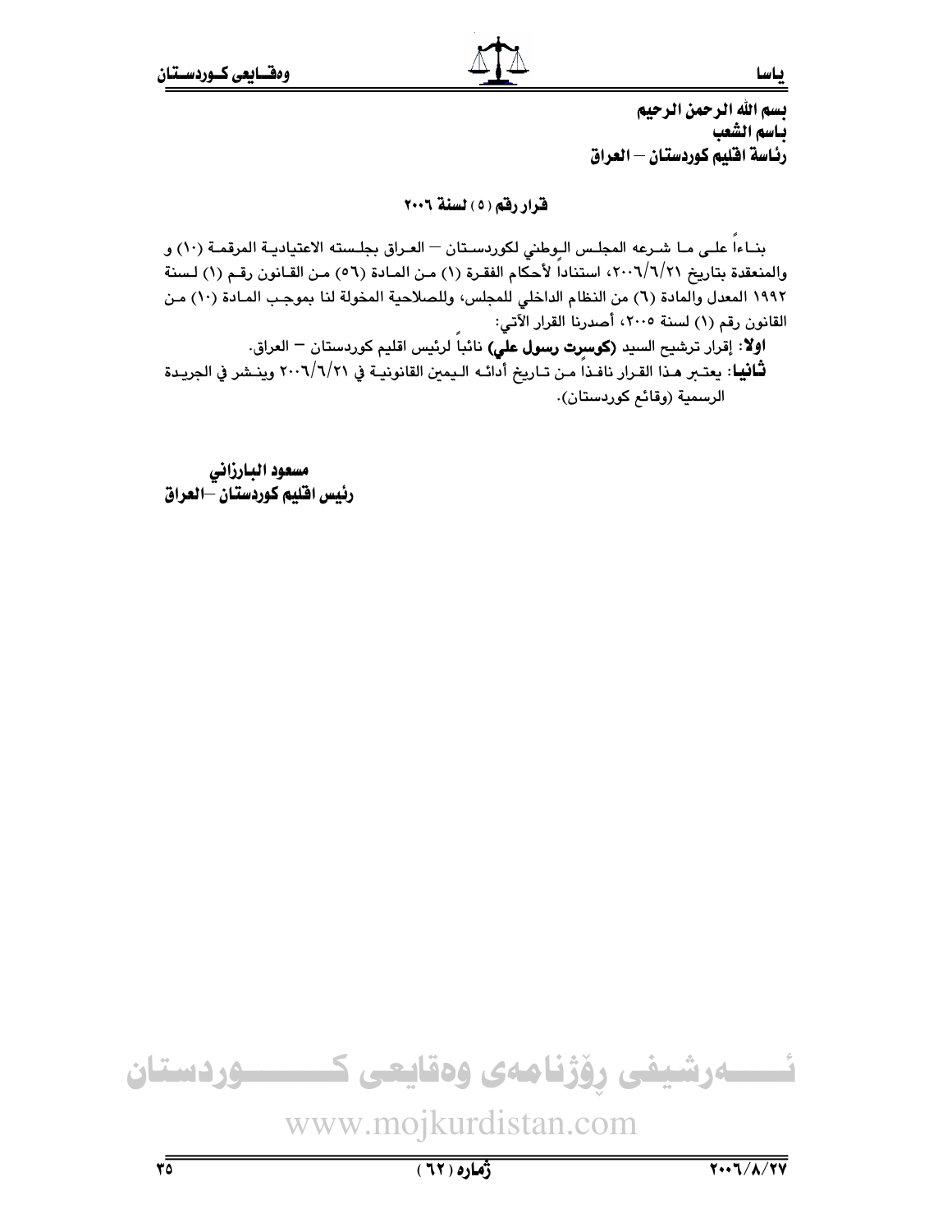**بسم الله الرحمن الرحيم**
**باسم الشعب**
**رئاسة اقليم كوردستان – العراق**

**قرار رقم (٥) لسنة ٢٠٠٦**

بنـاءاً علـى مـا شـرعه المجلـس الـوطني لكوردسـتان – العـراق بجلـسته الاعتياديـة المرقمـة (١٠) و والمنعقدة بتاريخ ٢٠٠٦/٦/٢١، استناداً لأحكام الفقـرة (١) مـن المـادة (٥٦) مـن القـانون رقـم (١) لـسنة ١٩٩٢ المعدل والمادة (٦) من النظام الداخلي للمجلس، وللصلاحية المخولة لنا بموجـب المـادة (١٠) مـن القانون رقم (١) لسنة ٢٠٠٥، أصدرنا القرار الآتي:

**اولا**: إقرار ترشيح السيد **(كوسرت رسول علي)** نائباً لرئيس اقليم كوردستان – العراق.

**ثانيا**: يعتـبر هـذا القـرار نافـذاً مـن تـاريخ أدائـه الـيمين القانونيـة في ٢٠٠٦/٦/٢١ وينـشر في الجريـدة الرسمية (وقائع كوردستان).

**مسعود البارزاني**
**رئيس اقليم كوردستان –العراق**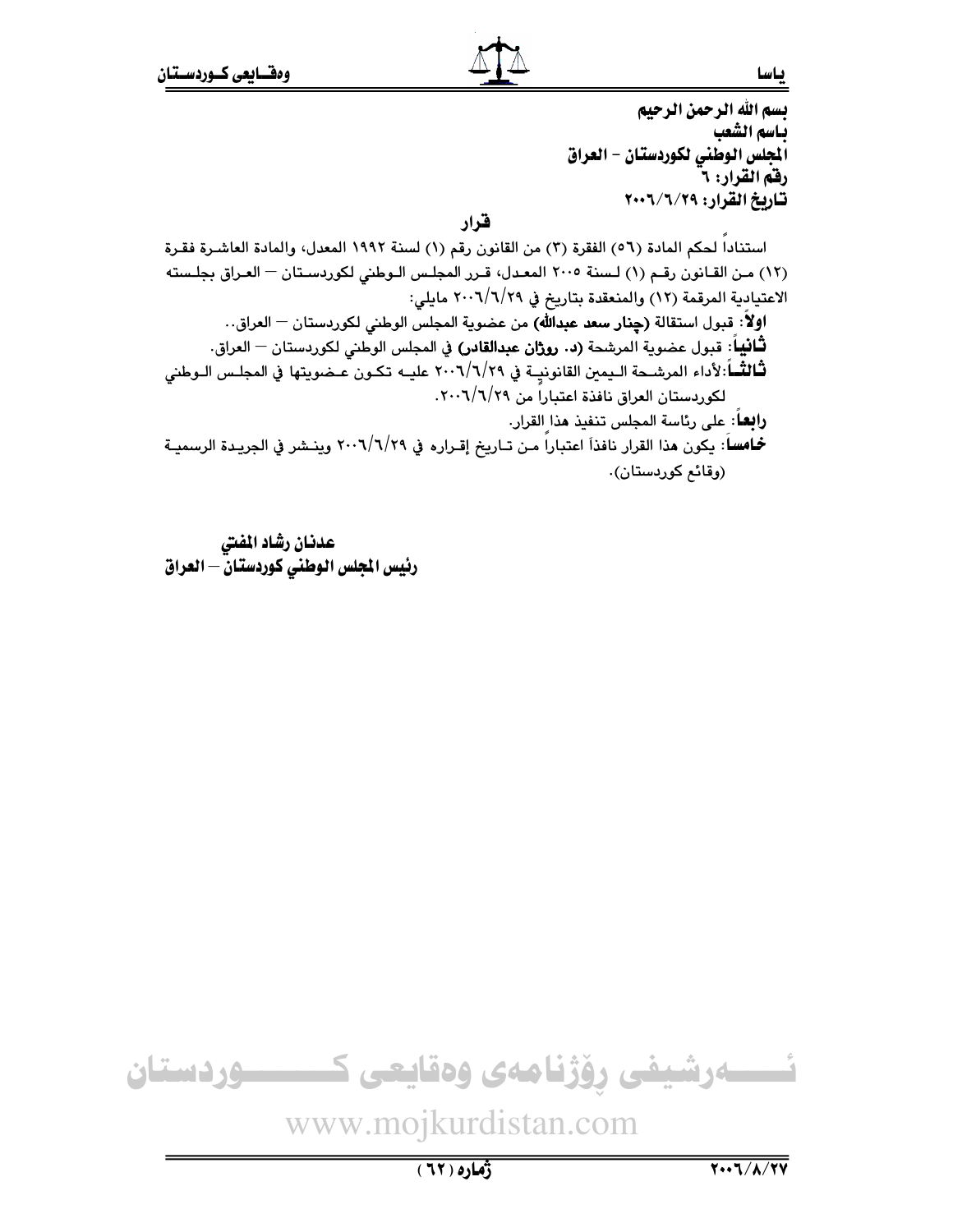**بسم الله الرحمن الرحيم**
**باسم الشعب**
**المجلس الوطني لكوردستان - العراق**
**رقم القرار: ٦**
**تاريخ القرار: ٢٠٠٦/٦/٢٩**

## قرار

استناداً لحكم المادة (٥٦) الفقرة (٣) من القانون رقم (١) لسنة ١٩٩٢ المعدل، والمادة العاشرة فقرة (١٢) من القانون رقم (١) لسنة ٢٠٠٥ المعدل، قرر المجلس الوطني لكوردستان — العراق بجلسته الاعتيادية المرقمة (١٢) والمنعقدة بتاريخ في ٢٠٠٦/٦/٢٩ مايلي:

**اولاً**: قبول استقالة **(چنار سعد عبدالله)** من عضوية المجلس الوطني لكوردستان — العراق..

**ثانياً**: قبول عضوية المرشحة **(د. روژان عبدالقادر)** في المجلس الوطني لكوردستان — العراق.

**ثالثاً**:لأداء المرشحة اليمين القانونية في ٢٠٠٦/٦/٢٩ عليه تكون عضويتها في المجلس الوطني لكوردستان العراق نافذة اعتباراً من ٢٠٠٦/٦/٢٩.

**رابعاً**: على رئاسة المجلس تنفيذ هذا القرار.

**خامساً**: يكون هذا القرار نافذاً اعتباراً من تاريخ إقراره في ٢٠٠٦/٦/٢٩ وينشر في الجريدة الرسمية (وقائع كوردستان).

**عدنان رشاد المفتي**
**رئيس المجلس الوطني كوردستان — العراق**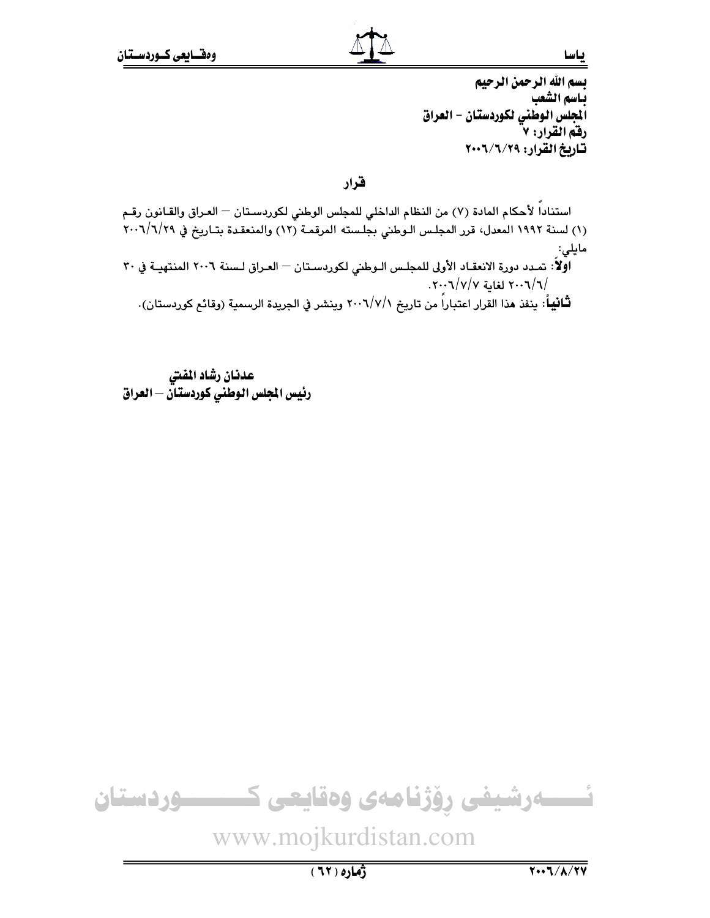**بسم الله الرحمن الرحيم**
**باسم الشعب**
**المجلس الوطني لكوردستان - العراق**
**رقم القرار: ٧**
**تاريخ القرار: ٢٠٠٦/٦/٢٩**

## قرار

استناداً لأحكام المادة (٧) من النظام الداخلي للمجلس الوطني لكوردستان – العراق والقانون رقم (١) لسنة ١٩٩٢ المعدل، قرر المجلس الوطني بجلسته المرقمة (١٢) والمنعقدة بتاريخ في ٢٠٠٦/٦/٢٩ مايلي:

**اولاً**: تمدد دورة الانعقاد الأولى للمجلس الوطني لكوردستان – العراق لسنة ٢٠٠٦ المنتهية في ٣٠/٦/٢٠٠٦ لغاية ٢٠٠٦/٧/٧.

**ثانياً**: ينفذ هذا القرار اعتباراً من تاريخ ٢٠٠٦/٧/١ وينشر في الجريدة الرسمية (وقائع كوردستان).

**عدنان رشاد المفتي**
**رئيس المجلس الوطني كوردستان – العراق**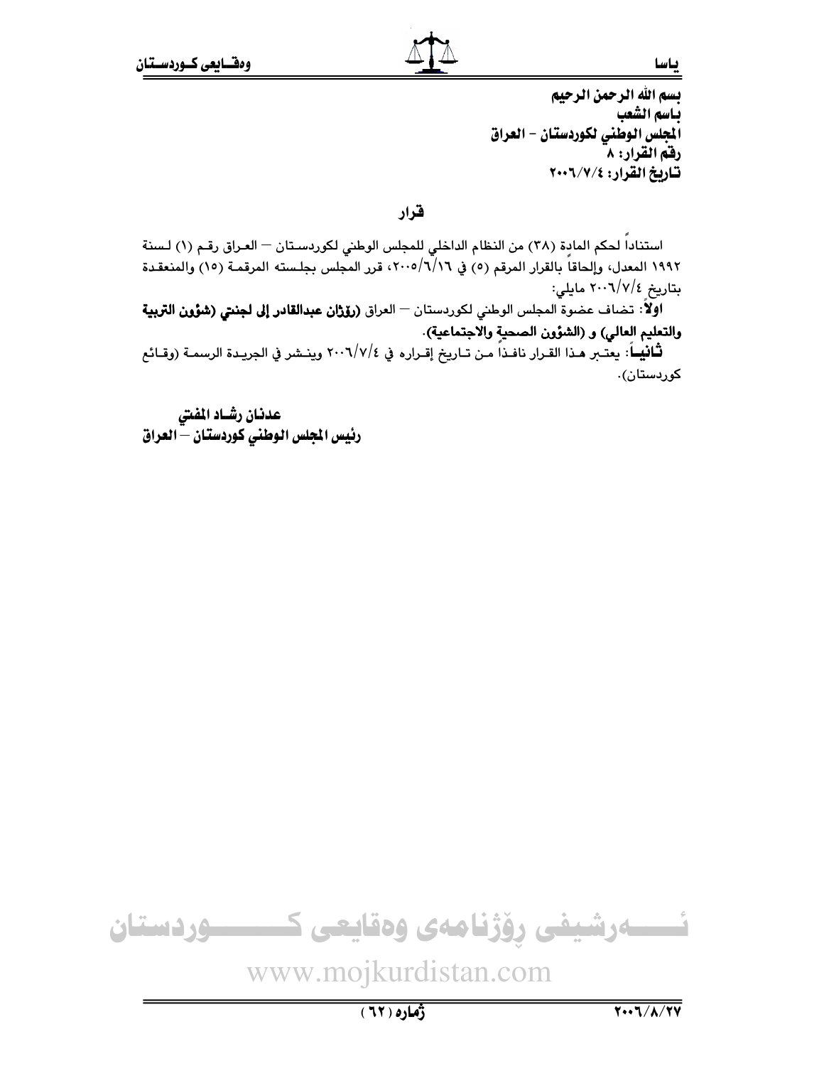**بسم الله الرحمن الرحيم**
**باسم الشعب**
**المجلس الوطني لكوردستان - العراق**
**رقم القرار: ٨**
**تاريخ القرار: ٢٠٠٦/٧/٤**

## قرار

استناداً لحكم المادة (٣٨) من النظام الداخلي للمجلس الوطني لكوردستان – العراق رقم (١) لسنة ١٩٩٢ المعدل، وإلحاقاً بالقرار المرقم (٥) في ٢٠٠٥/٦/١٦، قرر المجلس بجلسته المرقمة (١٥) والمنعقدة بتاريخ ٢٠٠٦/٧/٤ مايلي:

**اولاً**: تضاف عضوة المجلس الوطني لكوردستان – العراق **(رؤژان عبدالقادر إلى لجنتي (شؤون التربية والتعليم العالي) و (الشؤون الصحية والاجتماعية)**.

**ثانياً**: يعتبر هذا القرار نافذاً من تاريخ إقراره في ٢٠٠٦/٧/٤ وينشر في الجريدة الرسمة (وقائع كوردستان).

**عدنان رشاد المفتي**
**رئيس المجلس الوطني كوردستان – العراق**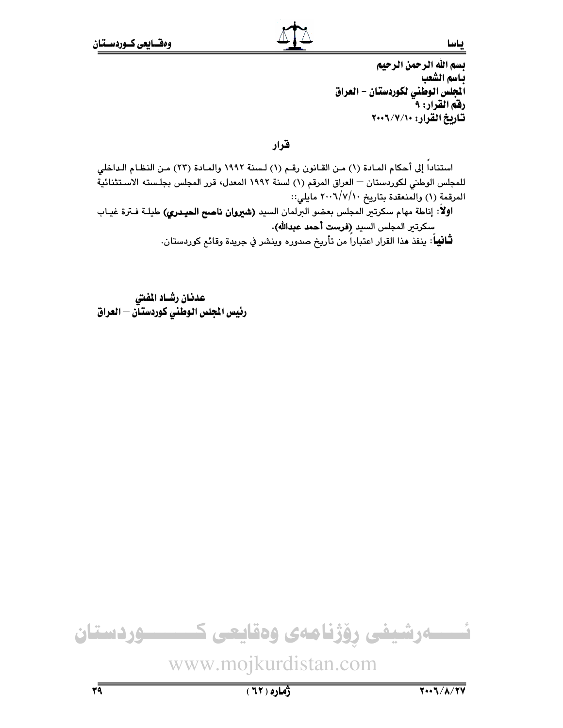بسم الله الرحمن الرحيم
باسم الشعب
المجلس الوطني لكوردستان - العراق
رقم القرار: ٩
تاريخ القرار: ٢٠٠٦/٧/١٠

## قرار

استناداً إلى أحكام المادة (١) من القانون رقم (١) لسنة ١٩٩٢ والمادة (٢٣) من النظام الداخلي للمجلس الوطني لكوردستان — العراق المرقم (١) لسنة ١٩٩٢ المعدل، قرر المجلس بجلسته الاستثنائية المرقمة (١) والمنعقدة بتاريخ ٢٠٠٦/٧/١٠ مايلي::

**اولاً**: إناطة مهام سكرتير المجلس بعضو البرلمان السيد **(شيروان ناصح الحيدري)** طيلة فترة غياب سكرتير المجلس السيد **(فرست أحمد عبدالله)**.

**ثانياً**: ينفذ هذا القرار اعتباراً من تأريخ صدوره وينشر في جريدة وقائع كوردستان.

**عدنان رشاد المفتي**
**رئيس المجلس الوطني كوردستان — العراق**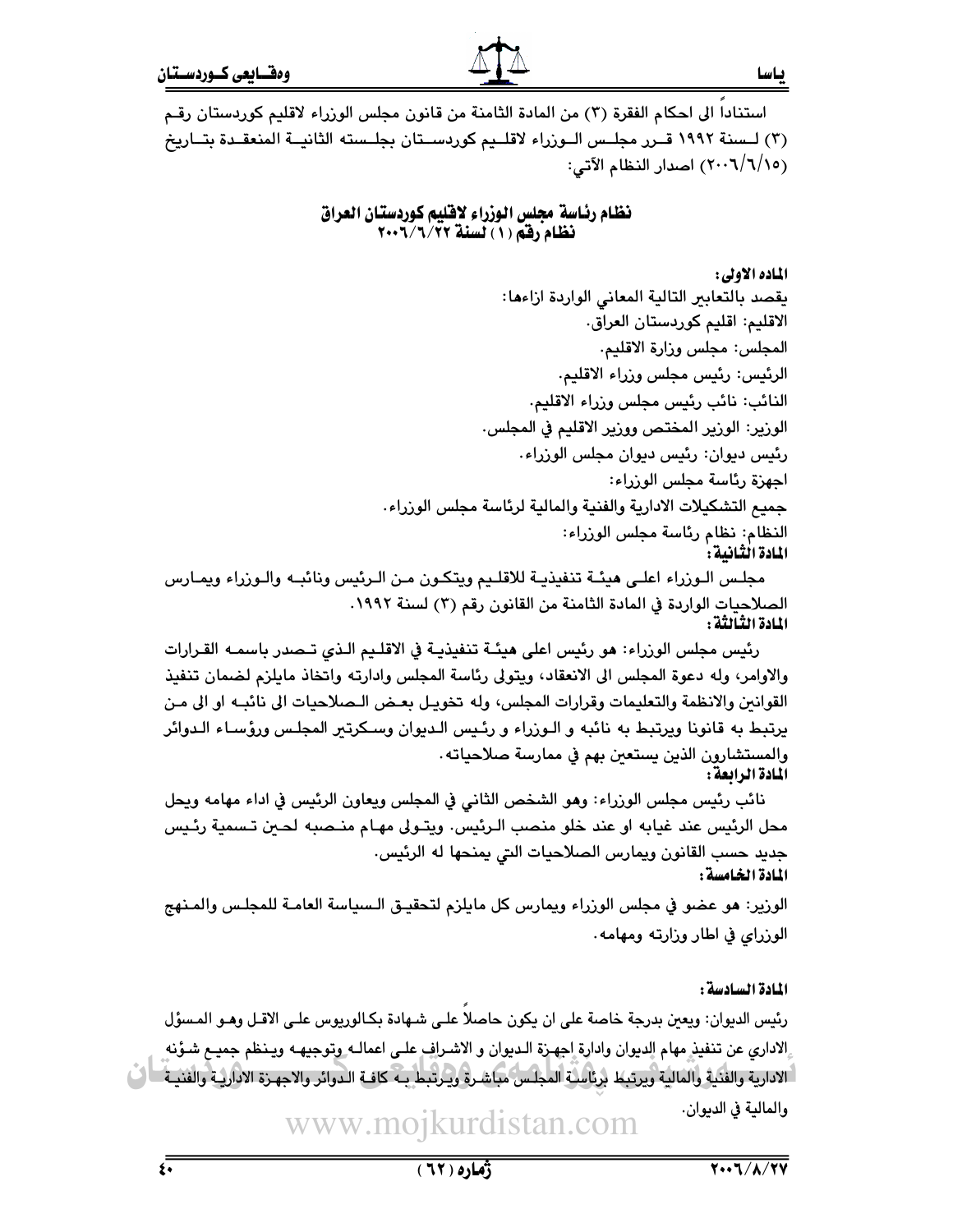استناداً الى احكام الفقرة (٣) من المادة الثامنة من قانون مجلس الوزراء لاقليم كوردستان رقم (٣) لسنة ١٩٩٢ قرر مجلس الوزراء لاقليم كوردستان بجلسته الثانية المنعقدة بتاريخ (٢٠٠٦/٦/١٥) اصدار النظام الآتي:

## نظام رئاسة مجلس الوزراء لاقليم كوردستان العراق
## نظام رقم (١) لسنة ٢٠٠٦/٦/٢٢

**الماده الاولى:**

يقصد بالتعابير التالية المعاني الواردة ازاءها:

الاقليم: اقليم كوردستان العراق.

المجلس: مجلس وزارة الاقليم.

الرئيس: رئيس مجلس وزراء الاقليم.

النائب: نائب رئيس مجلس وزراء الاقليم.

الوزير: الوزير المختص ووزير الاقليم في المجلس.

رئيس ديوان: رئيس ديوان مجلس الوزراء.

اجهزة رئاسة مجلس الوزراء:

جميع التشكيلات الادارية والفنية والمالية لرئاسة مجلس الوزراء.

النظام: نظام رئاسة مجلس الوزراء:

**المادة الثانية:**

مجلس الوزراء اعلى هيئة تنفيذية للاقليم ويتكون من الرئيس ونائبه والوزراء ويمارس الصلاحيات الواردة في المادة الثامنة من القانون رقم (٣) لسنة ١٩٩٢.

**المادة الثالثة:**

رئيس مجلس الوزراء: هو رئيس اعلى هيئة تنفيذية في الاقليم الذي تصدر باسمه القرارات والاوامر، وله دعوة المجلس الى الانعقاد، ويتولى رئاسة المجلس وادارته واتخاذ مايلزم لضمان تنفيذ القوانين والانظمة والتعليمات وقرارات المجلس، وله تخويل بعض الصلاحيات الى نائبه او الى من يرتبط به قانونا ويرتبط به نائبه و الوزراء و رئيس الديوان وسكرتير المجلس ورؤساء الدوائر والمستشارون الذين يستعين بهم في ممارسة صلاحياته.

**المادة الرابعة:**

نائب رئيس مجلس الوزراء: وهو الشخص الثاني في المجلس ويعاون الرئيس في اداء مهامه ويحل محل الرئيس عند غيابه او عند خلو منصب الرئيس. ويتولى مهام منصبه لحين تسمية رئيس جديد حسب القانون ويمارس الصلاحيات التي يمنحها له الرئيس.

**المادة الخامسة:**

الوزير: هو عضو في مجلس الوزراء ويمارس كل مايلزم لتحقيق السياسة العامة للمجلس والمنهج الوزراي في اطار وزارته ومهامه.

**المادة السادسة:**

رئيس الديوان: ويعين بدرجة خاصة على ان يكون حاصلاً على شهادة بكالوريوس على الاقل وهو المسؤل الاداري عن تنفيذ مهام الديوان وادارة اجهزة الديوان و الاشراف على اعماله وتوجيهه وينظم جميع شؤنه الادارية والفنية والمالية ويرتبط برئاسة المجلس مباشرة ويرتبط به كافة الدوائر والاجهزة الادارية والفنية والمالية في الديوان.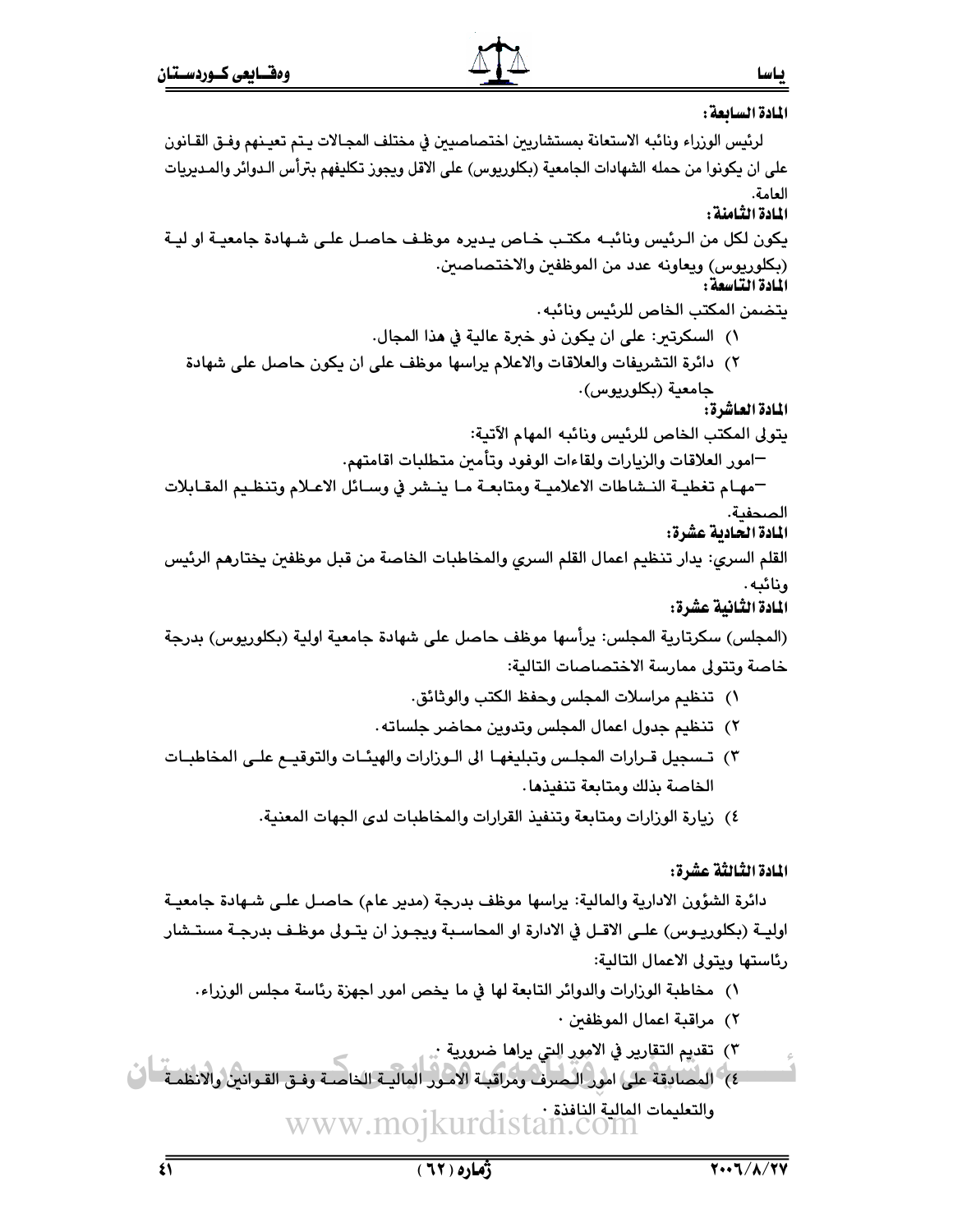**المادة السابعة:**

لرئيس الوزراء ونائبه الاستعانة بمستشارين اختصاصيين في مختلف المجالات يتم تعينهم وفق القانون على ان يكونوا من حمله الشهادات الجامعية (بكلوريوس) على الاقل ويجوز تكليفهم بترأس الدوائر والمديريات العامة.

**المادة الثامنة:**

يكون لكل من الرئيس ونائبه مكتب خاص يديره موظف حاصل على شهادة جامعية او لية (بكلوريوس) ويعاونه عدد من الموظفين والاختصاصين.

**المادة التاسعة:**

يتضمن المكتب الخاص للرئيس ونائبه.

١) السكرتير: على ان يكون ذو خبرة عالية في هذا المجال.

٢) دائرة التشريفات والعلاقات والاعلام يراسها موظف على ان يكون حاصل على شهادة جامعية (بكلوريوس).

**المادة العاشرة:**

يتولى المكتب الخاص للرئيس ونائبه المهام الآتية:

–امور العلاقات والزيارات ولقاءات الوفود وتأمين متطلبات اقامتهم.

–مهام تغطية النشاطات الاعلامية ومتابعة ما ينشر في وسائل الاعلام وتنظيم المقابلات الصحفية.

**المادة الحادية عشرة:**

القلم السري: يدار تنظيم اعمال القلم السري والمخاطبات الخاصة من قبل موظفين يختارهم الرئيس ونائبه.

**المادة الثانية عشرة:**

(المجلس) سكرتارية المجلس: يرأسها موظف حاصل على شهادة جامعية اولية (بكلوريوس) بدرجة خاصة وتتولى ممارسة الاختصاصات التالية:

١) تنظيم مراسلات المجلس وحفظ الكتب والوثائق.

٢) تنظيم جدول اعمال المجلس وتدوين محاضر جلساته.

٣) تسجيل قرارات المجلس وتبليغها الى الوزارات والهيئات والتوقيع على المخاطبات الخاصة بذلك ومتابعة تنفيذها.

٤) زيارة الوزارات ومتابعة وتنفيذ القرارات والمخاطبات لدى الجهات المعنية.

**المادة الثالثة عشرة:**

دائرة الشؤون الادارية والمالية: يراسها موظف بدرجة (مدير عام) حاصل على شهادة جامعية اولية (بكلوريوس) على الاقل في الادارة او المحاسبة ويجوز ان يتولى موظف بدرجة مستشار رئاستها ويتولى الاعمال التالية:

١) مخاطبة الوزارات والدوائر التابعة لها في ما يخص امور اجهزة رئاسة مجلس الوزراء.

٢) مراقبة اعمال الموظفين .

٣) تقديم التقارير في الامور التي يراها ضرورية .

٤) المصادقة على امور الصرف ومراقبة الامور المالية الخاصة وفق القوانين والانظمة والتعليمات المالية النافذة .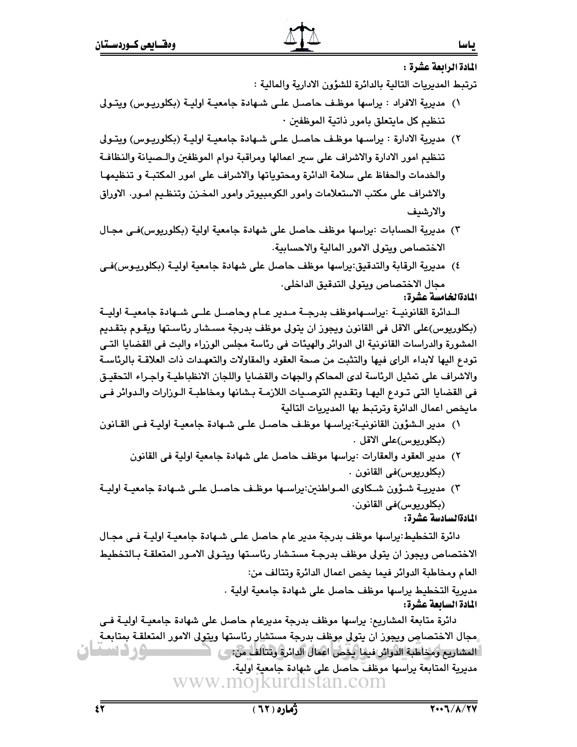**المادة الرابعة عشرة :**

ترتبط المديريات التالية بالدائرة للشؤون الادارية والمالية :

١) مديرية الافراد : يراسها موظف حاصل على شهادة جامعية اولية (بكلوريوس) ويتولى تنظيم كل مايتعلق بامور ذاتية الموظفين .

٢) مديرية الادارة : يراسها موظف حاصل على شهادة جامعية اولية (بكلوريوس) ويتولى تنظيم امور الادارة والاشراف على سير اعمالها ومراقبة دوام الموظفين والصيانة والنظافة والخدمات والحفاظ على سلامة الدائرة ومحتوياتها والاشراف على امور المكتبة و تنظيمها والاشراف على مكتب الاستعلامات وامور الكومبيوتر وامور المخزن وتنظيم امور. الاوراق والارشيف

٣) مديرية الحسابات :يراسها موظف حاصل على شهادة جامعية اولية (بكلوريوس)فى مجال الاختصاص ويتولى الامور المالية والاحسابية.

٤) مديرية الرقابة والتدقيق:يراسها موظف حاصل على شهادة جامعية اولية (بكلوريوس)فى مجال الاختصاص ويتولى التدقيق الداخلى.

**المادةالخامسة عشرة:**

الدائرة القانونية :يراسهاموظف بدرجة مدير عام وحاصل على شهادة جامعية اولية (بكلوريوس)على الاقل فى القانون ويجوز ان يتولى موظف بدرجة مستشار رئاستها ويقوم بتقديم المشورة والدراسات القانونية الى الدوائر والهيئات فى رئاسة مجلس الوزراء والبت فى القضايا التى تودع اليها لابداء الراى فيها والتثبت من صحة العقود والمقاولات والتعهدات ذات العلاقة بالرئاسة والاشراف على تمثيل الرئاسة لدى المحاكم والجهات والقضايا واللجان الانظباطية واجراء التحقيق فى القضايا التى تودع اليها وتقديم التوصيات اللازمة بشانها ومخاطبة الوزارات والدوائر فى مايخص اعمال الدائرة وترتبط بها المديريات التالية

١) مدير الشؤون القانونية:يراسها موظف حاصل على شهادة جامعية اولية فى القانون (بكلوريوس)على الاقل .

٢) مدير العقود والعقارات :يراسها موظف حاصل على شهادة جامعية اولية فى القانون (بكلوريوس)فى القانون .

٣) مديرية شؤون شكاوى المواطنين:يراسها موظف حاصل على شهادة جامعية اولية (بكلوريوس)فى القانون.

**المادةالسادسة عشرة:**

دائرة التخطيط:يراسها موظف بدرجة مدير عام حاصل على شهادة جامعية اولية فى مجال الاختصاص ويجوز ان يتولى موظف بدرجة مستشار رئاستها ويتولى الامور المتعلقة بالتخطيط العام ومخاطبة الدوائر فيما يخص اعمال الدائرة وتتالف من:

مديرية التخطيط يراسها موظف حاصل على شهادة جامعية اولية .

**المادة السابعة عشرة:**

دائرة متابعة المشاريع: يراسها موظف بدرجة مديرعام حاصل على شهادة جامعية اولية فى مجال الاختصاص ويجوز ان يتولى موظف بدرجة مستشار رئاستها ويتولى الامور المتعلقة بمتابعة المشاريع ومخاطبة الدوائر فيما يخص اعمال الدائرة وتتالف من:

مديرية المتابعة يراسها موظف حاصل على شهادة جامعية اولية.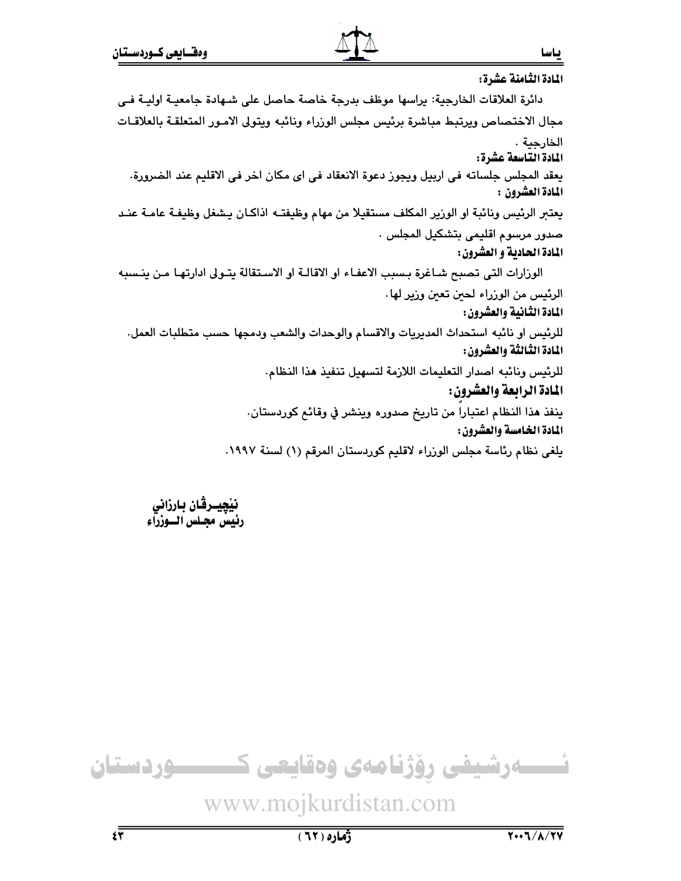**المادة الثامنة عشرة:**

دائرة العلاقات الخارجية: يراسها موظف بدرجة خاصة حاصل على شهادة جامعية اولية فى مجال الاختصاص ويرتبط مباشرة برئيس مجلس الوزراء ونائبه ويتولى الامور المتعلقة بالعلاقات الخارجية .

**المادة التاسعة عشرة:**

يعقد المجلس جلساته فى اربيل ويجوز دعوة الانعقاد فى اى مكان اخر فى الاقليم عند الضرورة.

**المادة العشرون :**

يعتبر الرئيس ونائبة او الوزير المكلف مستقيلا من مهام وظيفته اذاكان يشغل وظيفة عامة عند صدور مرسوم اقليمى بتشكيل المجلس .

**المادة الحادية و العشرون:**

الوزارات التى تصبح شاغرة بسبب الاعفاء او الاقالة او الاستقالة يتولى ادارتها من ينسبه الرئيس من الوزراء لحين تعين وزير لها.

**المادة الثانية والعشرون:**

للرئيس او نائبه استحداث المديريات والاقسام والوحدات والشعب ودمجها حسب متطلبات العمل.

**المادة الثالثة والعشرون:**

للرئيس ونائبه اصدار التعليمات اللازمة لتسهيل تنفيذ هذا النظام.

**المادة الرابعة والعشرون:**

ينفذ هذا النظام اعتباراً من تاريخ صدوره وينشر في وقائع كوردستان.

**المادة الخامسة والعشرون:**

يلغى نظام رئاسة مجلس الوزراء لاقليم كوردستان المرقم (١) لسنة ١٩٩٧.

**نێچيرڤان بارزاني**
**رئيس مجلس الوزراء**